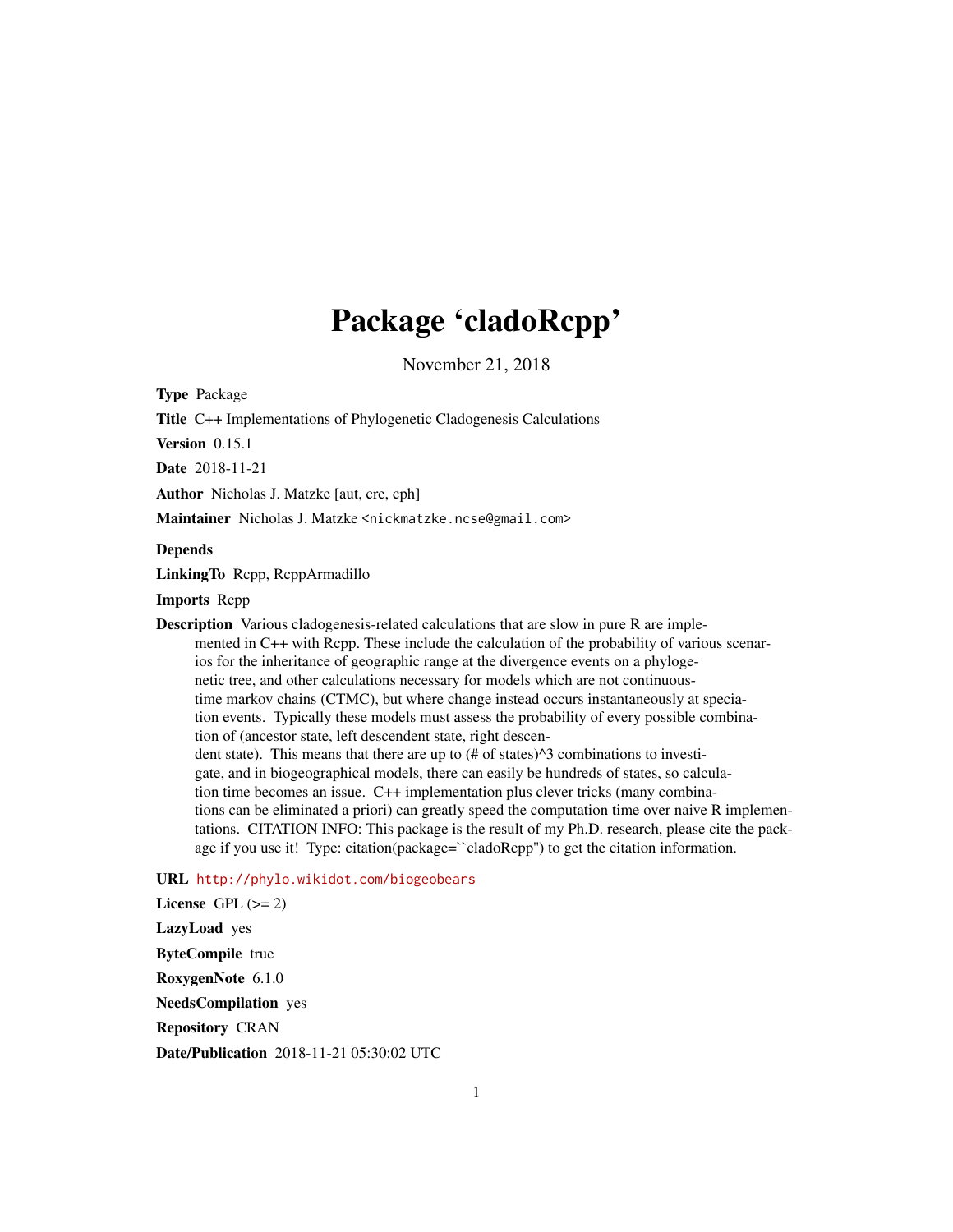# Package 'cladoRcpp'

November 21, 2018

**Type** Package

**Title** C++ Implementations of Phylogenetic Cladogenesis Calculations

**Version** 0.15.1

**Date** 2018-11-21

**Author** Nicholas J. Matzke [aut, cre, cph]

**Maintainer** Nicholas J. Matzke <nickmatzke.ncse@gmail.com>

**Depends**

**LinkingTo** Rcpp, RcppArmadillo

**Imports** Rcpp

**Description** Various cladogenesis-related calculations that are slow in pure R are implemented in C++ with Rcpp. These include the calculation of the probability of various scenarios for the inheritance of geographic range at the divergence events on a phylogenetic tree, and other calculations necessary for models which are not continuous-time markov chains (CTMC), but where change instead occurs instantaneously at speciation events. Typically these models must assess the probability of every possible combination of (ancestor state, left descendent state, right descendent state). This means that there are up to (# of states)^3 combinations to investigate, and in biogeographical models, there can easily be hundreds of states, so calculation time becomes an issue. C++ implementation plus clever tricks (many combinations can be eliminated a priori) can greatly speed the computation time over naive R implementations. CITATION INFO: This package is the result of my Ph.D. research, please cite the package if you use it! Type: citation(package=``cladoRcpp'') to get the citation information.

**URL** http://phylo.wikidot.com/biogeobears

**License** GPL (>= 2)

**LazyLoad** yes

**ByteCompile** true

**RoxygenNote** 6.1.0

**NeedsCompilation** yes

**Repository** CRAN

**Date/Publication** 2018-11-21 05:30:02 UTC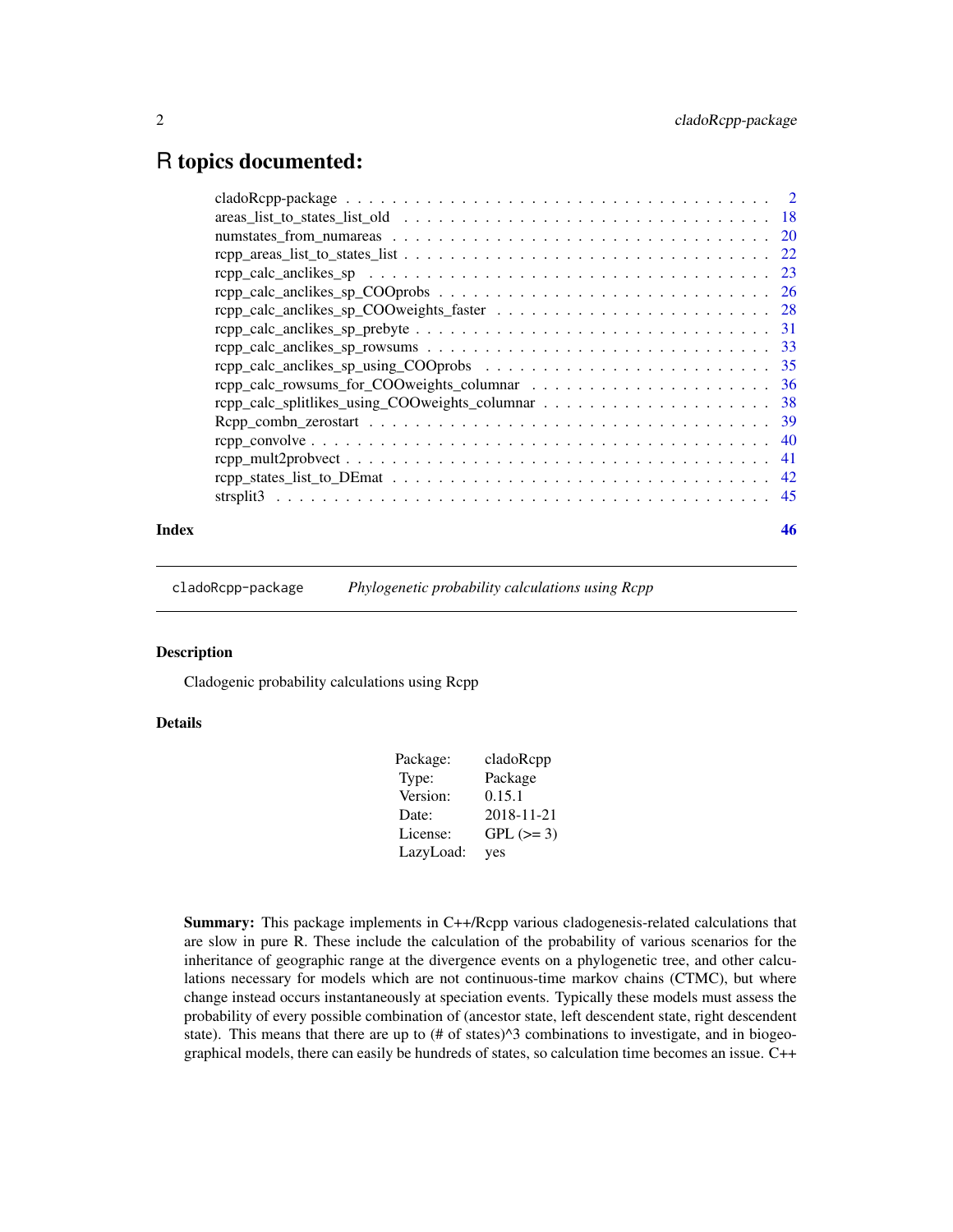# R topics documented:

| | |
|---|---|
| cladoRcpp-package | 2 |
| areas_list_to_states_list_old | 18 |
| numstates_from_numareas | 20 |
| rcpp_areas_list_to_states_list | 22 |
| rcpp_calc_anclikes_sp | 23 |
| rcpp_calc_anclikes_sp_COOprobs | 26 |
| rcpp_calc_anclikes_sp_COOweights_faster | 28 |
| rcpp_calc_anclikes_sp_prebyte | 31 |
| rcpp_calc_anclikes_sp_rowsums | 33 |
| rcpp_calc_anclikes_sp_using_COOprobs | 35 |
| rcpp_calc_rowsums_for_COOweights_columnar | 36 |
| rcpp_calc_splitlikes_using_COOweights_columnar | 38 |
| Rcpp_combn_zerostart | 39 |
| rcpp_convolve | 40 |
| rcpp_mult2probvect | 41 |
| rcpp_states_list_to_DEmat | 42 |
| strsplit3 | 45 |

**Index** 46

---

`cladoRcpp-package` *Phylogenetic probability calculations using Rcpp*

---

## Description

Cladogenic probability calculations using Rcpp

## Details

| | |
|---|---|
| Package: | cladoRcpp |
| Type: | Package |
| Version: | 0.15.1 |
| Date: | 2018-11-21 |
| License: | GPL (>= 3) |
| LazyLoad: | yes |

**Summary:** This package implements in C++/Rcpp various cladogenesis-related calculations that are slow in pure R. These include the calculation of the probability of various scenarios for the inheritance of geographic range at the divergence events on a phylogenetic tree, and other calculations necessary for models which are not continuous-time markov chains (CTMC), but where change instead occurs instantaneously at speciation events. Typically these models must assess the probability of every possible combination of (ancestor state, left descendent state, right descendent state). This means that there are up to (# of states)^3 combinations to investigate, and in biogeographical models, there can easily be hundreds of states, so calculation time becomes an issue. C++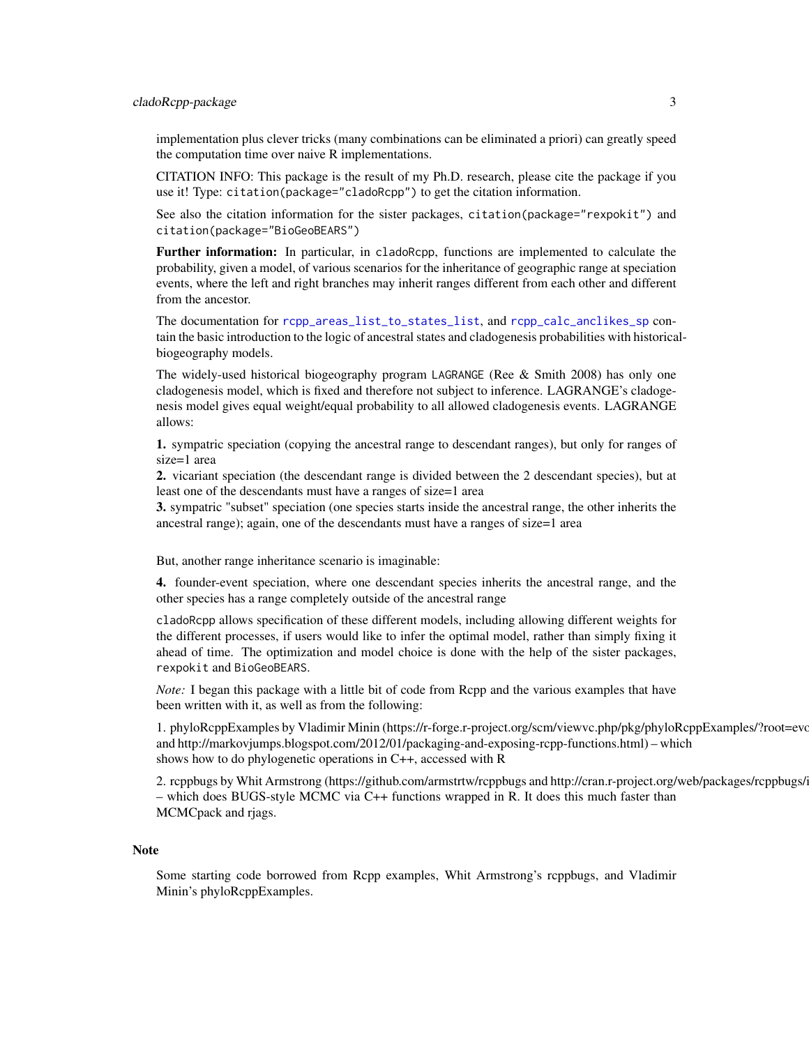implementation plus clever tricks (many combinations can be eliminated a priori) can greatly speed the computation time over naive R implementations.

CITATION INFO: This package is the result of my Ph.D. research, please cite the package if you use it! Type: `citation(package="cladoRcpp")` to get the citation information.

See also the citation information for the sister packages, `citation(package="rexpokit")` and `citation(package="BioGeoBEARS")`

**Further information:** In particular, in `cladoRcpp`, functions are implemented to calculate the probability, given a model, of various scenarios for the inheritance of geographic range at speciation events, where the left and right branches may inherit ranges different from each other and different from the ancestor.

The documentation for `rcpp_areas_list_to_states_list`, and `rcpp_calc_anclikes_sp` contain the basic introduction to the logic of ancestral states and cladogenesis probabilities with historical-biogeography models.

The widely-used historical biogeography program `LAGRANGE` (Ree & Smith 2008) has only one cladogenesis model, which is fixed and therefore not subject to inference. LAGRANGE's cladogenesis model gives equal weight/equal probability to all allowed cladogenesis events. LAGRANGE allows:

**1.** sympatric speciation (copying the ancestral range to descendant ranges), but only for ranges of size=1 area
**2.** vicariant speciation (the descendant range is divided between the 2 descendant species), but at least one of the descendants must have a ranges of size=1 area
**3.** sympatric "subset" speciation (one species starts inside the ancestral range, the other inherits the ancestral range); again, one of the descendants must have a ranges of size=1 area

But, another range inheritance scenario is imaginable:

**4.** founder-event speciation, where one descendant species inherits the ancestral range, and the other species has a range completely outside of the ancestral range

`cladoRcpp` allows specification of these different models, including allowing different weights for the different processes, if users would like to infer the optimal model, rather than simply fixing it ahead of time. The optimization and model choice is done with the help of the sister packages, `rexpokit` and `BioGeoBEARS`.

*Note:* I began this package with a little bit of code from Rcpp and the various examples that have been written with it, as well as from the following:

1. phyloRcppExamples by Vladimir Minin (https://r-forge.r-project.org/scm/viewvc.php/pkg/phyloRcppExamples/?root=evc and http://markovjumps.blogspot.com/2012/01/packaging-and-exposing-rcpp-functions.html) – which shows how to do phylogenetic operations in C++, accessed with R

2. rcppbugs by Whit Armstrong (https://github.com/armstrtw/rcppbugs and http://cran.r-project.org/web/packages/rcppbugs/i – which does BUGS-style MCMC via C++ functions wrapped in R. It does this much faster than MCMCpack and rjags.

## Note

Some starting code borrowed from Rcpp examples, Whit Armstrong's rcppbugs, and Vladimir Minin's phyloRcppExamples.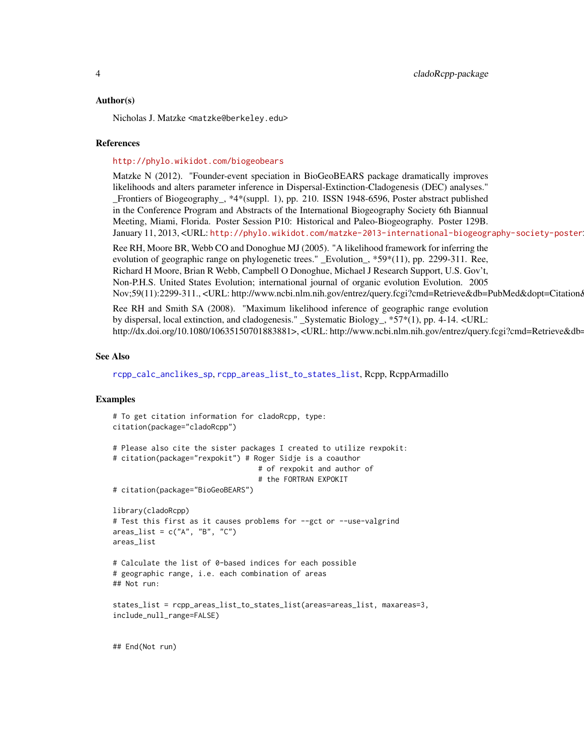### Author(s)

Nicholas J. Matzke <matzke@berkeley.edu>

### References

http://phylo.wikidot.com/biogeobears

Matzke N (2012). "Founder-event speciation in BioGeoBEARS package dramatically improves likelihoods and alters parameter inference in Dispersal-Extinction-Cladogenesis (DEC) analyses." _Frontiers of Biogeography_, *4*(suppl. 1), pp. 210. ISSN 1948-6596, Poster abstract published in the Conference Program and Abstracts of the International Biogeography Society 6th Biannual Meeting, Miami, Florida. Poster Session P10: Historical and Paleo-Biogeography. Poster 129B. January 11, 2013, <URL: http://phylo.wikidot.com/matzke-2013-international-biogeography-society-poster

Ree RH, Moore BR, Webb CO and Donoghue MJ (2005). "A likelihood framework for inferring the evolution of geographic range on phylogenetic trees." _Evolution_, *59*(11), pp. 2299-311. Ree, Richard H Moore, Brian R Webb, Campbell O Donoghue, Michael J Research Support, U.S. Gov't, Non-P.H.S. United States Evolution; international journal of organic evolution Evolution. 2005 Nov;59(11):2299-311., <URL: http://www.ncbi.nlm.nih.gov/entrez/query.fcgi?cmd=Retrieve&db=PubMed&dopt=Citation&

Ree RH and Smith SA (2008). "Maximum likelihood inference of geographic range evolution by dispersal, local extinction, and cladogenesis." _Systematic Biology_, *57*(1), pp. 4-14. <URL: http://dx.doi.org/10.1080/10635150701883881>, <URL: http://www.ncbi.nlm.nih.gov/entrez/query.fcgi?cmd=Retrieve&db=

### See Also

rcpp_calc_anclikes_sp, rcpp_areas_list_to_states_list, Rcpp, RcppArmadillo

### Examples

```
# To get citation information for cladoRcpp, type:
citation(package="cladoRcpp")

# Please also cite the sister packages I created to utilize rexpokit:
# citation(package="rexpokit") # Roger Sidje is a coauthor
                                 # of rexpokit and author of
                                 # the FORTRAN EXPOKIT
# citation(package="BioGeoBEARS")

library(cladoRcpp)
# Test this first as it causes problems for --gct or --use-valgrind
areas_list = c("A", "B", "C")
areas_list

# Calculate the list of 0-based indices for each possible
# geographic range, i.e. each combination of areas
## Not run:

states_list = rcpp_areas_list_to_states_list(areas=areas_list, maxareas=3,
include_null_range=FALSE)


## End(Not run)
```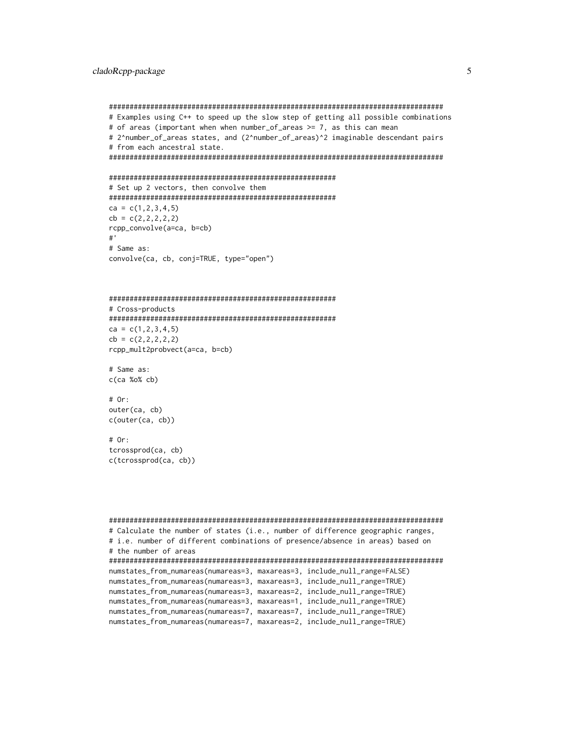```
#################################################################################
# Examples using C++ to speed up the slow step of getting all possible combinations
# of areas (important when when number_of_areas >= 7, as this can mean
# 2^number_of_areas states, and (2^number_of_areas)^2 imaginable descendant pairs
# from each ancestral state.
#################################################################################

######################################################
# Set up 2 vectors, then convolve them
######################################################
ca = c(1,2,3,4,5)
cb = c(2,2,2,2,2)
rcpp_convolve(a=ca, b=cb)
#'
# Same as:
convolve(ca, cb, conj=TRUE, type="open")



######################################################
# Cross-products
######################################################
ca = c(1,2,3,4,5)
cb = c(2,2,2,2,2)
rcpp_mult2probvect(a=ca, b=cb)

# Same as:
c(ca %o% cb)

# Or:
outer(ca, cb)
c(outer(ca, cb))

# Or:
tcrossprod(ca, cb)
c(tcrossprod(ca, cb))




#################################################################################
# Calculate the number of states (i.e., number of difference geographic ranges,
# i.e. number of different combinations of presence/absence in areas) based on
# the number of areas
#################################################################################
numstates_from_numareas(numareas=3, maxareas=3, include_null_range=FALSE)
numstates_from_numareas(numareas=3, maxareas=3, include_null_range=TRUE)
numstates_from_numareas(numareas=3, maxareas=2, include_null_range=TRUE)
numstates_from_numareas(numareas=3, maxareas=1, include_null_range=TRUE)
numstates_from_numareas(numareas=7, maxareas=7, include_null_range=TRUE)
numstates_from_numareas(numareas=7, maxareas=2, include_null_range=TRUE)
```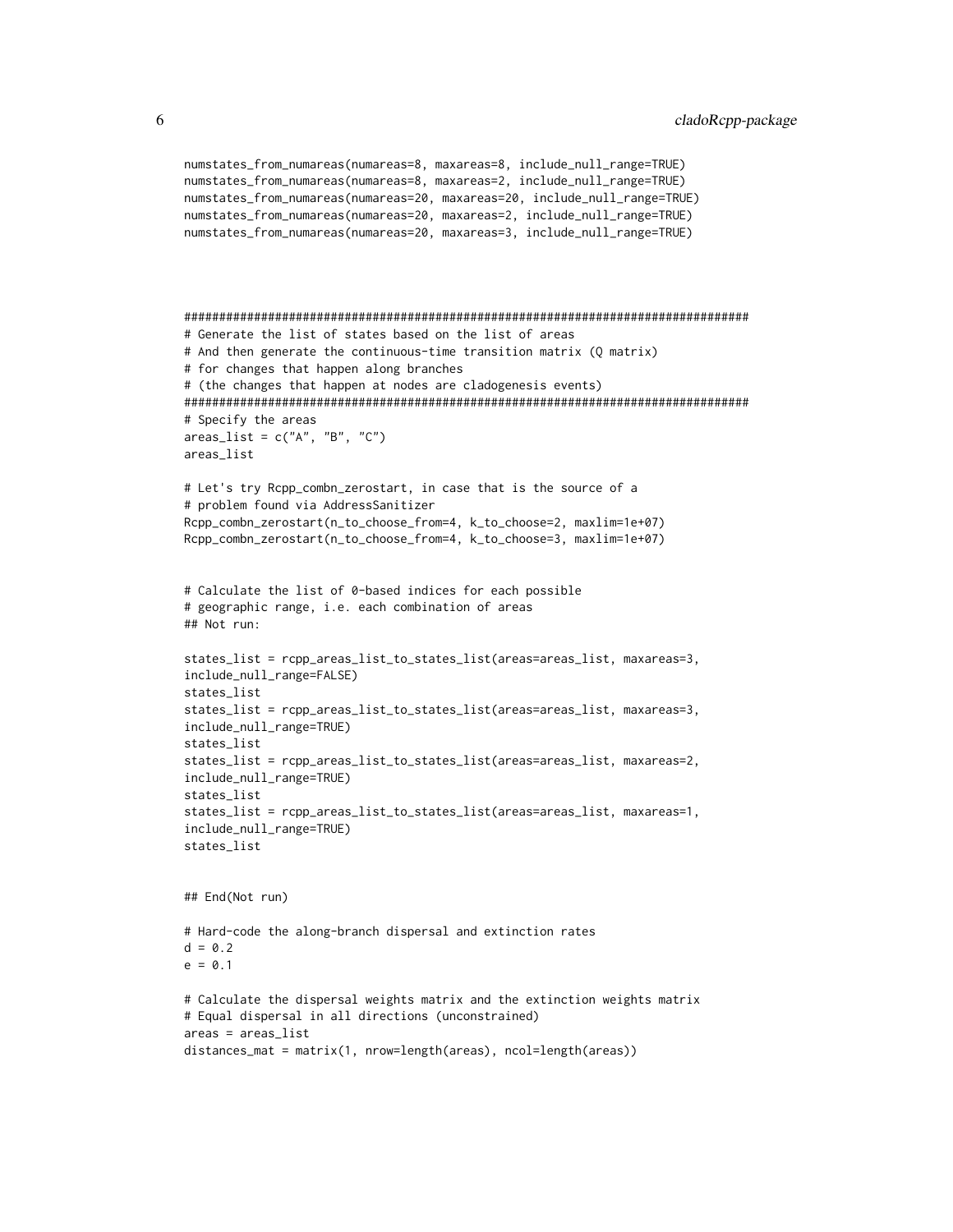```
numstates_from_numareas(numareas=8, maxareas=8, include_null_range=TRUE)
numstates_from_numareas(numareas=8, maxareas=2, include_null_range=TRUE)
numstates_from_numareas(numareas=20, maxareas=20, include_null_range=TRUE)
numstates_from_numareas(numareas=20, maxareas=2, include_null_range=TRUE)
numstates_from_numareas(numareas=20, maxareas=3, include_null_range=TRUE)



#######################################################################
# Generate the list of states based on the list of areas
# And then generate the continuous-time transition matrix (Q matrix)
# for changes that happen along branches
# (the changes that happen at nodes are cladogenesis events)
#######################################################################
# Specify the areas
areas_list = c("A", "B", "C")
areas_list

# Let's try Rcpp_combn_zerostart, in case that is the source of a
# problem found via AddressSanitizer
Rcpp_combn_zerostart(n_to_choose_from=4, k_to_choose=2, maxlim=1e+07)
Rcpp_combn_zerostart(n_to_choose_from=4, k_to_choose=3, maxlim=1e+07)


# Calculate the list of 0-based indices for each possible
# geographic range, i.e. each combination of areas
## Not run:

states_list = rcpp_areas_list_to_states_list(areas=areas_list, maxareas=3,
include_null_range=FALSE)
states_list
states_list = rcpp_areas_list_to_states_list(areas=areas_list, maxareas=3,
include_null_range=TRUE)
states_list
states_list = rcpp_areas_list_to_states_list(areas=areas_list, maxareas=2,
include_null_range=TRUE)
states_list
states_list = rcpp_areas_list_to_states_list(areas=areas_list, maxareas=1,
include_null_range=TRUE)
states_list


## End(Not run)

# Hard-code the along-branch dispersal and extinction rates
d = 0.2
e = 0.1

# Calculate the dispersal weights matrix and the extinction weights matrix
# Equal dispersal in all directions (unconstrained)
areas = areas_list
distances_mat = matrix(1, nrow=length(areas), ncol=length(areas))
```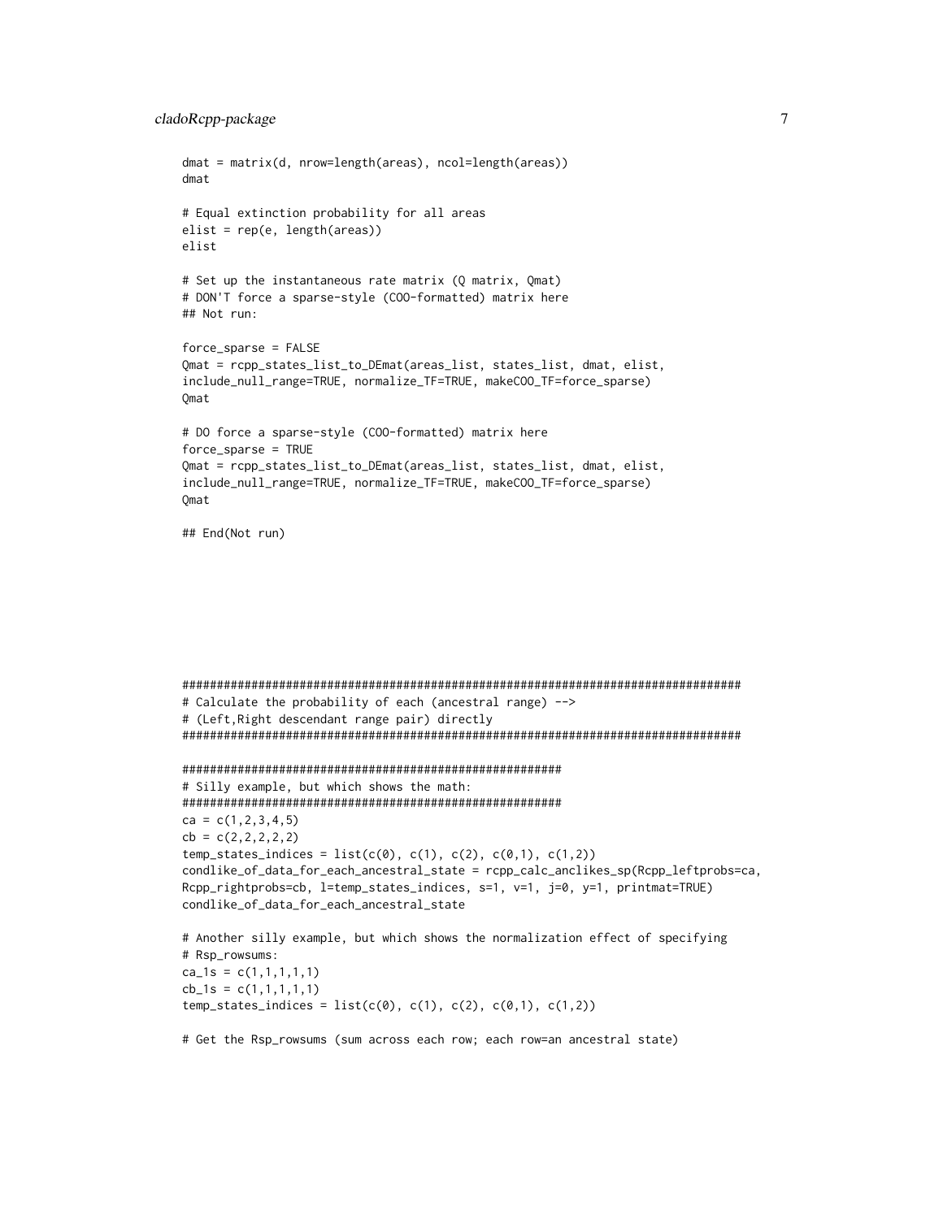```
dmat = matrix(d, nrow=length(areas), ncol=length(areas))
dmat

# Equal extinction probability for all areas
elist = rep(e, length(areas))
elist

# Set up the instantaneous rate matrix (Q matrix, Qmat)
# DON'T force a sparse-style (COO-formatted) matrix here
## Not run:

force_sparse = FALSE
Qmat = rcpp_states_list_to_DEmat(areas_list, states_list, dmat, elist,
include_null_range=TRUE, normalize_TF=TRUE, makeCOO_TF=force_sparse)
Qmat

# DO force a sparse-style (COO-formatted) matrix here
force_sparse = TRUE
Qmat = rcpp_states_list_to_DEmat(areas_list, states_list, dmat, elist,
include_null_range=TRUE, normalize_TF=TRUE, makeCOO_TF=force_sparse)
Qmat

## End(Not run)







#################################################################################
# Calculate the probability of each (ancestral range) -->
# (Left,Right descendant range pair) directly
#################################################################################

#######################################################
# Silly example, but which shows the math:
#######################################################
ca = c(1,2,3,4,5)
cb = c(2,2,2,2,2)
temp_states_indices = list(c(0), c(1), c(2), c(0,1), c(1,2))
condlike_of_data_for_each_ancestral_state = rcpp_calc_anclikes_sp(Rcpp_leftprobs=ca,
Rcpp_rightprobs=cb, l=temp_states_indices, s=1, v=1, j=0, y=1, printmat=TRUE)
condlike_of_data_for_each_ancestral_state

# Another silly example, but which shows the normalization effect of specifying
# Rsp_rowsums:
ca_1s = c(1,1,1,1,1)
cb_1s = c(1,1,1,1,1)
temp_states_indices = list(c(0), c(1), c(2), c(0,1), c(1,2))

# Get the Rsp_rowsums (sum across each row; each row=an ancestral state)
```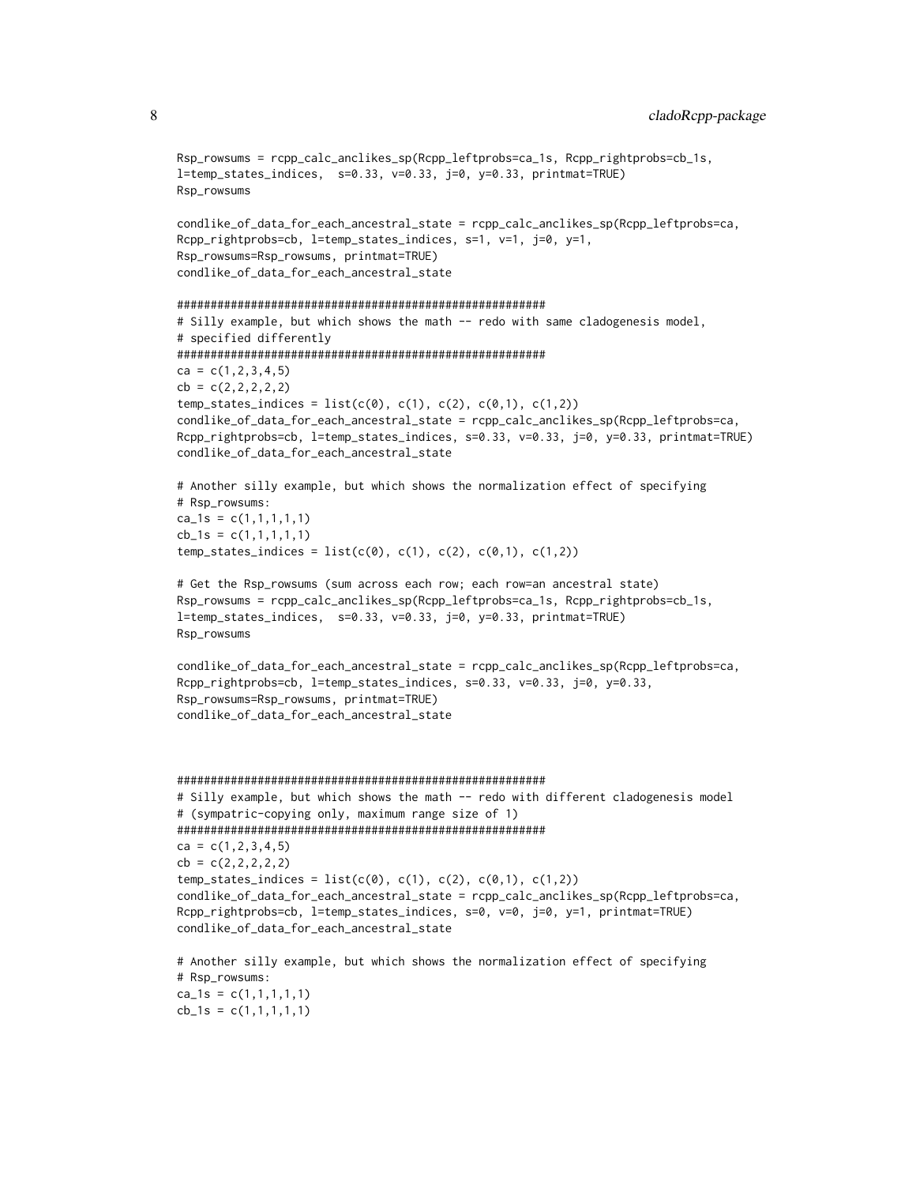```
Rsp_rowsums = rcpp_calc_anclikes_sp(Rcpp_leftprobs=ca_1s, Rcpp_rightprobs=cb_1s,
l=temp_states_indices,  s=0.33, v=0.33, j=0, y=0.33, printmat=TRUE)
Rsp_rowsums

condlike_of_data_for_each_ancestral_state = rcpp_calc_anclikes_sp(Rcpp_leftprobs=ca,
Rcpp_rightprobs=cb, l=temp_states_indices, s=1, v=1, j=0, y=1,
Rsp_rowsums=Rsp_rowsums, printmat=TRUE)
condlike_of_data_for_each_ancestral_state

#######################################################
# Silly example, but which shows the math -- redo with same cladogenesis model,
# specified differently
#######################################################
ca = c(1,2,3,4,5)
cb = c(2,2,2,2,2)
temp_states_indices = list(c(0), c(1), c(2), c(0,1), c(1,2))
condlike_of_data_for_each_ancestral_state = rcpp_calc_anclikes_sp(Rcpp_leftprobs=ca,
Rcpp_rightprobs=cb, l=temp_states_indices, s=0.33, v=0.33, j=0, y=0.33, printmat=TRUE)
condlike_of_data_for_each_ancestral_state

# Another silly example, but which shows the normalization effect of specifying
# Rsp_rowsums:
ca_1s = c(1,1,1,1,1)
cb_1s = c(1,1,1,1,1)
temp_states_indices = list(c(0), c(1), c(2), c(0,1), c(1,2))

# Get the Rsp_rowsums (sum across each row; each row=an ancestral state)
Rsp_rowsums = rcpp_calc_anclikes_sp(Rcpp_leftprobs=ca_1s, Rcpp_rightprobs=cb_1s,
l=temp_states_indices,  s=0.33, v=0.33, j=0, y=0.33, printmat=TRUE)
Rsp_rowsums

condlike_of_data_for_each_ancestral_state = rcpp_calc_anclikes_sp(Rcpp_leftprobs=ca,
Rcpp_rightprobs=cb, l=temp_states_indices, s=0.33, v=0.33, j=0, y=0.33,
Rsp_rowsums=Rsp_rowsums, printmat=TRUE)
condlike_of_data_for_each_ancestral_state



#######################################################
# Silly example, but which shows the math -- redo with different cladogenesis model
# (sympatric-copying only, maximum range size of 1)
#######################################################
ca = c(1,2,3,4,5)
cb = c(2,2,2,2,2)
temp_states_indices = list(c(0), c(1), c(2), c(0,1), c(1,2))
condlike_of_data_for_each_ancestral_state = rcpp_calc_anclikes_sp(Rcpp_leftprobs=ca,
Rcpp_rightprobs=cb, l=temp_states_indices, s=0, v=0, j=0, y=1, printmat=TRUE)
condlike_of_data_for_each_ancestral_state

# Another silly example, but which shows the normalization effect of specifying
# Rsp_rowsums:
ca_1s = c(1,1,1,1,1)
cb_1s = c(1,1,1,1,1)
```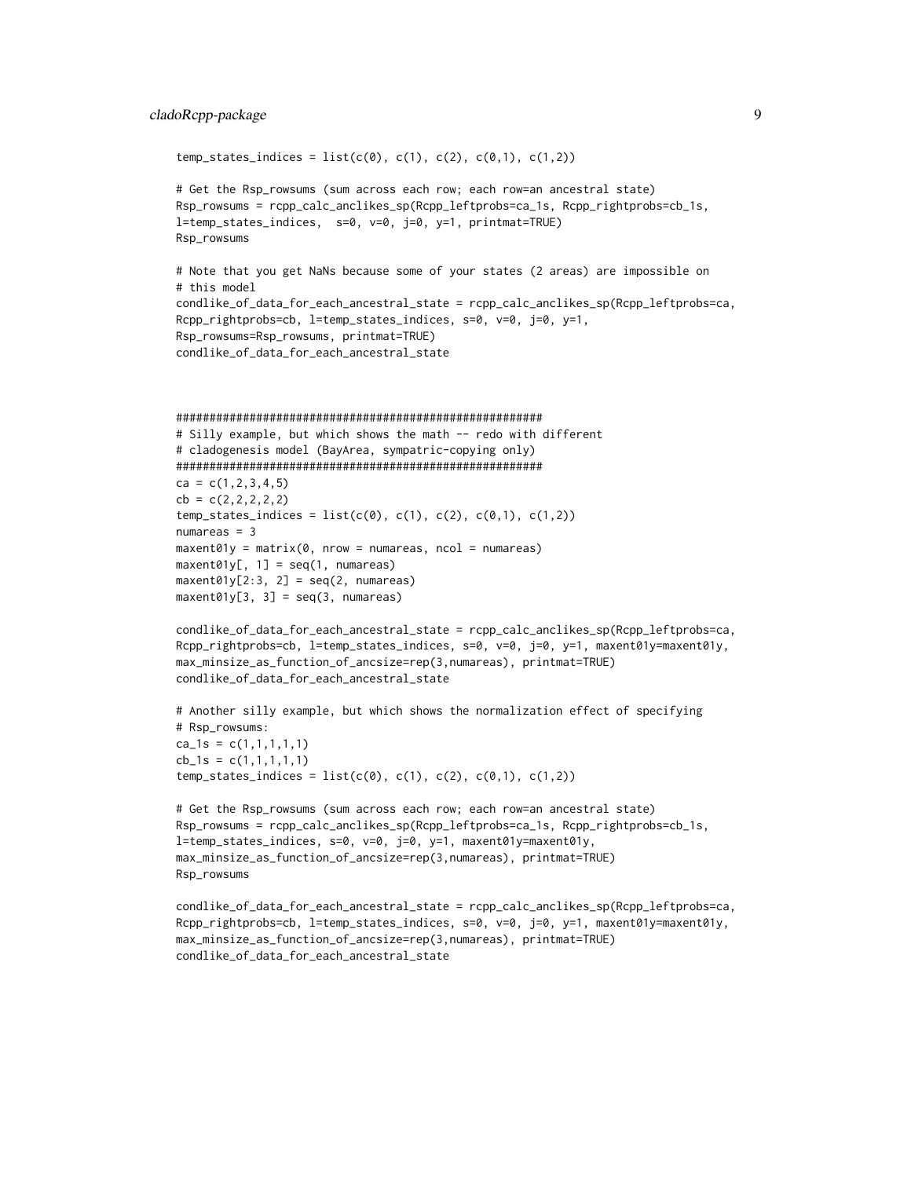```
temp_states_indices = list(c(0), c(1), c(2), c(0,1), c(1,2))

# Get the Rsp_rowsums (sum across each row; each row=an ancestral state)
Rsp_rowsums = rcpp_calc_anclikes_sp(Rcpp_leftprobs=ca_1s, Rcpp_rightprobs=cb_1s,
l=temp_states_indices,  s=0, v=0, j=0, y=1, printmat=TRUE)
Rsp_rowsums

# Note that you get NaNs because some of your states (2 areas) are impossible on
# this model
condlike_of_data_for_each_ancestral_state = rcpp_calc_anclikes_sp(Rcpp_leftprobs=ca,
Rcpp_rightprobs=cb, l=temp_states_indices, s=0, v=0, j=0, y=1,
Rsp_rowsums=Rsp_rowsums, printmat=TRUE)
condlike_of_data_for_each_ancestral_state



#######################################################
# Silly example, but which shows the math -- redo with different
# cladogenesis model (BayArea, sympatric-copying only)
#######################################################
ca = c(1,2,3,4,5)
cb = c(2,2,2,2,2)
temp_states_indices = list(c(0), c(1), c(2), c(0,1), c(1,2))
numareas = 3
maxent01y = matrix(0, nrow = numareas, ncol = numareas)
maxent01y[, 1] = seq(1, numareas)
maxent01y[2:3, 2] = seq(2, numareas)
maxent01y[3, 3] = seq(3, numareas)

condlike_of_data_for_each_ancestral_state = rcpp_calc_anclikes_sp(Rcpp_leftprobs=ca,
Rcpp_rightprobs=cb, l=temp_states_indices, s=0, v=0, j=0, y=1, maxent01y=maxent01y,
max_minsize_as_function_of_ancsize=rep(3,numareas), printmat=TRUE)
condlike_of_data_for_each_ancestral_state

# Another silly example, but which shows the normalization effect of specifying
# Rsp_rowsums:
ca_1s = c(1,1,1,1,1)
cb_1s = c(1,1,1,1,1)
temp_states_indices = list(c(0), c(1), c(2), c(0,1), c(1,2))

# Get the Rsp_rowsums (sum across each row; each row=an ancestral state)
Rsp_rowsums = rcpp_calc_anclikes_sp(Rcpp_leftprobs=ca_1s, Rcpp_rightprobs=cb_1s,
l=temp_states_indices, s=0, v=0, j=0, y=1, maxent01y=maxent01y,
max_minsize_as_function_of_ancsize=rep(3,numareas), printmat=TRUE)
Rsp_rowsums

condlike_of_data_for_each_ancestral_state = rcpp_calc_anclikes_sp(Rcpp_leftprobs=ca,
Rcpp_rightprobs=cb, l=temp_states_indices, s=0, v=0, j=0, y=1, maxent01y=maxent01y,
max_minsize_as_function_of_ancsize=rep(3,numareas), printmat=TRUE)
condlike_of_data_for_each_ancestral_state
```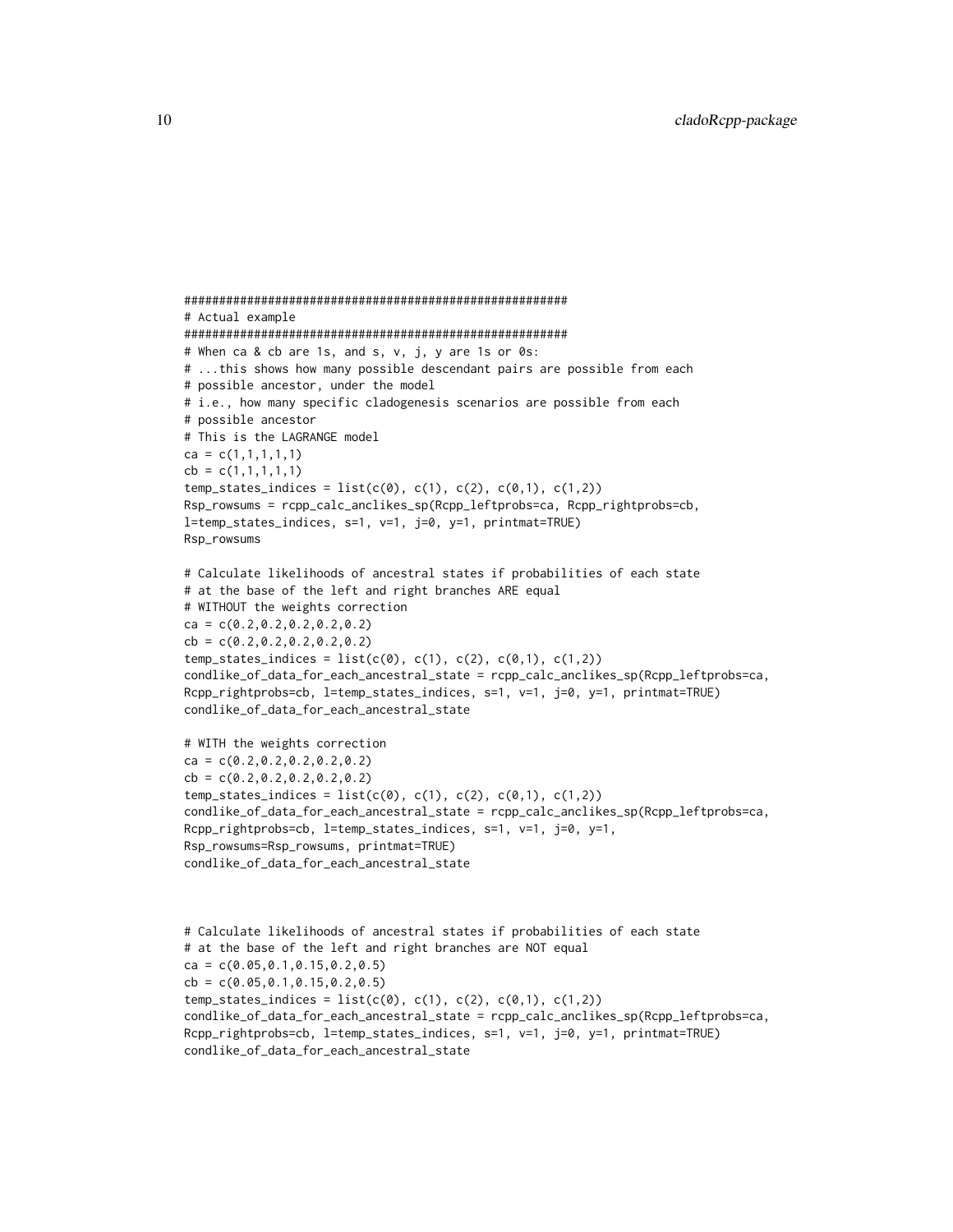```
#######################################################
# Actual example
#######################################################
# When ca & cb are 1s, and s, v, j, y are 1s or 0s:
# ...this shows how many possible descendant pairs are possible from each
# possible ancestor, under the model
# i.e., how many specific cladogenesis scenarios are possible from each
# possible ancestor
# This is the LAGRANGE model
ca = c(1,1,1,1,1)
cb = c(1,1,1,1,1)
temp_states_indices = list(c(0), c(1), c(2), c(0,1), c(1,2))
Rsp_rowsums = rcpp_calc_anclikes_sp(Rcpp_leftprobs=ca, Rcpp_rightprobs=cb,
l=temp_states_indices, s=1, v=1, j=0, y=1, printmat=TRUE)
Rsp_rowsums

# Calculate likelihoods of ancestral states if probabilities of each state
# at the base of the left and right branches ARE equal
# WITHOUT the weights correction
ca = c(0.2,0.2,0.2,0.2,0.2)
cb = c(0.2,0.2,0.2,0.2,0.2)
temp_states_indices = list(c(0), c(1), c(2), c(0,1), c(1,2))
condlike_of_data_for_each_ancestral_state = rcpp_calc_anclikes_sp(Rcpp_leftprobs=ca,
Rcpp_rightprobs=cb, l=temp_states_indices, s=1, v=1, j=0, y=1, printmat=TRUE)
condlike_of_data_for_each_ancestral_state

# WITH the weights correction
ca = c(0.2,0.2,0.2,0.2,0.2)
cb = c(0.2,0.2,0.2,0.2,0.2)
temp_states_indices = list(c(0), c(1), c(2), c(0,1), c(1,2))
condlike_of_data_for_each_ancestral_state = rcpp_calc_anclikes_sp(Rcpp_leftprobs=ca,
Rcpp_rightprobs=cb, l=temp_states_indices, s=1, v=1, j=0, y=1,
Rsp_rowsums=Rsp_rowsums, printmat=TRUE)
condlike_of_data_for_each_ancestral_state



# Calculate likelihoods of ancestral states if probabilities of each state
# at the base of the left and right branches are NOT equal
ca = c(0.05,0.1,0.15,0.2,0.5)
cb = c(0.05,0.1,0.15,0.2,0.5)
temp_states_indices = list(c(0), c(1), c(2), c(0,1), c(1,2))
condlike_of_data_for_each_ancestral_state = rcpp_calc_anclikes_sp(Rcpp_leftprobs=ca,
Rcpp_rightprobs=cb, l=temp_states_indices, s=1, v=1, j=0, y=1, printmat=TRUE)
condlike_of_data_for_each_ancestral_state
```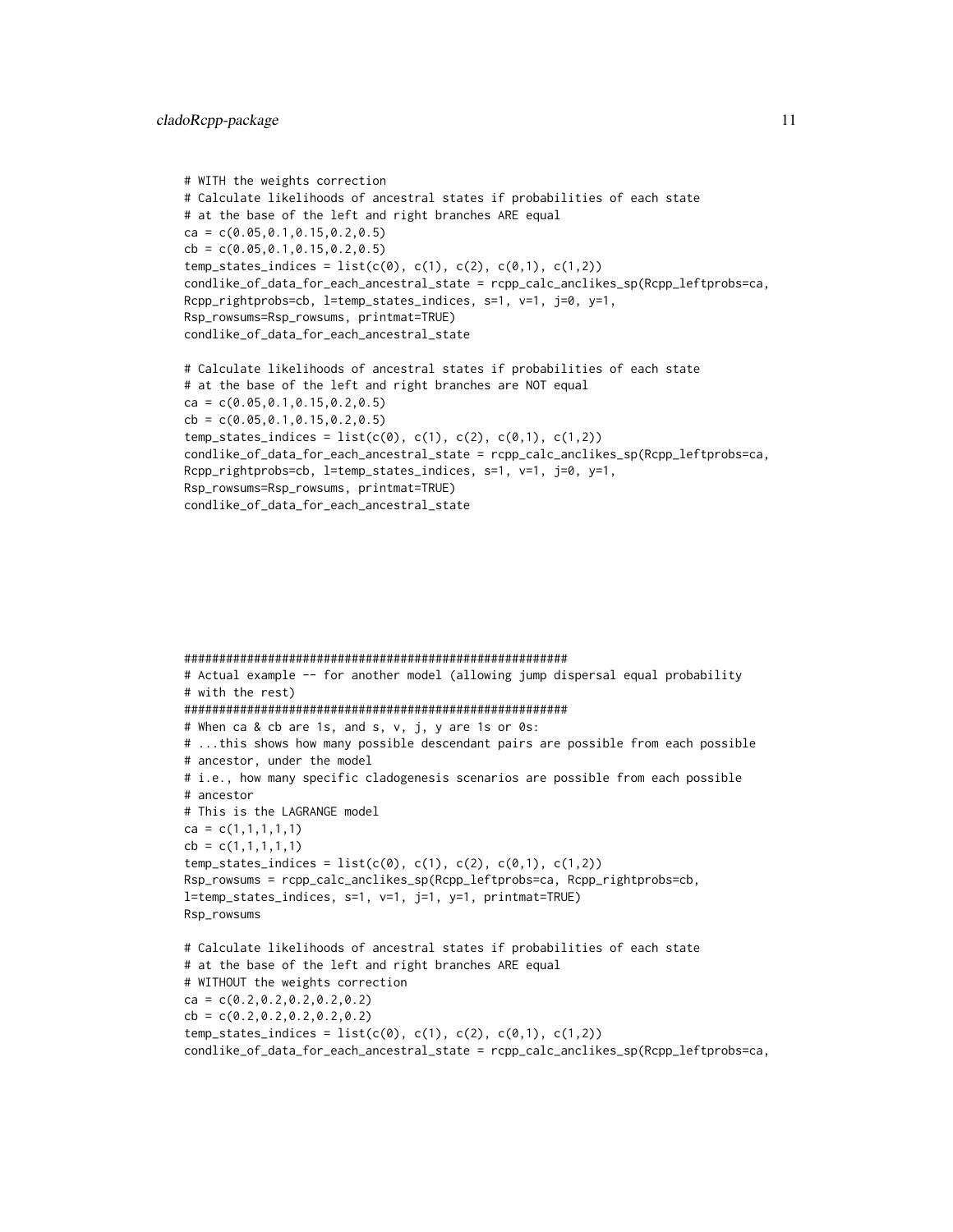```
# WITH the weights correction
# Calculate likelihoods of ancestral states if probabilities of each state
# at the base of the left and right branches ARE equal
ca = c(0.05,0.1,0.15,0.2,0.5)
cb = c(0.05,0.1,0.15,0.2,0.5)
temp_states_indices = list(c(0), c(1), c(2), c(0,1), c(1,2))
condlike_of_data_for_each_ancestral_state = rcpp_calc_anclikes_sp(Rcpp_leftprobs=ca,
Rcpp_rightprobs=cb, l=temp_states_indices, s=1, v=1, j=0, y=1,
Rsp_rowsums=Rsp_rowsums, printmat=TRUE)
condlike_of_data_for_each_ancestral_state

# Calculate likelihoods of ancestral states if probabilities of each state
# at the base of the left and right branches are NOT equal
ca = c(0.05,0.1,0.15,0.2,0.5)
cb = c(0.05,0.1,0.15,0.2,0.5)
temp_states_indices = list(c(0), c(1), c(2), c(0,1), c(1,2))
condlike_of_data_for_each_ancestral_state = rcpp_calc_anclikes_sp(Rcpp_leftprobs=ca,
Rcpp_rightprobs=cb, l=temp_states_indices, s=1, v=1, j=0, y=1,
Rsp_rowsums=Rsp_rowsums, printmat=TRUE)
condlike_of_data_for_each_ancestral_state







#######################################################
# Actual example -- for another model (allowing jump dispersal equal probability
# with the rest)
#######################################################
# When ca & cb are 1s, and s, v, j, y are 1s or 0s:
# ...this shows how many possible descendant pairs are possible from each possible
# ancestor, under the model
# i.e., how many specific cladogenesis scenarios are possible from each possible
# ancestor
# This is the LAGRANGE model
ca = c(1,1,1,1,1)
cb = c(1,1,1,1,1)
temp_states_indices = list(c(0), c(1), c(2), c(0,1), c(1,2))
Rsp_rowsums = rcpp_calc_anclikes_sp(Rcpp_leftprobs=ca, Rcpp_rightprobs=cb,
l=temp_states_indices, s=1, v=1, j=1, y=1, printmat=TRUE)
Rsp_rowsums

# Calculate likelihoods of ancestral states if probabilities of each state
# at the base of the left and right branches ARE equal
# WITHOUT the weights correction
ca = c(0.2,0.2,0.2,0.2,0.2)
cb = c(0.2,0.2,0.2,0.2,0.2)
temp_states_indices = list(c(0), c(1), c(2), c(0,1), c(1,2))
condlike_of_data_for_each_ancestral_state = rcpp_calc_anclikes_sp(Rcpp_leftprobs=ca,
```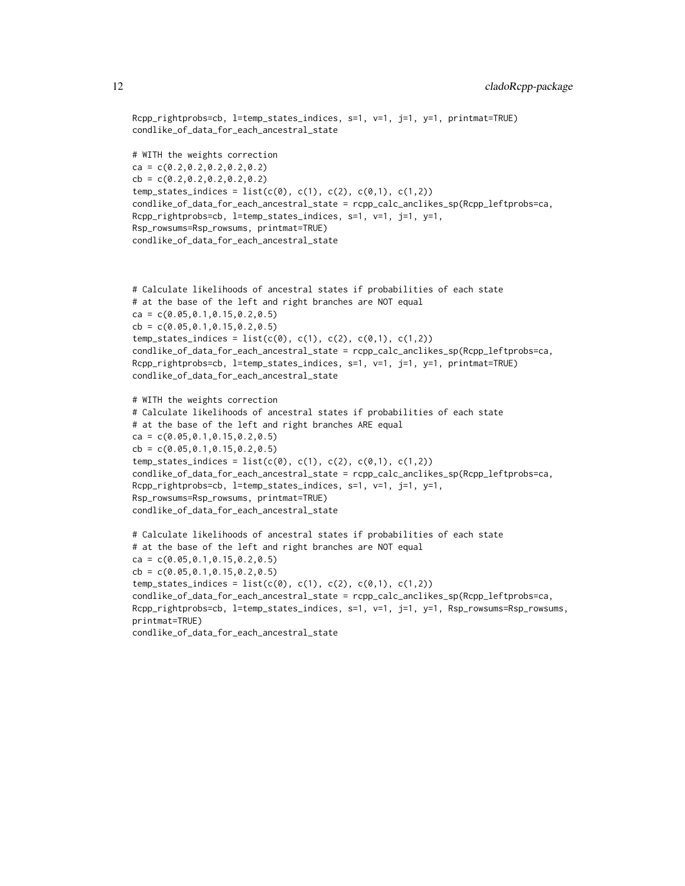```
Rcpp_rightprobs=cb, l=temp_states_indices, s=1, v=1, j=1, y=1, printmat=TRUE)
condlike_of_data_for_each_ancestral_state

# WITH the weights correction
ca = c(0.2,0.2,0.2,0.2,0.2)
cb = c(0.2,0.2,0.2,0.2,0.2)
temp_states_indices = list(c(0), c(1), c(2), c(0,1), c(1,2))
condlike_of_data_for_each_ancestral_state = rcpp_calc_anclikes_sp(Rcpp_leftprobs=ca,
Rcpp_rightprobs=cb, l=temp_states_indices, s=1, v=1, j=1, y=1,
Rsp_rowsums=Rsp_rowsums, printmat=TRUE)
condlike_of_data_for_each_ancestral_state



# Calculate likelihoods of ancestral states if probabilities of each state
# at the base of the left and right branches are NOT equal
ca = c(0.05,0.1,0.15,0.2,0.5)
cb = c(0.05,0.1,0.15,0.2,0.5)
temp_states_indices = list(c(0), c(1), c(2), c(0,1), c(1,2))
condlike_of_data_for_each_ancestral_state = rcpp_calc_anclikes_sp(Rcpp_leftprobs=ca,
Rcpp_rightprobs=cb, l=temp_states_indices, s=1, v=1, j=1, y=1, printmat=TRUE)
condlike_of_data_for_each_ancestral_state

# WITH the weights correction
# Calculate likelihoods of ancestral states if probabilities of each state
# at the base of the left and right branches ARE equal
ca = c(0.05,0.1,0.15,0.2,0.5)
cb = c(0.05,0.1,0.15,0.2,0.5)
temp_states_indices = list(c(0), c(1), c(2), c(0,1), c(1,2))
condlike_of_data_for_each_ancestral_state = rcpp_calc_anclikes_sp(Rcpp_leftprobs=ca,
Rcpp_rightprobs=cb, l=temp_states_indices, s=1, v=1, j=1, y=1,
Rsp_rowsums=Rsp_rowsums, printmat=TRUE)
condlike_of_data_for_each_ancestral_state

# Calculate likelihoods of ancestral states if probabilities of each state
# at the base of the left and right branches are NOT equal
ca = c(0.05,0.1,0.15,0.2,0.5)
cb = c(0.05,0.1,0.15,0.2,0.5)
temp_states_indices = list(c(0), c(1), c(2), c(0,1), c(1,2))
condlike_of_data_for_each_ancestral_state = rcpp_calc_anclikes_sp(Rcpp_leftprobs=ca,
Rcpp_rightprobs=cb, l=temp_states_indices, s=1, v=1, j=1, y=1, Rsp_rowsums=Rsp_rowsums,
printmat=TRUE)
condlike_of_data_for_each_ancestral_state
```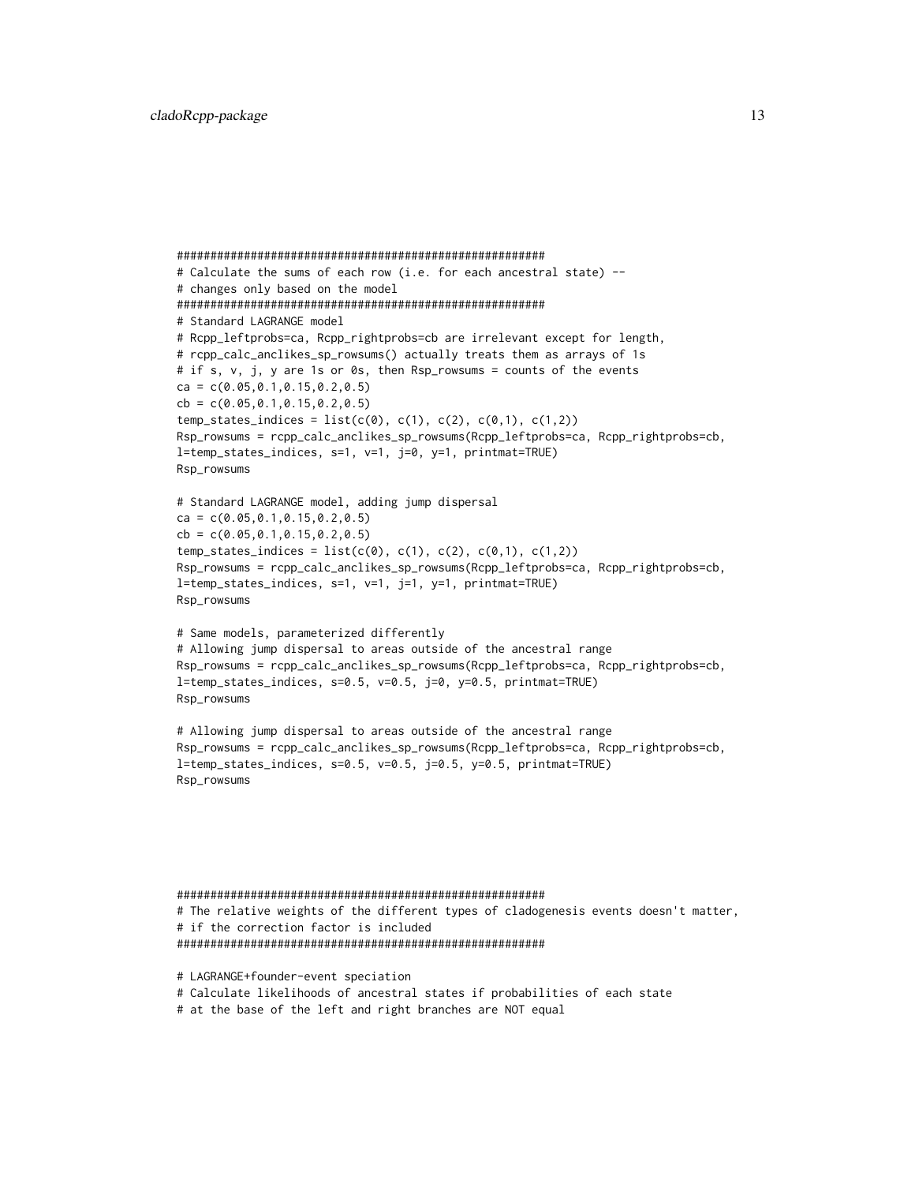```
#######################################################
# Calculate the sums of each row (i.e. for each ancestral state) --
# changes only based on the model
#######################################################
# Standard LAGRANGE model
# Rcpp_leftprobs=ca, Rcpp_rightprobs=cb are irrelevant except for length,
# rcpp_calc_anclikes_sp_rowsums() actually treats them as arrays of 1s
# if s, v, j, y are 1s or 0s, then Rsp_rowsums = counts of the events
ca = c(0.05,0.1,0.15,0.2,0.5)
cb = c(0.05,0.1,0.15,0.2,0.5)
temp_states_indices = list(c(0), c(1), c(2), c(0,1), c(1,2))
Rsp_rowsums = rcpp_calc_anclikes_sp_rowsums(Rcpp_leftprobs=ca, Rcpp_rightprobs=cb,
l=temp_states_indices, s=1, v=1, j=0, y=1, printmat=TRUE)
Rsp_rowsums

# Standard LAGRANGE model, adding jump dispersal
ca = c(0.05,0.1,0.15,0.2,0.5)
cb = c(0.05,0.1,0.15,0.2,0.5)
temp_states_indices = list(c(0), c(1), c(2), c(0,1), c(1,2))
Rsp_rowsums = rcpp_calc_anclikes_sp_rowsums(Rcpp_leftprobs=ca, Rcpp_rightprobs=cb,
l=temp_states_indices, s=1, v=1, j=1, y=1, printmat=TRUE)
Rsp_rowsums

# Same models, parameterized differently
# Allowing jump dispersal to areas outside of the ancestral range
Rsp_rowsums = rcpp_calc_anclikes_sp_rowsums(Rcpp_leftprobs=ca, Rcpp_rightprobs=cb,
l=temp_states_indices, s=0.5, v=0.5, j=0, y=0.5, printmat=TRUE)
Rsp_rowsums

# Allowing jump dispersal to areas outside of the ancestral range
Rsp_rowsums = rcpp_calc_anclikes_sp_rowsums(Rcpp_leftprobs=ca, Rcpp_rightprobs=cb,
l=temp_states_indices, s=0.5, v=0.5, j=0.5, y=0.5, printmat=TRUE)
Rsp_rowsums




#######################################################
# The relative weights of the different types of cladogenesis events doesn't matter,
# if the correction factor is included
#######################################################

# LAGRANGE+founder-event speciation
# Calculate likelihoods of ancestral states if probabilities of each state
# at the base of the left and right branches are NOT equal
```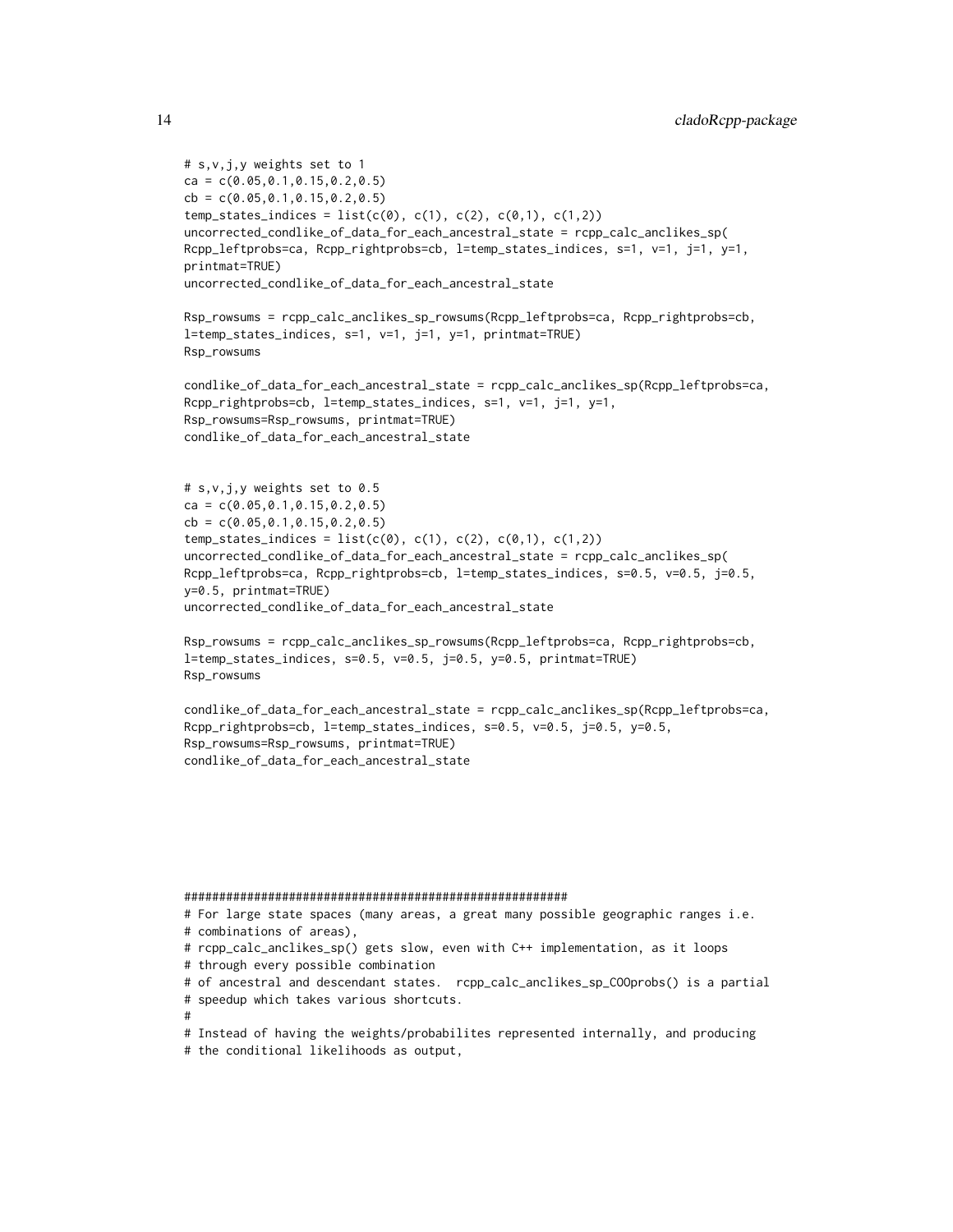```
# s,v,j,y weights set to 1
ca = c(0.05,0.1,0.15,0.2,0.5)
cb = c(0.05,0.1,0.15,0.2,0.5)
temp_states_indices = list(c(0), c(1), c(2), c(0,1), c(1,2))
uncorrected_condlike_of_data_for_each_ancestral_state = rcpp_calc_anclikes_sp(
Rcpp_leftprobs=ca, Rcpp_rightprobs=cb, l=temp_states_indices, s=1, v=1, j=1, y=1,
printmat=TRUE)
uncorrected_condlike_of_data_for_each_ancestral_state

Rsp_rowsums = rcpp_calc_anclikes_sp_rowsums(Rcpp_leftprobs=ca, Rcpp_rightprobs=cb,
l=temp_states_indices, s=1, v=1, j=1, y=1, printmat=TRUE)
Rsp_rowsums

condlike_of_data_for_each_ancestral_state = rcpp_calc_anclikes_sp(Rcpp_leftprobs=ca,
Rcpp_rightprobs=cb, l=temp_states_indices, s=1, v=1, j=1, y=1,
Rsp_rowsums=Rsp_rowsums, printmat=TRUE)
condlike_of_data_for_each_ancestral_state


# s,v,j,y weights set to 0.5
ca = c(0.05,0.1,0.15,0.2,0.5)
cb = c(0.05,0.1,0.15,0.2,0.5)
temp_states_indices = list(c(0), c(1), c(2), c(0,1), c(1,2))
uncorrected_condlike_of_data_for_each_ancestral_state = rcpp_calc_anclikes_sp(
Rcpp_leftprobs=ca, Rcpp_rightprobs=cb, l=temp_states_indices, s=0.5, v=0.5, j=0.5,
y=0.5, printmat=TRUE)
uncorrected_condlike_of_data_for_each_ancestral_state

Rsp_rowsums = rcpp_calc_anclikes_sp_rowsums(Rcpp_leftprobs=ca, Rcpp_rightprobs=cb,
l=temp_states_indices, s=0.5, v=0.5, j=0.5, y=0.5, printmat=TRUE)
Rsp_rowsums

condlike_of_data_for_each_ancestral_state = rcpp_calc_anclikes_sp(Rcpp_leftprobs=ca,
Rcpp_rightprobs=cb, l=temp_states_indices, s=0.5, v=0.5, j=0.5, y=0.5,
Rsp_rowsums=Rsp_rowsums, printmat=TRUE)
condlike_of_data_for_each_ancestral_state






#######################################################
# For large state spaces (many areas, a great many possible geographic ranges i.e.
# combinations of areas),
# rcpp_calc_anclikes_sp() gets slow, even with C++ implementation, as it loops
# through every possible combination
# of ancestral and descendant states.  rcpp_calc_anclikes_sp_COOprobs() is a partial
# speedup which takes various shortcuts.
#
# Instead of having the weights/probabilites represented internally, and producing
# the conditional likelihoods as output,
```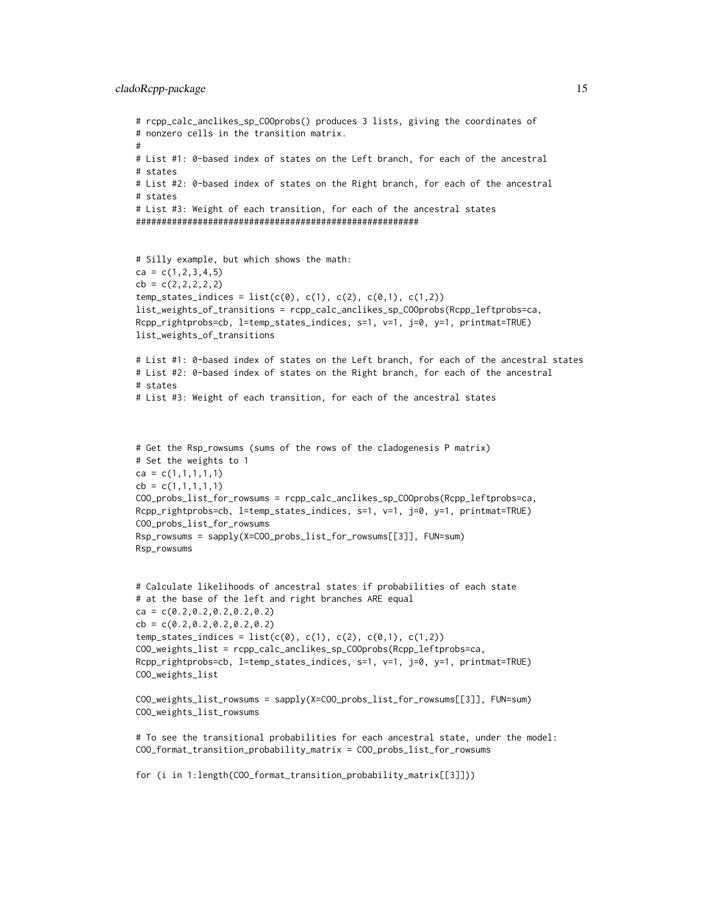```
# rcpp_calc_anclikes_sp_COOprobs() produces 3 lists, giving the coordinates of
# nonzero cells in the transition matrix.
#
# List #1: 0-based index of states on the Left branch, for each of the ancestral
# states
# List #2: 0-based index of states on the Right branch, for each of the ancestral
# states
# List #3: Weight of each transition, for each of the ancestral states
#######################################################


# Silly example, but which shows the math:
ca = c(1,2,3,4,5)
cb = c(2,2,2,2,2)
temp_states_indices = list(c(0), c(1), c(2), c(0,1), c(1,2))
list_weights_of_transitions = rcpp_calc_anclikes_sp_COOprobs(Rcpp_leftprobs=ca,
Rcpp_rightprobs=cb, l=temp_states_indices, s=1, v=1, j=0, y=1, printmat=TRUE)
list_weights_of_transitions

# List #1: 0-based index of states on the Left branch, for each of the ancestral states
# List #2: 0-based index of states on the Right branch, for each of the ancestral
# states
# List #3: Weight of each transition, for each of the ancestral states



# Get the Rsp_rowsums (sums of the rows of the cladogenesis P matrix)
# Set the weights to 1
ca = c(1,1,1,1,1)
cb = c(1,1,1,1,1)
COO_probs_list_for_rowsums = rcpp_calc_anclikes_sp_COOprobs(Rcpp_leftprobs=ca,
Rcpp_rightprobs=cb, l=temp_states_indices, s=1, v=1, j=0, y=1, printmat=TRUE)
COO_probs_list_for_rowsums
Rsp_rowsums = sapply(X=COO_probs_list_for_rowsums[[3]], FUN=sum)
Rsp_rowsums


# Calculate likelihoods of ancestral states if probabilities of each state
# at the base of the left and right branches ARE equal
ca = c(0.2,0.2,0.2,0.2,0.2)
cb = c(0.2,0.2,0.2,0.2,0.2)
temp_states_indices = list(c(0), c(1), c(2), c(0,1), c(1,2))
COO_weights_list = rcpp_calc_anclikes_sp_COOprobs(Rcpp_leftprobs=ca,
Rcpp_rightprobs=cb, l=temp_states_indices, s=1, v=1, j=0, y=1, printmat=TRUE)
COO_weights_list

COO_weights_list_rowsums = sapply(X=COO_probs_list_for_rowsums[[3]], FUN=sum)
COO_weights_list_rowsums

# To see the transitional probabilities for each ancestral state, under the model:
COO_format_transition_probability_matrix = COO_probs_list_for_rowsums

for (i in 1:length(COO_format_transition_probability_matrix[[3]]))
```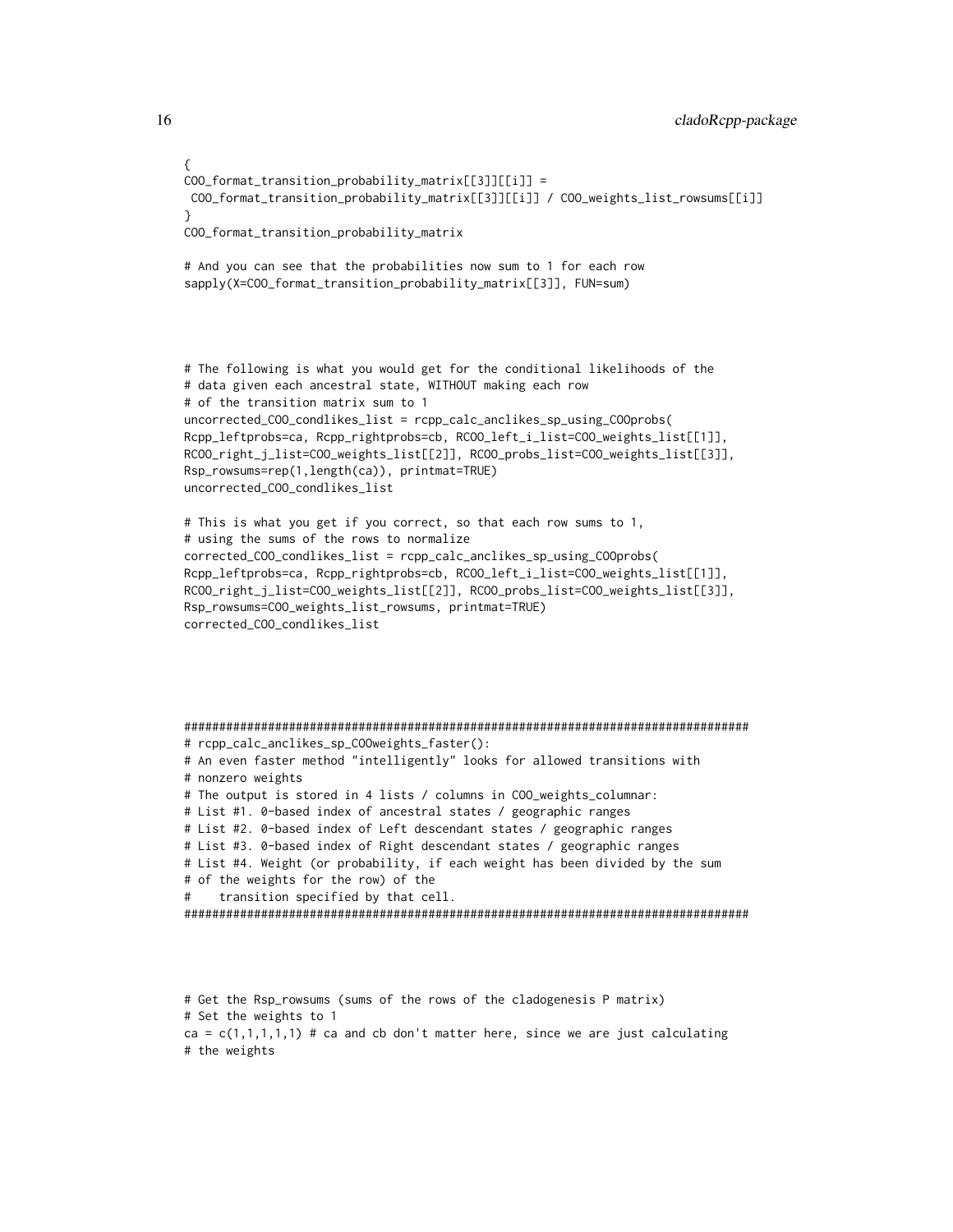```
{
COO_format_transition_probability_matrix[[3]][[i]] =
 COO_format_transition_probability_matrix[[3]][[i]] / COO_weights_list_rowsums[[i]]
}
COO_format_transition_probability_matrix

# And you can see that the probabilities now sum to 1 for each row
sapply(X=COO_format_transition_probability_matrix[[3]], FUN=sum)




# The following is what you would get for the conditional likelihoods of the
# data given each ancestral state, WITHOUT making each row
# of the transition matrix sum to 1
uncorrected_COO_condlikes_list = rcpp_calc_anclikes_sp_using_COOprobs(
Rcpp_leftprobs=ca, Rcpp_rightprobs=cb, RCOO_left_i_list=COO_weights_list[[1]],
RCOO_right_j_list=COO_weights_list[[2]], RCOO_probs_list=COO_weights_list[[3]],
Rsp_rowsums=rep(1,length(ca)), printmat=TRUE)
uncorrected_COO_condlikes_list

# This is what you get if you correct, so that each row sums to 1,
# using the sums of the rows to normalize
corrected_COO_condlikes_list = rcpp_calc_anclikes_sp_using_COOprobs(
Rcpp_leftprobs=ca, Rcpp_rightprobs=cb, RCOO_left_i_list=COO_weights_list[[1]],
RCOO_right_j_list=COO_weights_list[[2]], RCOO_probs_list=COO_weights_list[[3]],
Rsp_rowsums=COO_weights_list_rowsums, printmat=TRUE)
corrected_COO_condlikes_list





#######################################################################################
# rcpp_calc_anclikes_sp_COOweights_faster():
# An even faster method "intelligently" looks for allowed transitions with
# nonzero weights
# The output is stored in 4 lists / columns in COO_weights_columnar:
# List #1. 0-based index of ancestral states / geographic ranges
# List #2. 0-based index of Left descendant states / geographic ranges
# List #3. 0-based index of Right descendant states / geographic ranges
# List #4. Weight (or probability, if each weight has been divided by the sum
# of the weights for the row) of the
#    transition specified by that cell.
#######################################################################################



# Get the Rsp_rowsums (sums of the rows of the cladogenesis P matrix)
# Set the weights to 1
ca = c(1,1,1,1,1) # ca and cb don't matter here, since we are just calculating
# the weights
```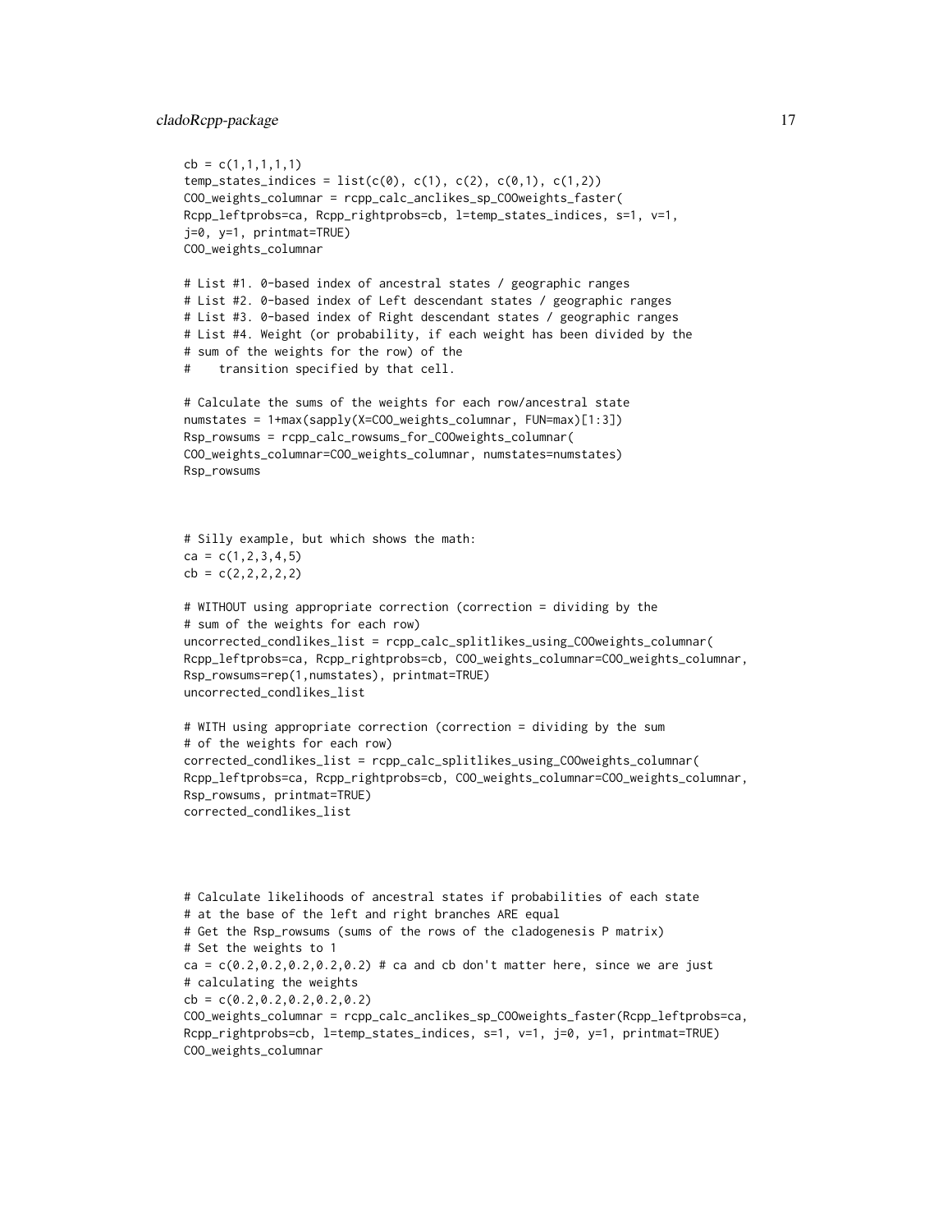```
cb = c(1,1,1,1,1)
temp_states_indices = list(c(0), c(1), c(2), c(0,1), c(1,2))
COO_weights_columnar = rcpp_calc_anclikes_sp_COOweights_faster(
Rcpp_leftprobs=ca, Rcpp_rightprobs=cb, l=temp_states_indices, s=1, v=1,
j=0, y=1, printmat=TRUE)
COO_weights_columnar

# List #1. 0-based index of ancestral states / geographic ranges
# List #2. 0-based index of Left descendant states / geographic ranges
# List #3. 0-based index of Right descendant states / geographic ranges
# List #4. Weight (or probability, if each weight has been divided by the
# sum of the weights for the row) of the
#    transition specified by that cell.

# Calculate the sums of the weights for each row/ancestral state
numstates = 1+max(sapply(X=COO_weights_columnar, FUN=max)[1:3])
Rsp_rowsums = rcpp_calc_rowsums_for_COOweights_columnar(
COO_weights_columnar=COO_weights_columnar, numstates=numstates)
Rsp_rowsums



# Silly example, but which shows the math:
ca = c(1,2,3,4,5)
cb = c(2,2,2,2,2)

# WITHOUT using appropriate correction (correction = dividing by the
# sum of the weights for each row)
uncorrected_condlikes_list = rcpp_calc_splitlikes_using_COOweights_columnar(
Rcpp_leftprobs=ca, Rcpp_rightprobs=cb, COO_weights_columnar=COO_weights_columnar,
Rsp_rowsums=rep(1,numstates), printmat=TRUE)
uncorrected_condlikes_list

# WITH using appropriate correction (correction = dividing by the sum
# of the weights for each row)
corrected_condlikes_list = rcpp_calc_splitlikes_using_COOweights_columnar(
Rcpp_leftprobs=ca, Rcpp_rightprobs=cb, COO_weights_columnar=COO_weights_columnar,
Rsp_rowsums, printmat=TRUE)
corrected_condlikes_list




# Calculate likelihoods of ancestral states if probabilities of each state
# at the base of the left and right branches ARE equal
# Get the Rsp_rowsums (sums of the rows of the cladogenesis P matrix)
# Set the weights to 1
ca = c(0.2,0.2,0.2,0.2,0.2) # ca and cb don't matter here, since we are just
# calculating the weights
cb = c(0.2,0.2,0.2,0.2,0.2)
COO_weights_columnar = rcpp_calc_anclikes_sp_COOweights_faster(Rcpp_leftprobs=ca,
Rcpp_rightprobs=cb, l=temp_states_indices, s=1, v=1, j=0, y=1, printmat=TRUE)
COO_weights_columnar
```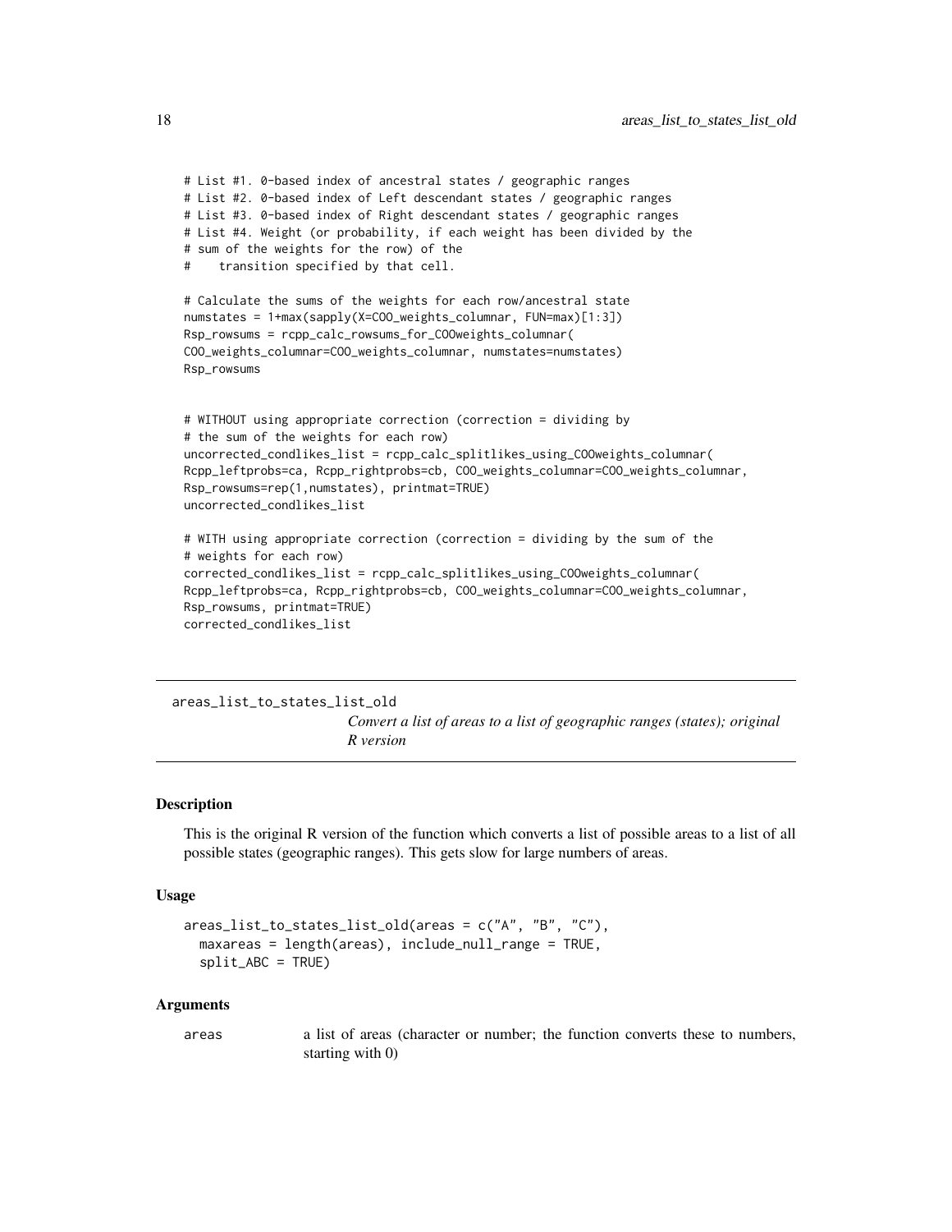```
# List #1. 0-based index of ancestral states / geographic ranges
# List #2. 0-based index of Left descendant states / geographic ranges
# List #3. 0-based index of Right descendant states / geographic ranges
# List #4. Weight (or probability, if each weight has been divided by the
# sum of the weights for the row) of the
#    transition specified by that cell.

# Calculate the sums of the weights for each row/ancestral state
numstates = 1+max(sapply(X=COO_weights_columnar, FUN=max)[1:3])
Rsp_rowsums = rcpp_calc_rowsums_for_COOweights_columnar(
COO_weights_columnar=COO_weights_columnar, numstates=numstates)
Rsp_rowsums


# WITHOUT using appropriate correction (correction = dividing by
# the sum of the weights for each row)
uncorrected_condlikes_list = rcpp_calc_splitlikes_using_COOweights_columnar(
Rcpp_leftprobs=ca, Rcpp_rightprobs=cb, COO_weights_columnar=COO_weights_columnar,
Rsp_rowsums=rep(1,numstates), printmat=TRUE)
uncorrected_condlikes_list

# WITH using appropriate correction (correction = dividing by the sum of the
# weights for each row)
corrected_condlikes_list = rcpp_calc_splitlikes_using_COOweights_columnar(
Rcpp_leftprobs=ca, Rcpp_rightprobs=cb, COO_weights_columnar=COO_weights_columnar,
Rsp_rowsums, printmat=TRUE)
corrected_condlikes_list
```

---

## areas_list_to_states_list_old

*Convert a list of areas to a list of geographic ranges (states); original R version*

---

### Description

This is the original R version of the function which converts a list of possible areas to a list of all possible states (geographic ranges). This gets slow for large numbers of areas.

### Usage

```
areas_list_to_states_list_old(areas = c("A", "B", "C"),
  maxareas = length(areas), include_null_range = TRUE,
  split_ABC = TRUE)
```

### Arguments

| | |
|---|---|
| areas | a list of areas (character or number; the function converts these to numbers, starting with 0) |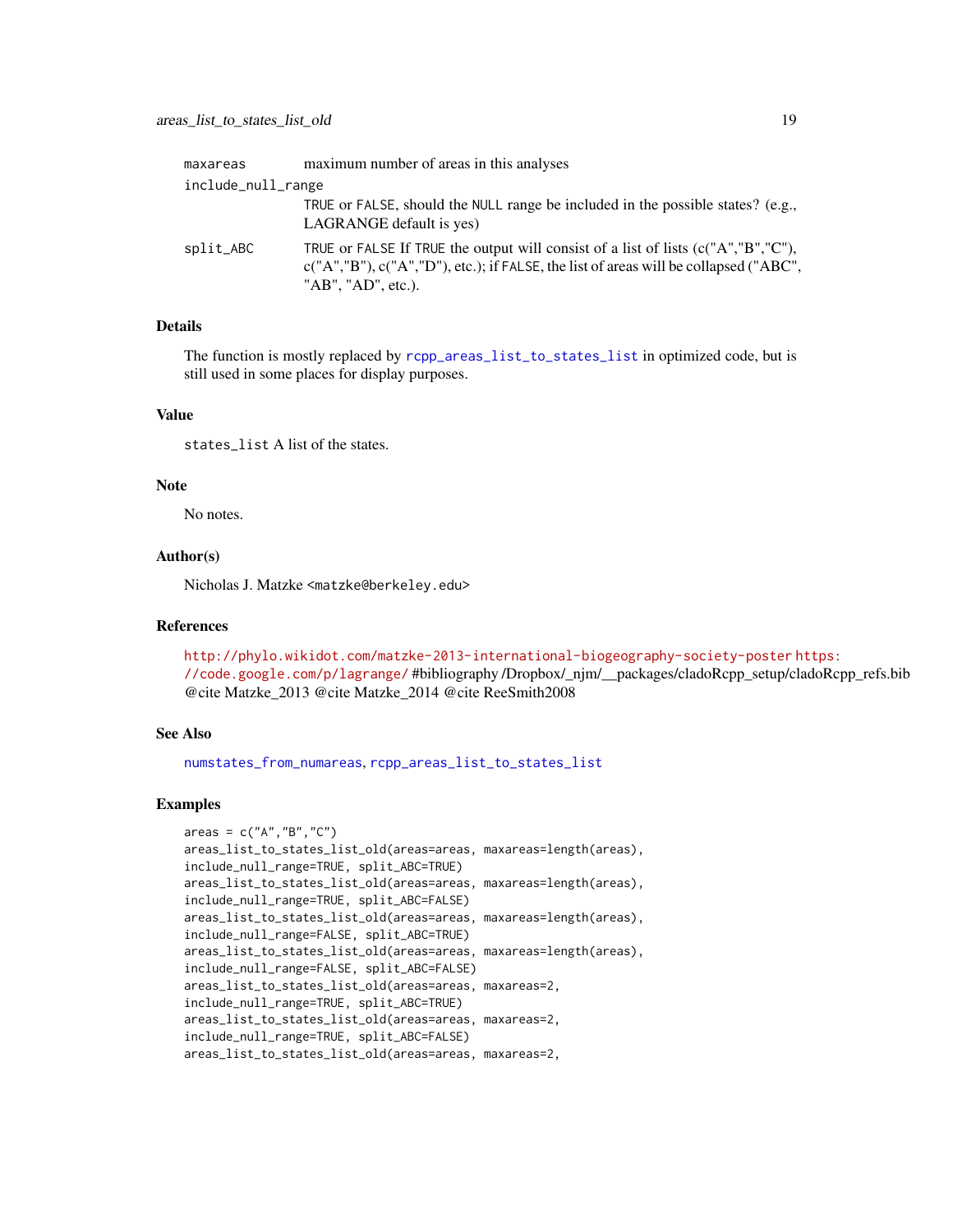maxareas maximum number of areas in this analyses

include_null_range
TRUE or FALSE, should the NULL range be included in the possible states? (e.g., LAGRANGE default is yes)

split_ABC TRUE or FALSE If TRUE the output will consist of a list of lists (c("A","B","C"), c("A","B"), c("A","D"), etc.); if FALSE, the list of areas will be collapsed ("ABC", "AB", "AD", etc.).

### Details

The function is mostly replaced by rcpp_areas_list_to_states_list in optimized code, but is still used in some places for display purposes.

### Value

states_list A list of the states.

### Note

No notes.

### Author(s)

Nicholas J. Matzke <matzke@berkeley.edu>

### References

http://phylo.wikidot.com/matzke-2013-international-biogeography-society-poster https://code.google.com/p/lagrange/ #bibliography /Dropbox/_njm/__packages/cladoRcpp_setup/cladoRcpp_refs.bib @cite Matzke_2013 @cite Matzke_2014 @cite ReeSmith2008

### See Also

numstates_from_numareas, rcpp_areas_list_to_states_list

### Examples

```
areas = c("A","B","C")
areas_list_to_states_list_old(areas=areas, maxareas=length(areas),
include_null_range=TRUE, split_ABC=TRUE)
areas_list_to_states_list_old(areas=areas, maxareas=length(areas),
include_null_range=TRUE, split_ABC=FALSE)
areas_list_to_states_list_old(areas=areas, maxareas=length(areas),
include_null_range=FALSE, split_ABC=TRUE)
areas_list_to_states_list_old(areas=areas, maxareas=length(areas),
include_null_range=FALSE, split_ABC=FALSE)
areas_list_to_states_list_old(areas=areas, maxareas=2,
include_null_range=TRUE, split_ABC=TRUE)
areas_list_to_states_list_old(areas=areas, maxareas=2,
include_null_range=TRUE, split_ABC=FALSE)
areas_list_to_states_list_old(areas=areas, maxareas=2,
```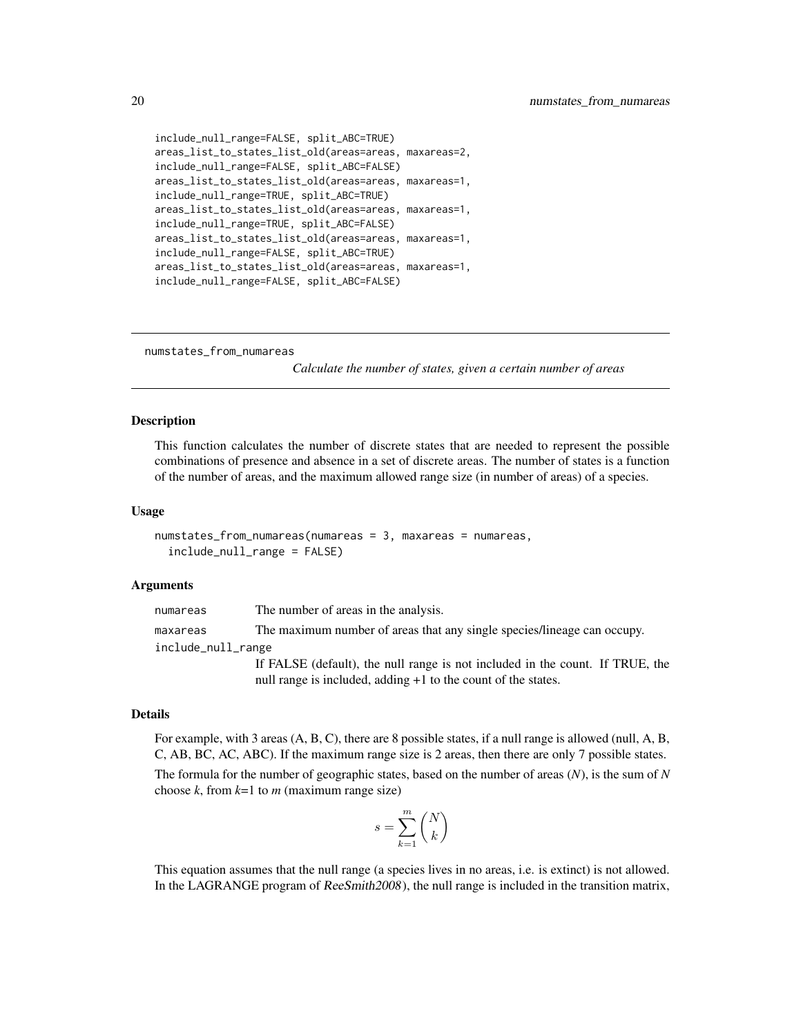```
include_null_range=FALSE, split_ABC=TRUE)
areas_list_to_states_list_old(areas=areas, maxareas=2,
include_null_range=FALSE, split_ABC=FALSE)
areas_list_to_states_list_old(areas=areas, maxareas=1,
include_null_range=TRUE, split_ABC=TRUE)
areas_list_to_states_list_old(areas=areas, maxareas=1,
include_null_range=TRUE, split_ABC=FALSE)
areas_list_to_states_list_old(areas=areas, maxareas=1,
include_null_range=FALSE, split_ABC=TRUE)
areas_list_to_states_list_old(areas=areas, maxareas=1,
include_null_range=FALSE, split_ABC=FALSE)
```

## numstates_from_numareas

*Calculate the number of states, given a certain number of areas*

### Description

This function calculates the number of discrete states that are needed to represent the possible combinations of presence and absence in a set of discrete areas. The number of states is a function of the number of areas, and the maximum allowed range size (in number of areas) of a species.

### Usage

```
numstates_from_numareas(numareas = 3, maxareas = numareas,
  include_null_range = FALSE)
```

### Arguments

| | |
|---|---|
| numareas | The number of areas in the analysis. |
| maxareas | The maximum number of areas that any single species/lineage can occupy. |
| include_null_range | If FALSE (default), the null range is not included in the count. If TRUE, the null range is included, adding +1 to the count of the states. |

### Details

For example, with 3 areas (A, B, C), there are 8 possible states, if a null range is allowed (null, A, B, C, AB, BC, AC, ABC). If the maximum range size is 2 areas, then there are only 7 possible states.

The formula for the number of geographic states, based on the number of areas (*N*), is the sum of *N* choose *k*, from *k*=1 to *m* (maximum range size)

$$s = \sum_{k=1}^{m} \binom{N}{k}$$

This equation assumes that the null range (a species lives in no areas, i.e. is extinct) is not allowed. In the LAGRANGE program of *ReeSmith2008*), the null range is included in the transition matrix,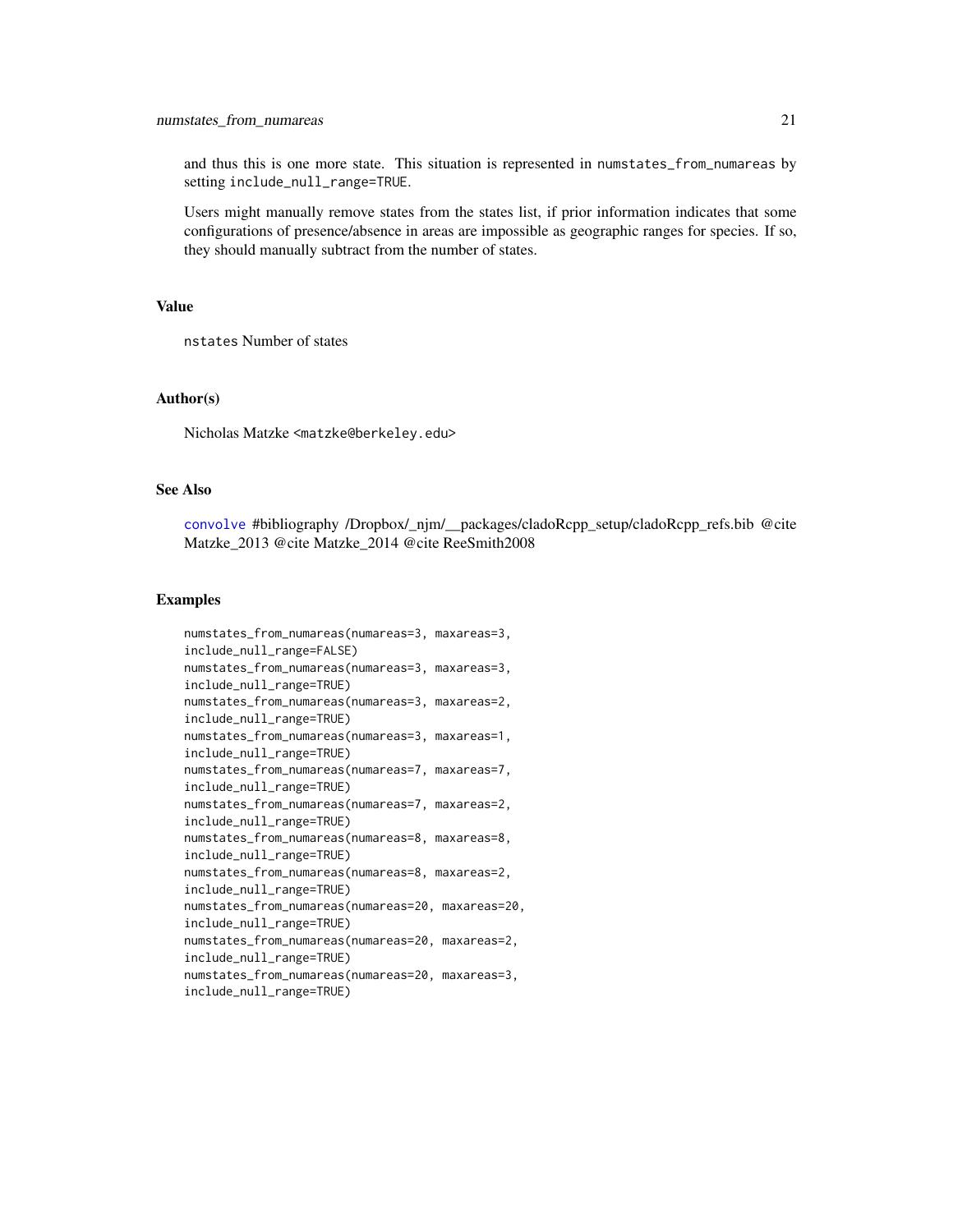and thus this is one more state. This situation is represented in `numstates_from_numareas` by setting `include_null_range=TRUE`.

Users might manually remove states from the states list, if prior information indicates that some configurations of presence/absence in areas are impossible as geographic ranges for species. If so, they should manually subtract from the number of states.

## Value

`nstates` Number of states

## Author(s)

Nicholas Matzke <matzke@berkeley.edu>

## See Also

convolve #bibliography /Dropbox/_njm/__packages/cladoRcpp_setup/cladoRcpp_refs.bib @cite Matzke_2013 @cite Matzke_2014 @cite ReeSmith2008

## Examples

```
numstates_from_numareas(numareas=3, maxareas=3,
include_null_range=FALSE)
numstates_from_numareas(numareas=3, maxareas=3,
include_null_range=TRUE)
numstates_from_numareas(numareas=3, maxareas=2,
include_null_range=TRUE)
numstates_from_numareas(numareas=3, maxareas=1,
include_null_range=TRUE)
numstates_from_numareas(numareas=7, maxareas=7,
include_null_range=TRUE)
numstates_from_numareas(numareas=7, maxareas=2,
include_null_range=TRUE)
numstates_from_numareas(numareas=8, maxareas=8,
include_null_range=TRUE)
numstates_from_numareas(numareas=8, maxareas=2,
include_null_range=TRUE)
numstates_from_numareas(numareas=20, maxareas=20,
include_null_range=TRUE)
numstates_from_numareas(numareas=20, maxareas=2,
include_null_range=TRUE)
numstates_from_numareas(numareas=20, maxareas=3,
include_null_range=TRUE)
```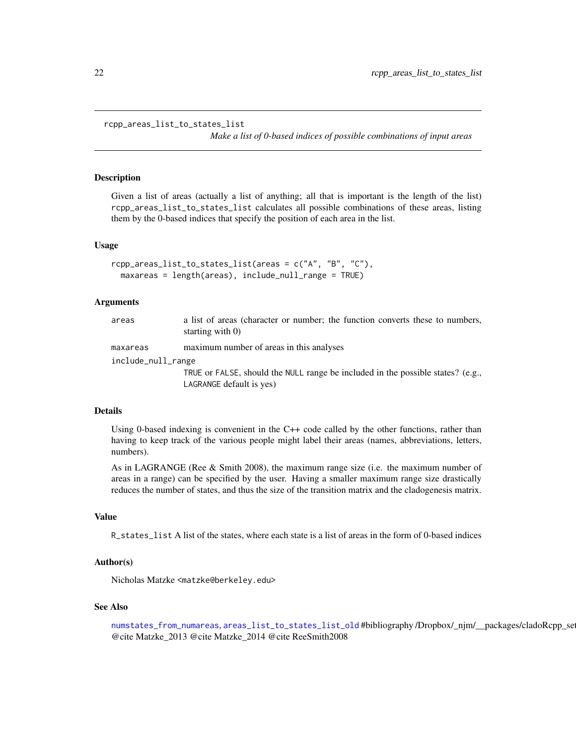# rcpp_areas_list_to_states_list

*Make a list of 0-based indices of possible combinations of input areas*

## Description

Given a list of areas (actually a list of anything; all that is important is the length of the list) `rcpp_areas_list_to_states_list` calculates all possible combinations of these areas, listing them by the 0-based indices that specify the position of each area in the list.

## Usage

```
rcpp_areas_list_to_states_list(areas = c("A", "B", "C"),
  maxareas = length(areas), include_null_range = TRUE)
```

## Arguments

| | |
|---|---|
| `areas` | a list of areas (character or number; the function converts these to numbers, starting with 0) |
| `maxareas` | maximum number of areas in this analyses |
| `include_null_range` | `TRUE` or `FALSE`, should the `NULL` range be included in the possible states? (e.g., `LAGRANGE` default is yes) |

## Details

Using 0-based indexing is convenient in the C++ code called by the other functions, rather than having to keep track of the various people might label their areas (names, abbreviations, letters, numbers).

As in LAGRANGE (Ree & Smith 2008), the maximum range size (i.e. the maximum number of areas in a range) can be specified by the user. Having a smaller maximum range size drastically reduces the number of states, and thus the size of the transition matrix and the cladogenesis matrix.

## Value

`R_states_list` A list of the states, where each state is a list of areas in the form of 0-based indices

## Author(s)

Nicholas Matzke <matzke@berkeley.edu>

## See Also

`numstates_from_numareas`, `areas_list_to_states_list_old` #bibliography /Dropbox/_njm/__packages/cladoRcpp_set
@cite Matzke_2013 @cite Matzke_2014 @cite ReeSmith2008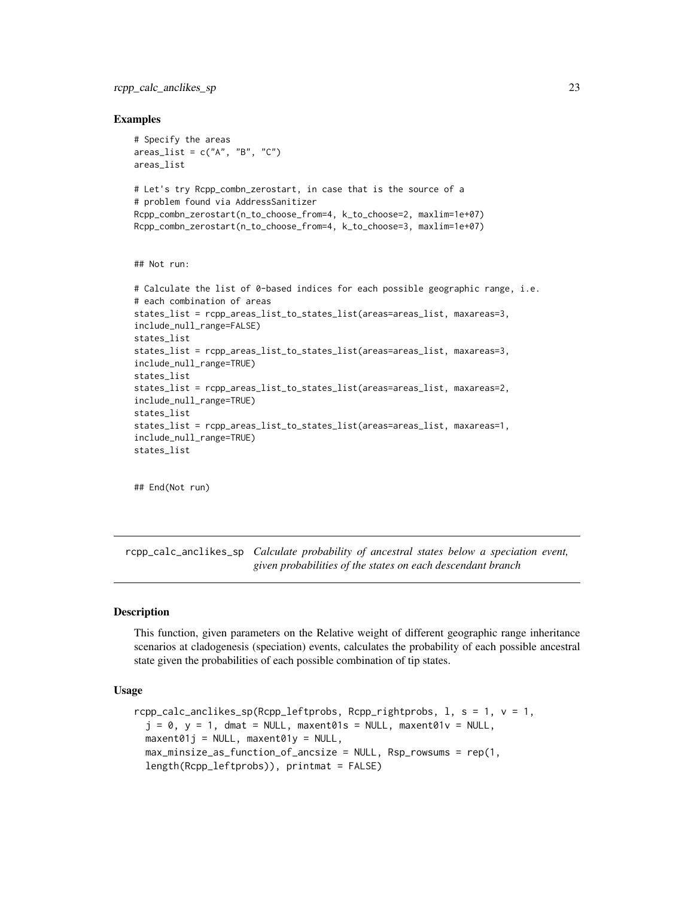## Examples

```
# Specify the areas
areas_list = c("A", "B", "C")
areas_list

# Let's try Rcpp_combn_zerostart, in case that is the source of a
# problem found via AddressSanitizer
Rcpp_combn_zerostart(n_to_choose_from=4, k_to_choose=2, maxlim=1e+07)
Rcpp_combn_zerostart(n_to_choose_from=4, k_to_choose=3, maxlim=1e+07)


## Not run:

# Calculate the list of 0-based indices for each possible geographic range, i.e.
# each combination of areas
states_list = rcpp_areas_list_to_states_list(areas=areas_list, maxareas=3,
include_null_range=FALSE)
states_list
states_list = rcpp_areas_list_to_states_list(areas=areas_list, maxareas=3,
include_null_range=TRUE)
states_list
states_list = rcpp_areas_list_to_states_list(areas=areas_list, maxareas=2,
include_null_range=TRUE)
states_list
states_list = rcpp_areas_list_to_states_list(areas=areas_list, maxareas=1,
include_null_range=TRUE)
states_list


## End(Not run)
```

---

# rcpp_calc_anclikes_sp *Calculate probability of ancestral states below a speciation event, given probabilities of the states on each descendant branch*

---

## Description

This function, given parameters on the Relative weight of different geographic range inheritance scenarios at cladogenesis (speciation) events, calculates the probability of each possible ancestral state given the probabilities of each possible combination of tip states.

## Usage

```
rcpp_calc_anclikes_sp(Rcpp_leftprobs, Rcpp_rightprobs, l, s = 1, v = 1,
  j = 0, y = 1, dmat = NULL, maxent01s = NULL, maxent01v = NULL,
  maxent01j = NULL, maxent01y = NULL,
  max_minsize_as_function_of_ancsize = NULL, Rsp_rowsums = rep(1,
  length(Rcpp_leftprobs)), printmat = FALSE)
```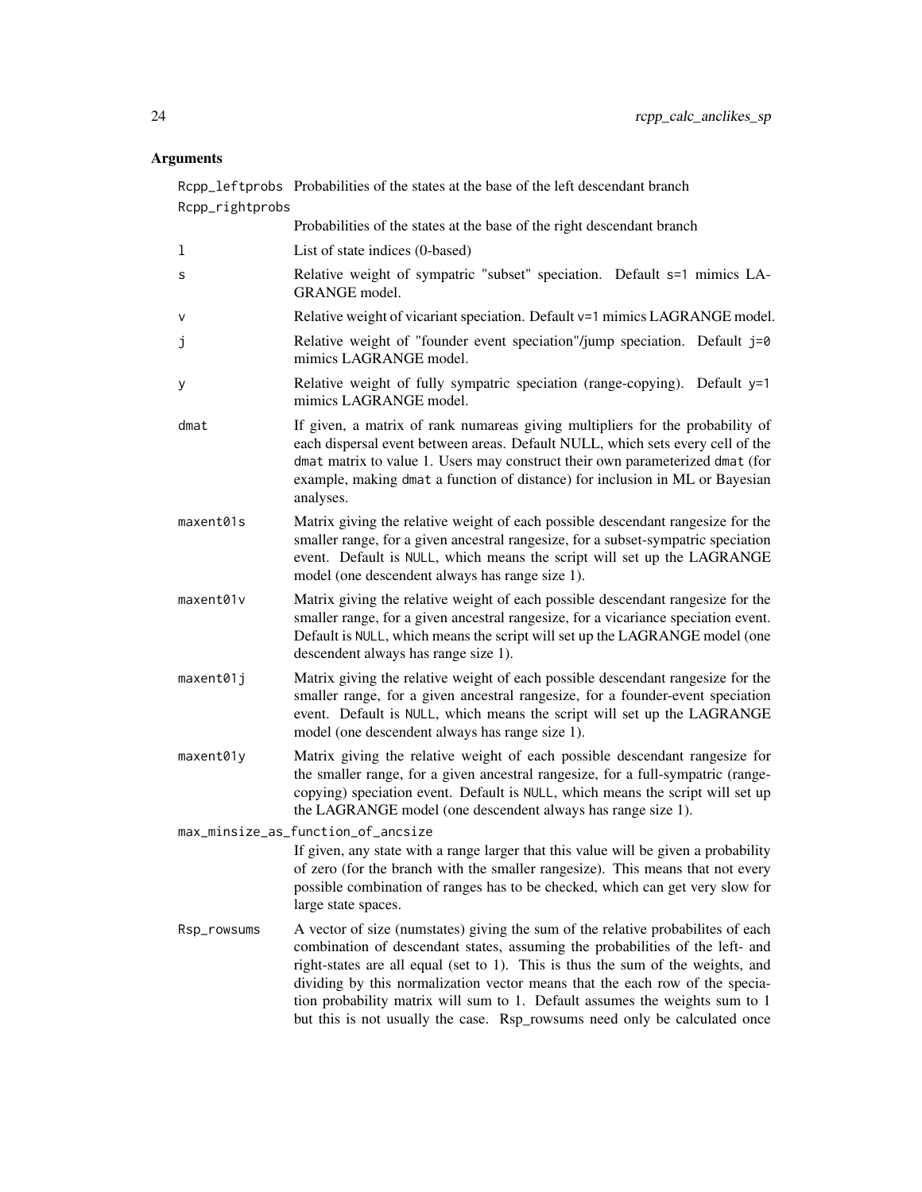## Arguments

| | |
|---|---|
| `Rcpp_leftprobs` | Probabilities of the states at the base of the left descendant branch |
| `Rcpp_rightprobs` | Probabilities of the states at the base of the right descendant branch |
| `l` | List of state indices (0-based) |
| `s` | Relative weight of sympatric "subset" speciation. Default `s=1` mimics LAGRANGE model. |
| `v` | Relative weight of vicariant speciation. Default `v=1` mimics LAGRANGE model. |
| `j` | Relative weight of "founder event speciation"/jump speciation. Default `j=0` mimics LAGRANGE model. |
| `y` | Relative weight of fully sympatric speciation (range-copying). Default `y=1` mimics LAGRANGE model. |
| `dmat` | If given, a matrix of rank numareas giving multipliers for the probability of each dispersal event between areas. Default NULL, which sets every cell of the `dmat` matrix to value 1. Users may construct their own parameterized `dmat` (for example, making `dmat` a function of distance) for inclusion in ML or Bayesian analyses. |
| `maxent01s` | Matrix giving the relative weight of each possible descendant rangesize for the smaller range, for a given ancestral rangesize, for a subset-sympatric speciation event. Default is `NULL`, which means the script will set up the LAGRANGE model (one descendent always has range size 1). |
| `maxent01v` | Matrix giving the relative weight of each possible descendant rangesize for the smaller range, for a given ancestral rangesize, for a vicariance speciation event. Default is `NULL`, which means the script will set up the LAGRANGE model (one descendent always has range size 1). |
| `maxent01j` | Matrix giving the relative weight of each possible descendant rangesize for the smaller range, for a given ancestral rangesize, for a founder-event speciation event. Default is `NULL`, which means the script will set up the LAGRANGE model (one descendent always has range size 1). |
| `maxent01y` | Matrix giving the relative weight of each possible descendant rangesize for the smaller range, for a given ancestral rangesize, for a full-sympatric (range-copying) speciation event. Default is `NULL`, which means the script will set up the LAGRANGE model (one descendent always has range size 1). |
| `max_minsize_as_function_of_ancsize` | If given, any state with a range larger that this value will be given a probability of zero (for the branch with the smaller rangesize). This means that not every possible combination of ranges has to be checked, which can get very slow for large state spaces. |
| `Rsp_rowsums` | A vector of size (numstates) giving the sum of the relative probabilites of each combination of descendant states, assuming the probabilities of the left- and right-states are all equal (set to 1). This is thus the sum of the weights, and dividing by this normalization vector means that the each row of the speciation probability matrix will sum to 1. Default assumes the weights sum to 1 but this is not usually the case. Rsp_rowsums need only be calculated once |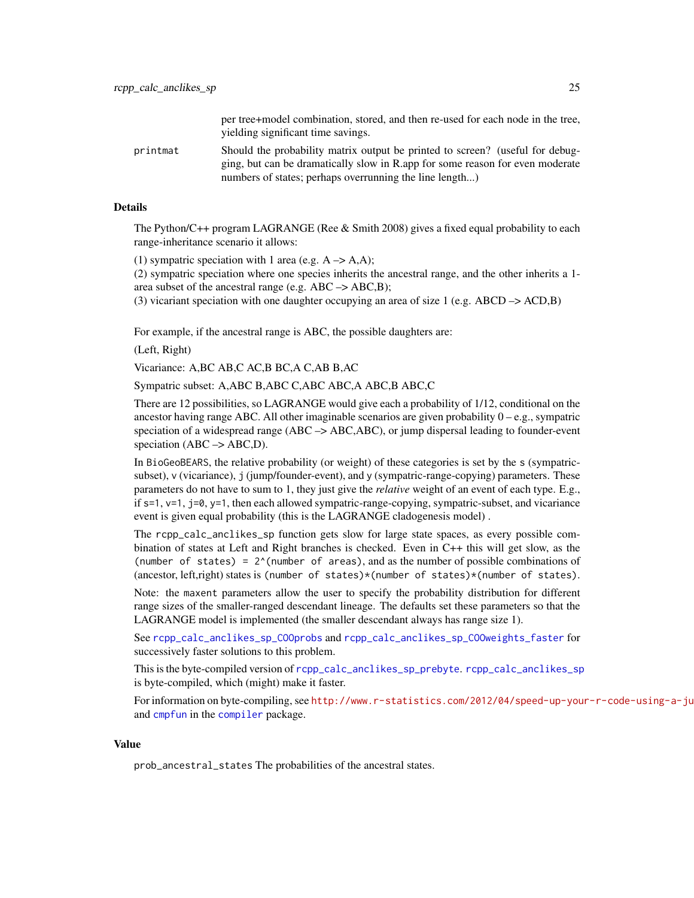per tree+model combination, stored, and then re-used for each node in the tree, yielding significant time savings.

`printmat` Should the probability matrix output be printed to screen? (useful for debugging, but can be dramatically slow in R.app for some reason for even moderate numbers of states; perhaps overrunning the line length...)

## Details

The Python/C++ program LAGRANGE (Ree & Smith 2008) gives a fixed equal probability to each range-inheritance scenario it allows:

(1) sympatric speciation with 1 area (e.g. A –> A,A);
(2) sympatric speciation where one species inherits the ancestral range, and the other inherits a 1-area subset of the ancestral range (e.g. ABC –> ABC,B);
(3) vicariant speciation with one daughter occupying an area of size 1 (e.g. ABCD –> ACD,B)

For example, if the ancestral range is ABC, the possible daughters are:

(Left, Right)

Vicariance: A,BC AB,C AC,B BC,A C,AB B,AC

Sympatric subset: A,ABC B,ABC C,ABC ABC,A ABC,B ABC,C

There are 12 possibilities, so LAGRANGE would give each a probability of 1/12, conditional on the ancestor having range ABC. All other imaginable scenarios are given probability 0 – e.g., sympatric speciation of a widespread range (ABC –> ABC,ABC), or jump dispersal leading to founder-event speciation (ABC –> ABC,D).

In `BioGeoBEARS`, the relative probability (or weight) of these categories is set by the `s` (sympatric-subset), `v` (vicariance), `j` (jump/founder-event), and `y` (sympatric-range-copying) parameters. These parameters do not have to sum to 1, they just give the *relative* weight of an event of each type. E.g., if `s=1`, `v=1`, `j=0`, `y=1`, then each allowed sympatric-range-copying, sympatric-subset, and vicariance event is given equal probability (this is the LAGRANGE cladogenesis model) .

The `rcpp_calc_anclikes_sp` function gets slow for large state spaces, as every possible combination of states at Left and Right branches is checked. Even in C++ this will get slow, as the `(number of states) = 2^(number of areas)`, and as the number of possible combinations of (ancestor, left,right) states is `(number of states)*(number of states)*(number of states)`.

Note: the `maxent` parameters allow the user to specify the probability distribution for different range sizes of the smaller-ranged descendant lineage. The defaults set these parameters so that the LAGRANGE model is implemented (the smaller descendant always has range size 1).

See `rcpp_calc_anclikes_sp_COOprobs` and `rcpp_calc_anclikes_sp_COOweights_faster` for successively faster solutions to this problem.

This is the byte-compiled version of `rcpp_calc_anclikes_sp_prebyte`. `rcpp_calc_anclikes_sp` is byte-compiled, which (might) make it faster.

For information on byte-compiling, see `http://www.r-statistics.com/2012/04/speed-up-your-r-code-using-a-ju` and `cmpfun` in the `compiler` package.

## Value

`prob_ancestral_states` The probabilities of the ancestral states.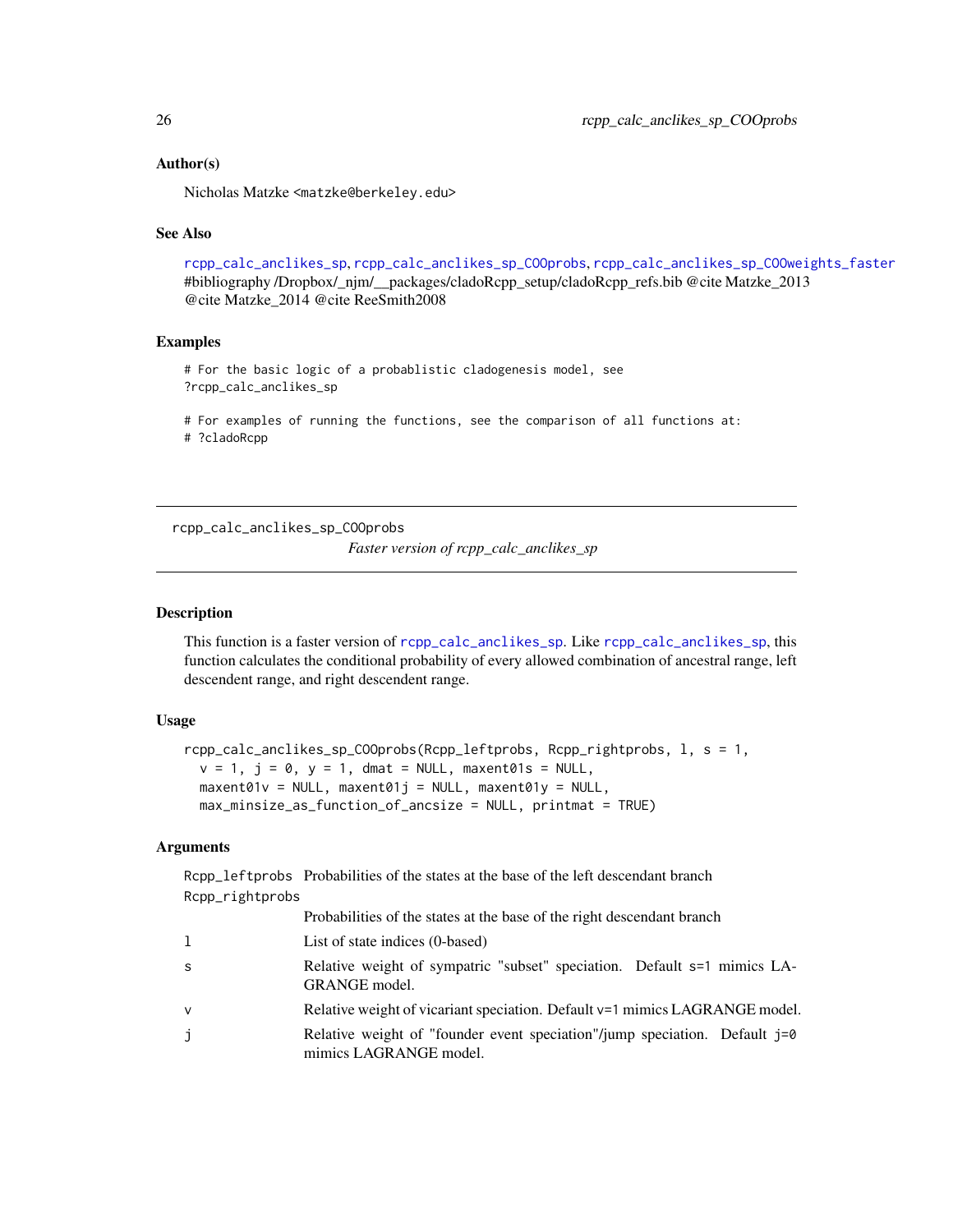### Author(s)

Nicholas Matzke <matzke@berkeley.edu>

### See Also

rcpp_calc_anclikes_sp, rcpp_calc_anclikes_sp_COOprobs, rcpp_calc_anclikes_sp_COOweights_faster #bibliography /Dropbox/_njm/__packages/cladoRcpp_setup/cladoRcpp_refs.bib @cite Matzke_2013 @cite Matzke_2014 @cite ReeSmith2008

### Examples

```
# For the basic logic of a probablistic cladogenesis model, see
?rcpp_calc_anclikes_sp

# For examples of running the functions, see the comparison of all functions at:
# ?cladoRcpp
```

---

## rcpp_calc_anclikes_sp_COOprobs

*Faster version of rcpp_calc_anclikes_sp*

### Description

This function is a faster version of rcpp_calc_anclikes_sp. Like rcpp_calc_anclikes_sp, this function calculates the conditional probability of every allowed combination of ancestral range, left descendent range, and right descendent range.

### Usage

```
rcpp_calc_anclikes_sp_COOprobs(Rcpp_leftprobs, Rcpp_rightprobs, l, s = 1,
  v = 1, j = 0, y = 1, dmat = NULL, maxent01s = NULL,
  maxent01v = NULL, maxent01j = NULL, maxent01y = NULL,
  max_minsize_as_function_of_ancsize = NULL, printmat = TRUE)
```

### Arguments

| | |
|---|---|
| Rcpp_leftprobs | Probabilities of the states at the base of the left descendant branch |
| Rcpp_rightprobs | Probabilities of the states at the base of the right descendant branch |
| l | List of state indices (0-based) |
| s | Relative weight of sympatric "subset" speciation. Default s=1 mimics LAGRANGE model. |
| v | Relative weight of vicariant speciation. Default v=1 mimics LAGRANGE model. |
| j | Relative weight of "founder event speciation"/jump speciation. Default j=0 mimics LAGRANGE model. |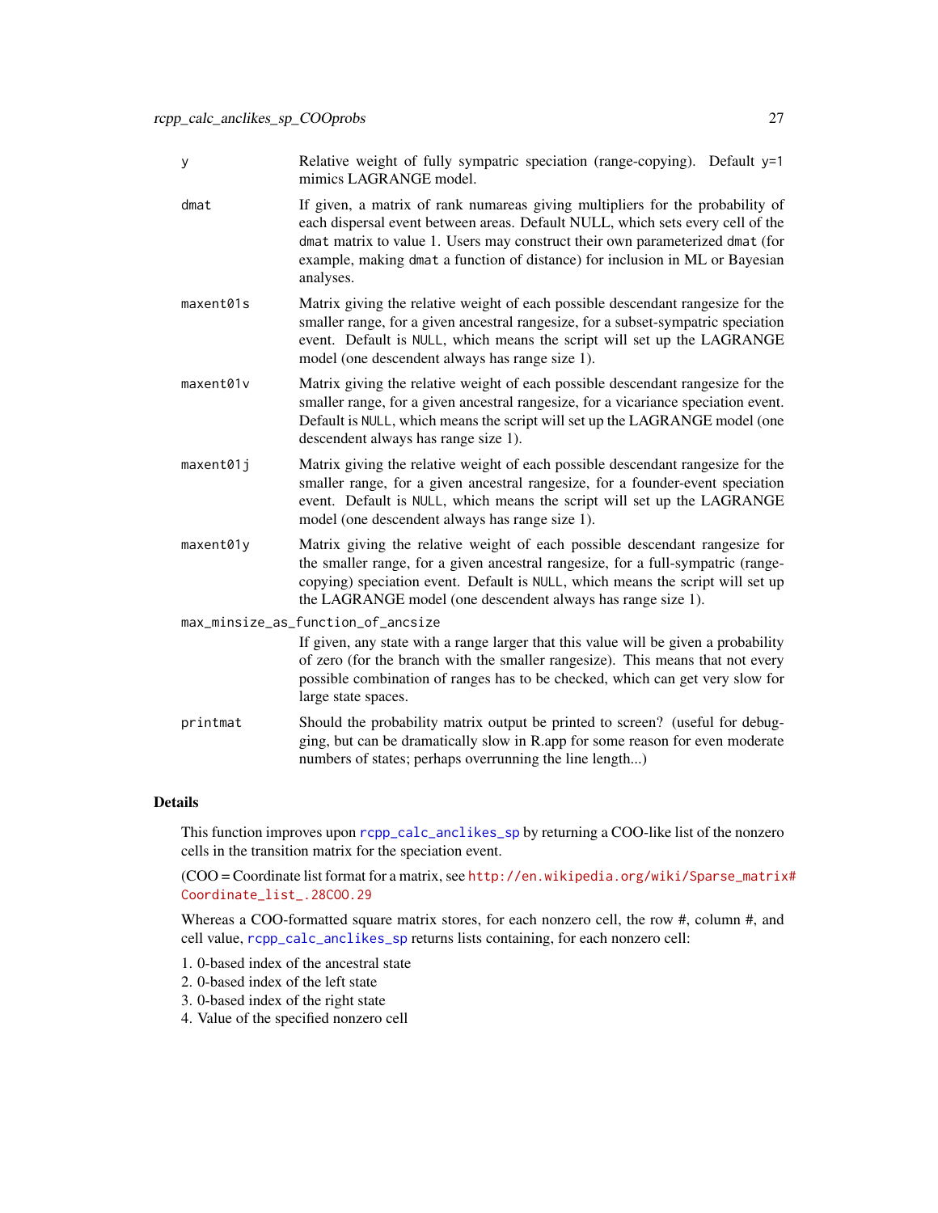| | |
|---|---|
| y | Relative weight of fully sympatric speciation (range-copying). Default y=1 mimics LAGRANGE model. |
| dmat | If given, a matrix of rank numareas giving multipliers for the probability of each dispersal event between areas. Default NULL, which sets every cell of the dmat matrix to value 1. Users may construct their own parameterized dmat (for example, making dmat a function of distance) for inclusion in ML or Bayesian analyses. |
| maxent01s | Matrix giving the relative weight of each possible descendant rangesize for the smaller range, for a given ancestral rangesize, for a subset-sympatric speciation event. Default is NULL, which means the script will set up the LAGRANGE model (one descendent always has range size 1). |
| maxent01v | Matrix giving the relative weight of each possible descendant rangesize for the smaller range, for a given ancestral rangesize, for a vicariance speciation event. Default is NULL, which means the script will set up the LAGRANGE model (one descendent always has range size 1). |
| maxent01j | Matrix giving the relative weight of each possible descendant rangesize for the smaller range, for a given ancestral rangesize, for a founder-event speciation event. Default is NULL, which means the script will set up the LAGRANGE model (one descendent always has range size 1). |
| maxent01y | Matrix giving the relative weight of each possible descendant rangesize for the smaller range, for a given ancestral rangesize, for a full-sympatric (range-copying) speciation event. Default is NULL, which means the script will set up the LAGRANGE model (one descendent always has range size 1). |
| max_minsize_as_function_of_ancsize | If given, any state with a range larger that this value will be given a probability of zero (for the branch with the smaller rangesize). This means that not every possible combination of ranges has to be checked, which can get very slow for large state spaces. |
| printmat | Should the probability matrix output be printed to screen? (useful for debugging, but can be dramatically slow in R.app for some reason for even moderate numbers of states; perhaps overrunning the line length...) |

## Details

This function improves upon rcpp_calc_anclikes_sp by returning a COO-like list of the nonzero cells in the transition matrix for the speciation event.

(COO = Coordinate list format for a matrix, see http://en.wikipedia.org/wiki/Sparse_matrix#Coordinate_list_.28COO.29

Whereas a COO-formatted square matrix stores, for each nonzero cell, the row #, column #, and cell value, rcpp_calc_anclikes_sp returns lists containing, for each nonzero cell:

1. 0-based index of the ancestral state
2. 0-based index of the left state
3. 0-based index of the right state
4. Value of the specified nonzero cell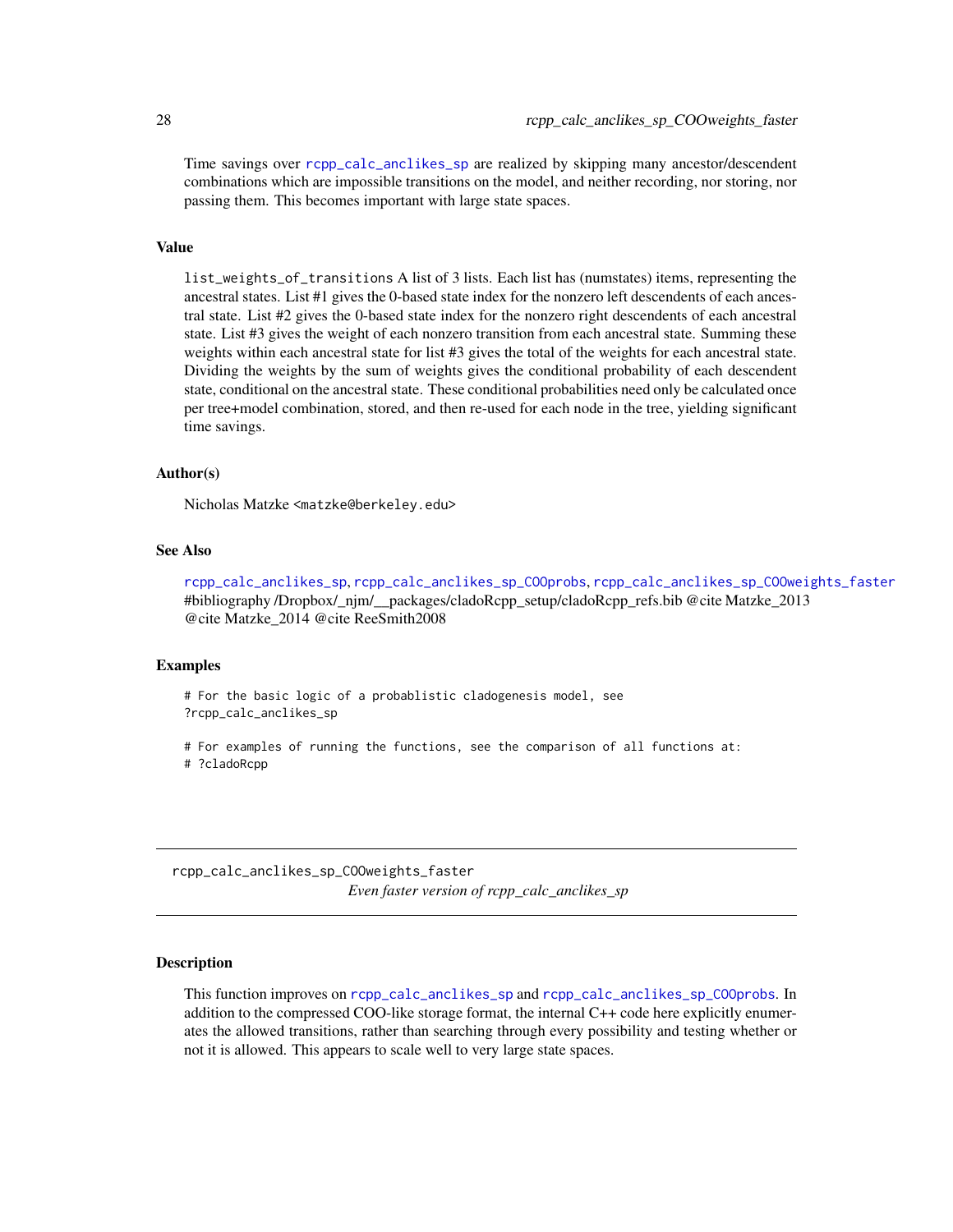Time savings over rcpp_calc_anclikes_sp are realized by skipping many ancestor/descendent combinations which are impossible transitions on the model, and neither recording, nor storing, nor passing them. This becomes important with large state spaces.

### Value

list_weights_of_transitions A list of 3 lists. Each list has (numstates) items, representing the ancestral states. List #1 gives the 0-based state index for the nonzero left descendents of each ancestral state. List #2 gives the 0-based state index for the nonzero right descendents of each ancestral state. List #3 gives the weight of each nonzero transition from each ancestral state. Summing these weights within each ancestral state for list #3 gives the total of the weights for each ancestral state. Dividing the weights by the sum of weights gives the conditional probability of each descendent state, conditional on the ancestral state. These conditional probabilities need only be calculated once per tree+model combination, stored, and then re-used for each node in the tree, yielding significant time savings.

### Author(s)

Nicholas Matzke <matzke@berkeley.edu>

### See Also

rcpp_calc_anclikes_sp, rcpp_calc_anclikes_sp_COOprobs, rcpp_calc_anclikes_sp_COOweights_faster #bibliography /Dropbox/_njm/__packages/cladoRcpp_setup/cladoRcpp_refs.bib @cite Matzke_2013 @cite Matzke_2014 @cite ReeSmith2008

### Examples

```
# For the basic logic of a probablistic cladogenesis model, see
?rcpp_calc_anclikes_sp

# For examples of running the functions, see the comparison of all functions at:
# ?cladoRcpp
```

---

## rcpp_calc_anclikes_sp_COOweights_faster

*Even faster version of rcpp_calc_anclikes_sp*

---

### Description

This function improves on rcpp_calc_anclikes_sp and rcpp_calc_anclikes_sp_COOprobs. In addition to the compressed COO-like storage format, the internal C++ code here explicitly enumerates the allowed transitions, rather than searching through every possibility and testing whether or not it is allowed. This appears to scale well to very large state spaces.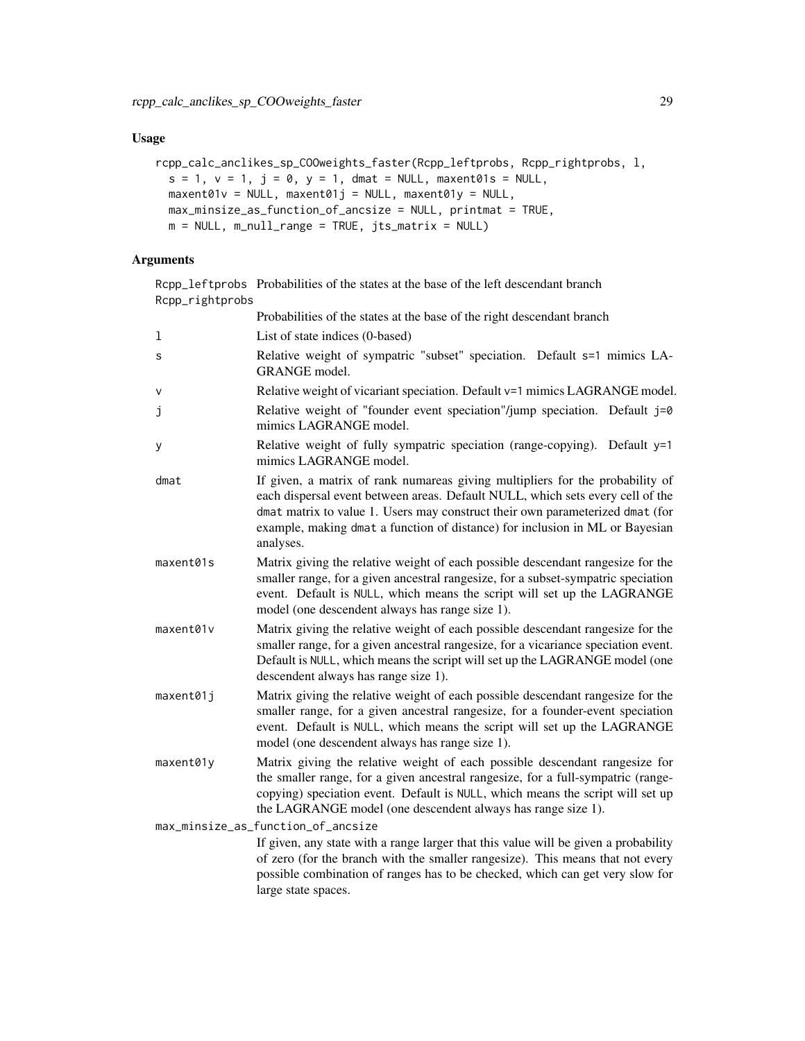## Usage

```
rcpp_calc_anclikes_sp_COOweights_faster(Rcpp_leftprobs, Rcpp_rightprobs, l,
  s = 1, v = 1, j = 0, y = 1, dmat = NULL, maxent01s = NULL,
  maxent01v = NULL, maxent01j = NULL, maxent01y = NULL,
  max_minsize_as_function_of_ancsize = NULL, printmat = TRUE,
  m = NULL, m_null_range = TRUE, jts_matrix = NULL)
```

## Arguments

| Argument | Description |
|---|---|
| `Rcpp_leftprobs` | Probabilities of the states at the base of the left descendant branch |
| `Rcpp_rightprobs` | Probabilities of the states at the base of the right descendant branch |
| `l` | List of state indices (0-based) |
| `s` | Relative weight of sympatric "subset" speciation. Default `s=1` mimics LAGRANGE model. |
| `v` | Relative weight of vicariant speciation. Default `v=1` mimics LAGRANGE model. |
| `j` | Relative weight of "founder event speciation"/jump speciation. Default `j=0` mimics LAGRANGE model. |
| `y` | Relative weight of fully sympatric speciation (range-copying). Default `y=1` mimics LAGRANGE model. |
| `dmat` | If given, a matrix of rank numareas giving multipliers for the probability of each dispersal event between areas. Default NULL, which sets every cell of the `dmat` matrix to value 1. Users may construct their own parameterized `dmat` (for example, making `dmat` a function of distance) for inclusion in ML or Bayesian analyses. |
| `maxent01s` | Matrix giving the relative weight of each possible descendant rangesize for the smaller range, for a given ancestral rangesize, for a subset-sympatric speciation event. Default is `NULL`, which means the script will set up the LAGRANGE model (one descendent always has range size 1). |
| `maxent01v` | Matrix giving the relative weight of each possible descendant rangesize for the smaller range, for a given ancestral rangesize, for a vicariance speciation event. Default is `NULL`, which means the script will set up the LAGRANGE model (one descendent always has range size 1). |
| `maxent01j` | Matrix giving the relative weight of each possible descendant rangesize for the smaller range, for a given ancestral rangesize, for a founder-event speciation event. Default is `NULL`, which means the script will set up the LAGRANGE model (one descendent always has range size 1). |
| `maxent01y` | Matrix giving the relative weight of each possible descendant rangesize for the smaller range, for a given ancestral rangesize, for a full-sympatric (range-copying) speciation event. Default is `NULL`, which means the script will set up the LAGRANGE model (one descendent always has range size 1). |
| `max_minsize_as_function_of_ancsize` | If given, any state with a range larger that this value will be given a probability of zero (for the branch with the smaller rangesize). This means that not every possible combination of ranges has to be checked, which can get very slow for large state spaces. |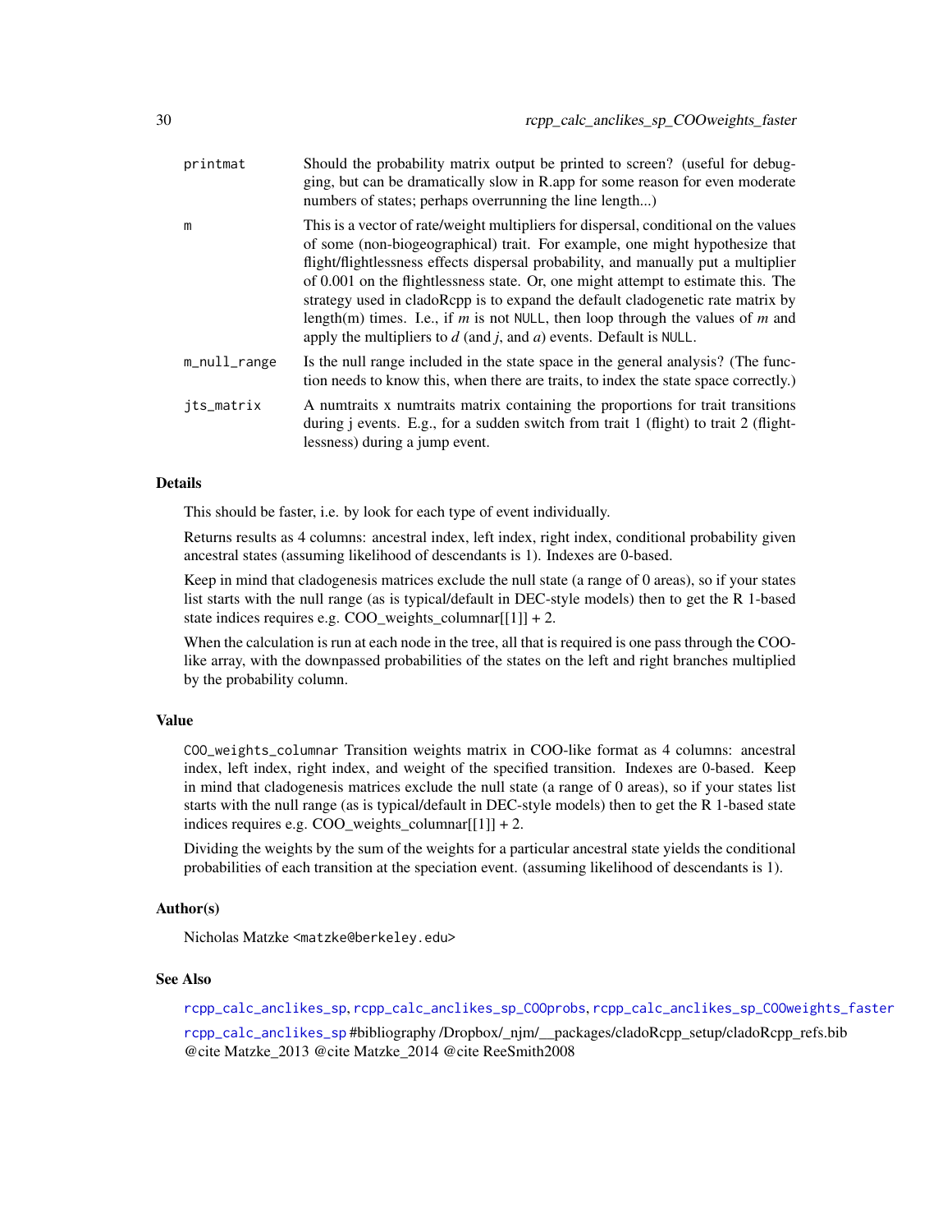| | |
|---|---|
| printmat | Should the probability matrix output be printed to screen? (useful for debugging, but can be dramatically slow in R.app for some reason for even moderate numbers of states; perhaps overrunning the line length...) |
| m | This is a vector of rate/weight multipliers for dispersal, conditional on the values of some (non-biogeographical) trait. For example, one might hypothesize that flight/flightlessness effects dispersal probability, and manually put a multiplier of 0.001 on the flightlessness state. Or, one might attempt to estimate this. The strategy used in cladoRcpp is to expand the default cladogenetic rate matrix by length(m) times. I.e., if *m* is not `NULL`, then loop through the values of *m* and apply the multipliers to *d* (and *j*, and *a*) events. Default is `NULL`. |
| m_null_range | Is the null range included in the state space in the general analysis? (The function needs to know this, when there are traits, to index the state space correctly.) |
| jts_matrix | A numtraits x numtraits matrix containing the proportions for trait transitions during j events. E.g., for a sudden switch from trait 1 (flight) to trait 2 (flightlessness) during a jump event. |

### Details

This should be faster, i.e. by look for each type of event individually.

Returns results as 4 columns: ancestral index, left index, right index, conditional probability given ancestral states (assuming likelihood of descendants is 1). Indexes are 0-based.

Keep in mind that cladogenesis matrices exclude the null state (a range of 0 areas), so if your states list starts with the null range (as is typical/default in DEC-style models) then to get the R 1-based state indices requires e.g. COO_weights_columnar[[1]] + 2.

When the calculation is run at each node in the tree, all that is required is one pass through the COO-like array, with the downpassed probabilities of the states on the left and right branches multiplied by the probability column.

### Value

`COO_weights_columnar` Transition weights matrix in COO-like format as 4 columns: ancestral index, left index, right index, and weight of the specified transition. Indexes are 0-based. Keep in mind that cladogenesis matrices exclude the null state (a range of 0 areas), so if your states list starts with the null range (as is typical/default in DEC-style models) then to get the R 1-based state indices requires e.g. COO_weights_columnar[[1]] + 2.

Dividing the weights by the sum of the weights for a particular ancestral state yields the conditional probabilities of each transition at the speciation event. (assuming likelihood of descendants is 1).

### Author(s)

Nicholas Matzke <matzke@berkeley.edu>

### See Also

`rcpp_calc_anclikes_sp`, `rcpp_calc_anclikes_sp_COOprobs`, `rcpp_calc_anclikes_sp_COOweights_faster`

`rcpp_calc_anclikes_sp` #bibliography /Dropbox/_njm/__packages/cladoRcpp_setup/cladoRcpp_refs.bib @cite Matzke_2013 @cite Matzke_2014 @cite ReeSmith2008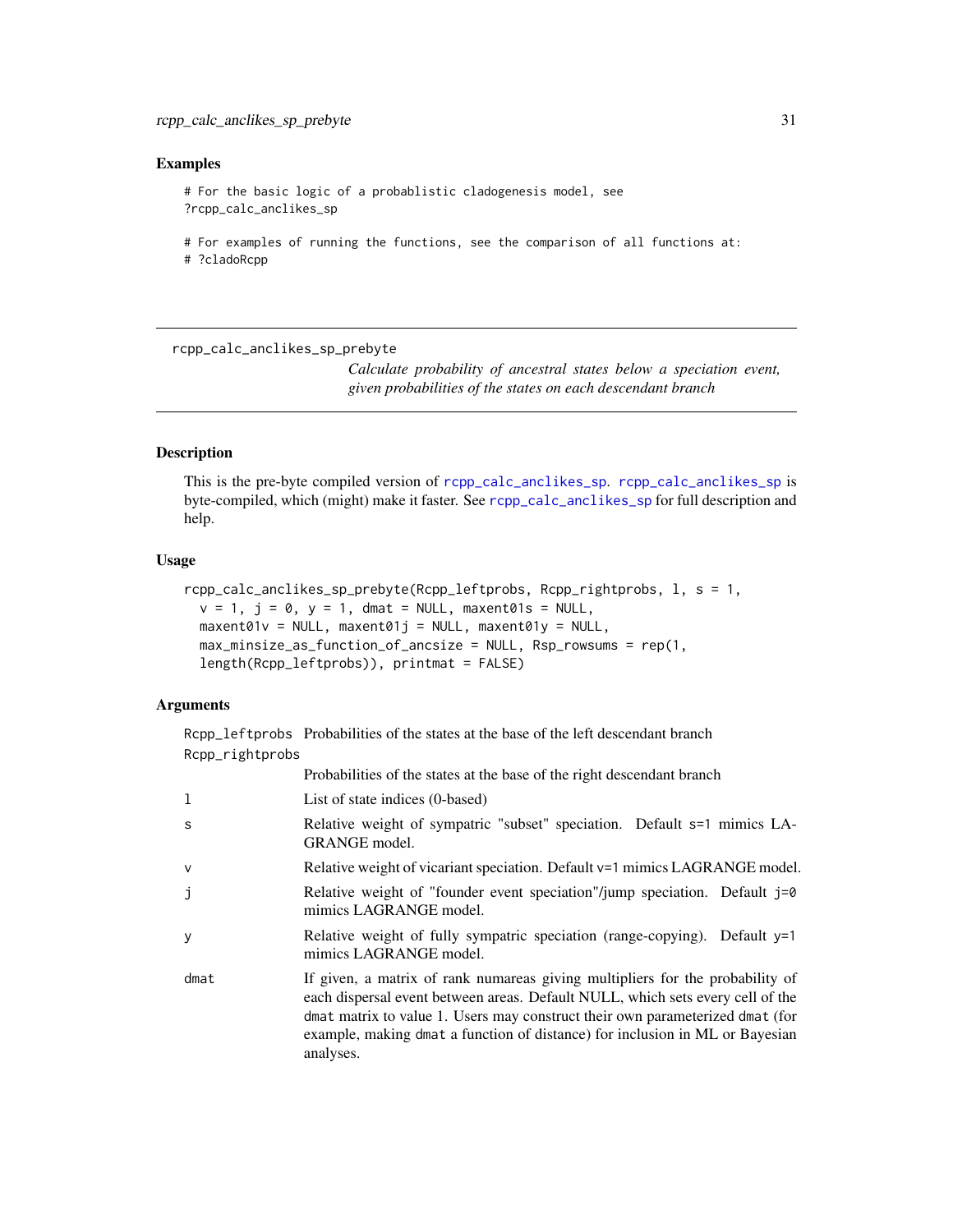## Examples

```
# For the basic logic of a probablistic cladogenesis model, see
?rcpp_calc_anclikes_sp

# For examples of running the functions, see the comparison of all functions at:
# ?cladoRcpp
```

---

## rcpp_calc_anclikes_sp_prebyte

*Calculate probability of ancestral states below a speciation event, given probabilities of the states on each descendant branch*

---

### Description

This is the pre-byte compiled version of rcpp_calc_anclikes_sp. rcpp_calc_anclikes_sp is byte-compiled, which (might) make it faster. See rcpp_calc_anclikes_sp for full description and help.

### Usage

```
rcpp_calc_anclikes_sp_prebyte(Rcpp_leftprobs, Rcpp_rightprobs, l, s = 1,
  v = 1, j = 0, y = 1, dmat = NULL, maxent01s = NULL,
  maxent01v = NULL, maxent01j = NULL, maxent01y = NULL,
  max_minsize_as_function_of_ancsize = NULL, Rsp_rowsums = rep(1,
  length(Rcpp_leftprobs)), printmat = FALSE)
```

### Arguments

| | |
|---|---|
| `Rcpp_leftprobs` | Probabilities of the states at the base of the left descendant branch |
| `Rcpp_rightprobs` | Probabilities of the states at the base of the right descendant branch |
| `l` | List of state indices (0-based) |
| `s` | Relative weight of sympatric "subset" speciation. Default `s=1` mimics LAGRANGE model. |
| `v` | Relative weight of vicariant speciation. Default `v=1` mimics LAGRANGE model. |
| `j` | Relative weight of "founder event speciation"/jump speciation. Default `j=0` mimics LAGRANGE model. |
| `y` | Relative weight of fully sympatric speciation (range-copying). Default `y=1` mimics LAGRANGE model. |
| `dmat` | If given, a matrix of rank numareas giving multipliers for the probability of each dispersal event between areas. Default NULL, which sets every cell of the `dmat` matrix to value 1. Users may construct their own parameterized `dmat` (for example, making `dmat` a function of distance) for inclusion in ML or Bayesian analyses. |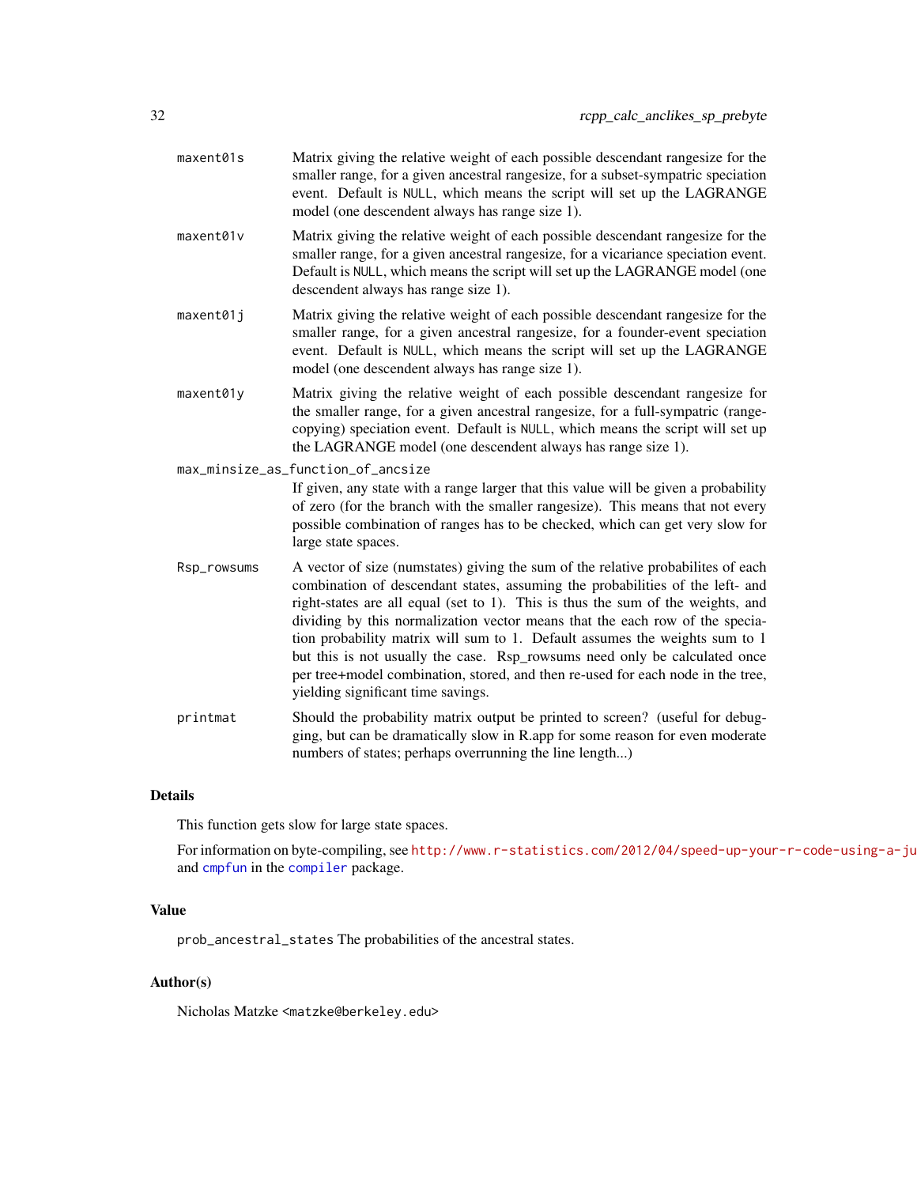maxent01s
: Matrix giving the relative weight of each possible descendant rangesize for the smaller range, for a given ancestral rangesize, for a subset-sympatric speciation event. Default is NULL, which means the script will set up the LAGRANGE model (one descendent always has range size 1).

maxent01v
: Matrix giving the relative weight of each possible descendant rangesize for the smaller range, for a given ancestral rangesize, for a vicariance speciation event. Default is NULL, which means the script will set up the LAGRANGE model (one descendent always has range size 1).

maxent01j
: Matrix giving the relative weight of each possible descendant rangesize for the smaller range, for a given ancestral rangesize, for a founder-event speciation event. Default is NULL, which means the script will set up the LAGRANGE model (one descendent always has range size 1).

maxent01y
: Matrix giving the relative weight of each possible descendant rangesize for the smaller range, for a given ancestral rangesize, for a full-sympatric (range-copying) speciation event. Default is NULL, which means the script will set up the LAGRANGE model (one descendent always has range size 1).

max_minsize_as_function_of_ancsize
: If given, any state with a range larger that this value will be given a probability of zero (for the branch with the smaller rangesize). This means that not every possible combination of ranges has to be checked, which can get very slow for large state spaces.

Rsp_rowsums
: A vector of size (numstates) giving the sum of the relative probabilites of each combination of descendant states, assuming the probabilities of the left- and right-states are all equal (set to 1). This is thus the sum of the weights, and dividing by this normalization vector means that the each row of the speciation probability matrix will sum to 1. Default assumes the weights sum to 1 but this is not usually the case. Rsp_rowsums need only be calculated once per tree+model combination, stored, and then re-used for each node in the tree, yielding significant time savings.

printmat
: Should the probability matrix output be printed to screen? (useful for debugging, but can be dramatically slow in R.app for some reason for even moderate numbers of states; perhaps overrunning the line length...)

## Details

This function gets slow for large state spaces.

For information on byte-compiling, see http://www.r-statistics.com/2012/04/speed-up-your-r-code-using-a-ju and cmpfun in the compiler package.

## Value

prob_ancestral_states The probabilities of the ancestral states.

## Author(s)

Nicholas Matzke <matzke@berkeley.edu>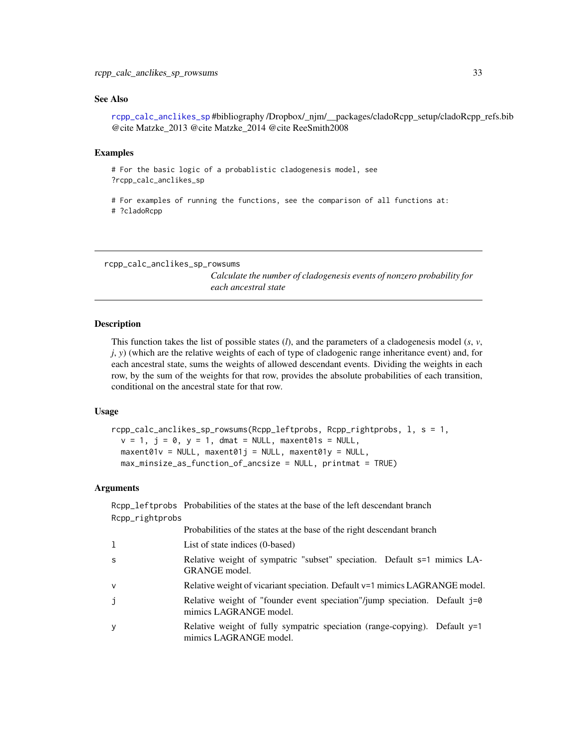### See Also

rcpp_calc_anclikes_sp #bibliography /Dropbox/_njm/__packages/cladoRcpp_setup/cladoRcpp_refs.bib @cite Matzke_2013 @cite Matzke_2014 @cite ReeSmith2008

### Examples

```
# For the basic logic of a probablistic cladogenesis model, see
?rcpp_calc_anclikes_sp

# For examples of running the functions, see the comparison of all functions at:
# ?cladoRcpp
```

---

## rcpp_calc_anclikes_sp_rowsums

*Calculate the number of cladogenesis events of nonzero probability for each ancestral state*

---

### Description

This function takes the list of possible states (*l*), and the parameters of a cladogenesis model (*s*, *v*, *j*, *y*) (which are the relative weights of each of type of cladogenic range inheritance event) and, for each ancestral state, sums the weights of allowed descendant events. Dividing the weights in each row, by the sum of the weights for that row, provides the absolute probabilities of each transition, conditional on the ancestral state for that row.

### Usage

```
rcpp_calc_anclikes_sp_rowsums(Rcpp_leftprobs, Rcpp_rightprobs, l, s = 1,
  v = 1, j = 0, y = 1, dmat = NULL, maxent01s = NULL,
  maxent01v = NULL, maxent01j = NULL, maxent01y = NULL,
  max_minsize_as_function_of_ancsize = NULL, printmat = TRUE)
```

### Arguments

| | |
|---|---|
| Rcpp_leftprobs | Probabilities of the states at the base of the left descendant branch |
| Rcpp_rightprobs | Probabilities of the states at the base of the right descendant branch |
| l | List of state indices (0-based) |
| s | Relative weight of sympatric "subset" speciation. Default s=1 mimics LAGRANGE model. |
| v | Relative weight of vicariant speciation. Default v=1 mimics LAGRANGE model. |
| j | Relative weight of "founder event speciation"/jump speciation. Default j=0 mimics LAGRANGE model. |
| y | Relative weight of fully sympatric speciation (range-copying). Default y=1 mimics LAGRANGE model. |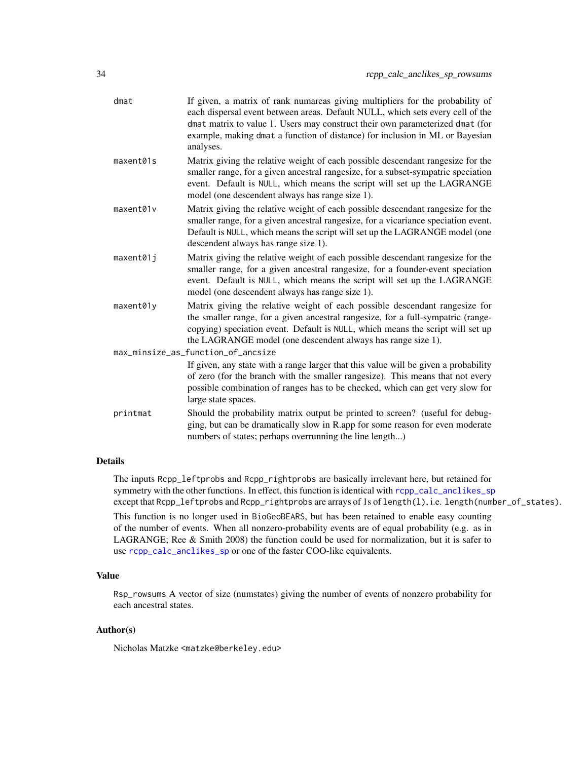| | |
|---|---|
| dmat | If given, a matrix of rank numareas giving multipliers for the probability of each dispersal event between areas. Default NULL, which sets every cell of the dmat matrix to value 1. Users may construct their own parameterized dmat (for example, making dmat a function of distance) for inclusion in ML or Bayesian analyses. |
| maxent01s | Matrix giving the relative weight of each possible descendant rangesize for the smaller range, for a given ancestral rangesize, for a subset-sympatric speciation event. Default is NULL, which means the script will set up the LAGRANGE model (one descendent always has range size 1). |
| maxent01v | Matrix giving the relative weight of each possible descendant rangesize for the smaller range, for a given ancestral rangesize, for a vicariance speciation event. Default is NULL, which means the script will set up the LAGRANGE model (one descendent always has range size 1). |
| maxent01j | Matrix giving the relative weight of each possible descendant rangesize for the smaller range, for a given ancestral rangesize, for a founder-event speciation event. Default is NULL, which means the script will set up the LAGRANGE model (one descendent always has range size 1). |
| maxent01y | Matrix giving the relative weight of each possible descendant rangesize for the smaller range, for a given ancestral rangesize, for a full-sympatric (range-copying) speciation event. Default is NULL, which means the script will set up the LAGRANGE model (one descendent always has range size 1). |
| max_minsize_as_function_of_ancsize | If given, any state with a range larger that this value will be given a probability of zero (for the branch with the smaller rangesize). This means that not every possible combination of ranges has to be checked, which can get very slow for large state spaces. |
| printmat | Should the probability matrix output be printed to screen? (useful for debugging, but can be dramatically slow in R.app for some reason for even moderate numbers of states; perhaps overrunning the line length...) |

## Details

The inputs Rcpp_leftprobs and Rcpp_rightprobs are basically irrelevant here, but retained for symmetry with the other functions. In effect, this function is identical with rcpp_calc_anclikes_sp except that Rcpp_leftprobs and Rcpp_rightprobs are arrays of 1s of length(1), i.e. length(number_of_states).

This function is no longer used in BioGeoBEARS, but has been retained to enable easy counting of the number of events. When all nonzero-probability events are of equal probability (e.g. as in LAGRANGE; Ree & Smith 2008) the function could be used for normalization, but it is safer to use rcpp_calc_anclikes_sp or one of the faster COO-like equivalents.

## Value

Rsp_rowsums A vector of size (numstates) giving the number of events of nonzero probability for each ancestral states.

## Author(s)

Nicholas Matzke <matzke@berkeley.edu>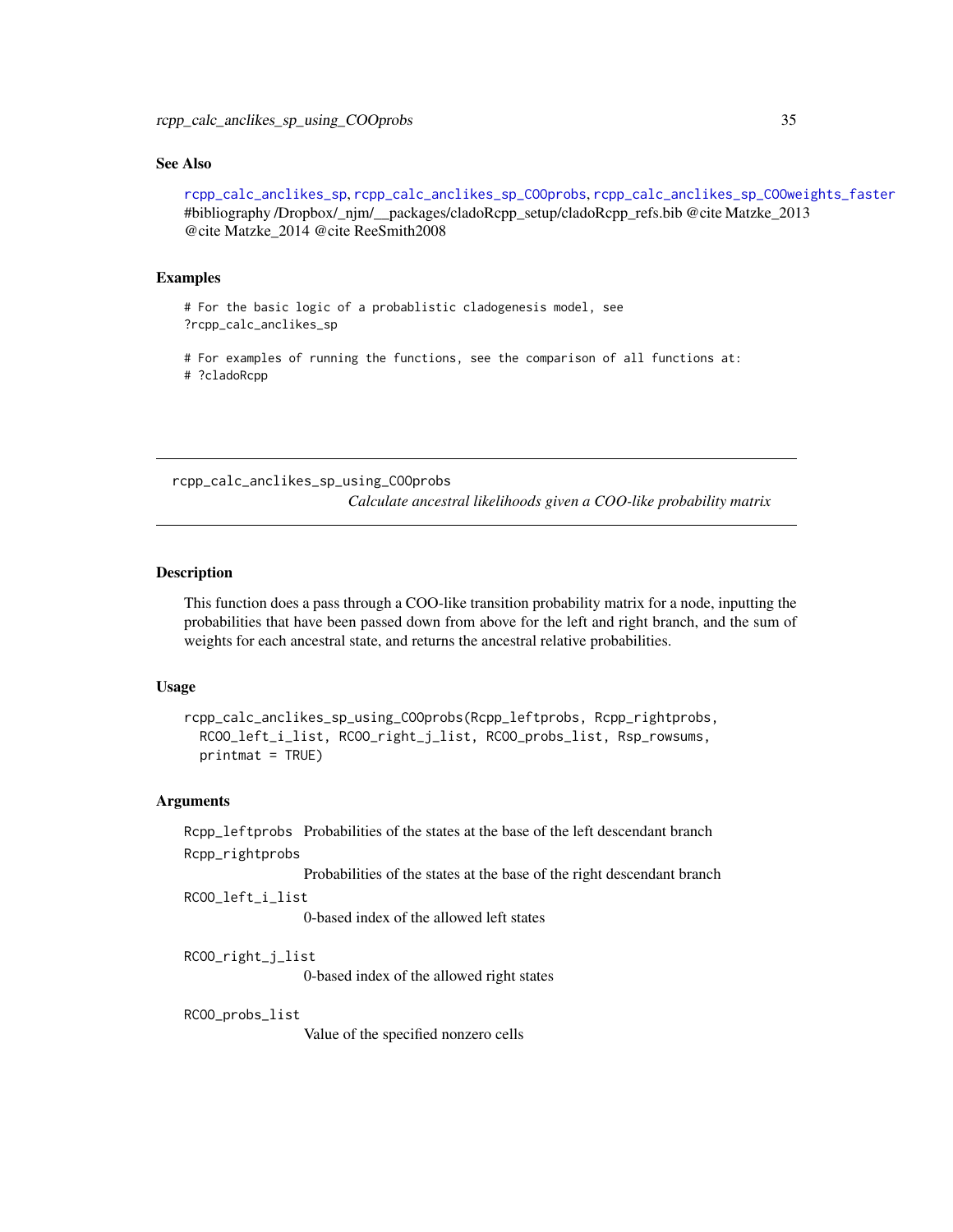## See Also

rcpp_calc_anclikes_sp, rcpp_calc_anclikes_sp_COOprobs, rcpp_calc_anclikes_sp_COOweights_faster #bibliography /Dropbox/_njm/__packages/cladoRcpp_setup/cladoRcpp_refs.bib @cite Matzke_2013 @cite Matzke_2014 @cite ReeSmith2008

## Examples

```
# For the basic logic of a probablistic cladogenesis model, see
?rcpp_calc_anclikes_sp

# For examples of running the functions, see the comparison of all functions at:
# ?cladoRcpp
```

---

# rcpp_calc_anclikes_sp_using_COOprobs

*Calculate ancestral likelihoods given a COO-like probability matrix*

## Description

This function does a pass through a COO-like transition probability matrix for a node, inputting the probabilities that have been passed down from above for the left and right branch, and the sum of weights for each ancestral state, and returns the ancestral relative probabilities.

## Usage

```
rcpp_calc_anclikes_sp_using_COOprobs(Rcpp_leftprobs, Rcpp_rightprobs,
  RCOO_left_i_list, RCOO_right_j_list, RCOO_probs_list, Rsp_rowsums,
  printmat = TRUE)
```

## Arguments

- `Rcpp_leftprobs` Probabilities of the states at the base of the left descendant branch
- `Rcpp_rightprobs` Probabilities of the states at the base of the right descendant branch
- `RCOO_left_i_list` 0-based index of the allowed left states
- `RCOO_right_j_list` 0-based index of the allowed right states
- `RCOO_probs_list` Value of the specified nonzero cells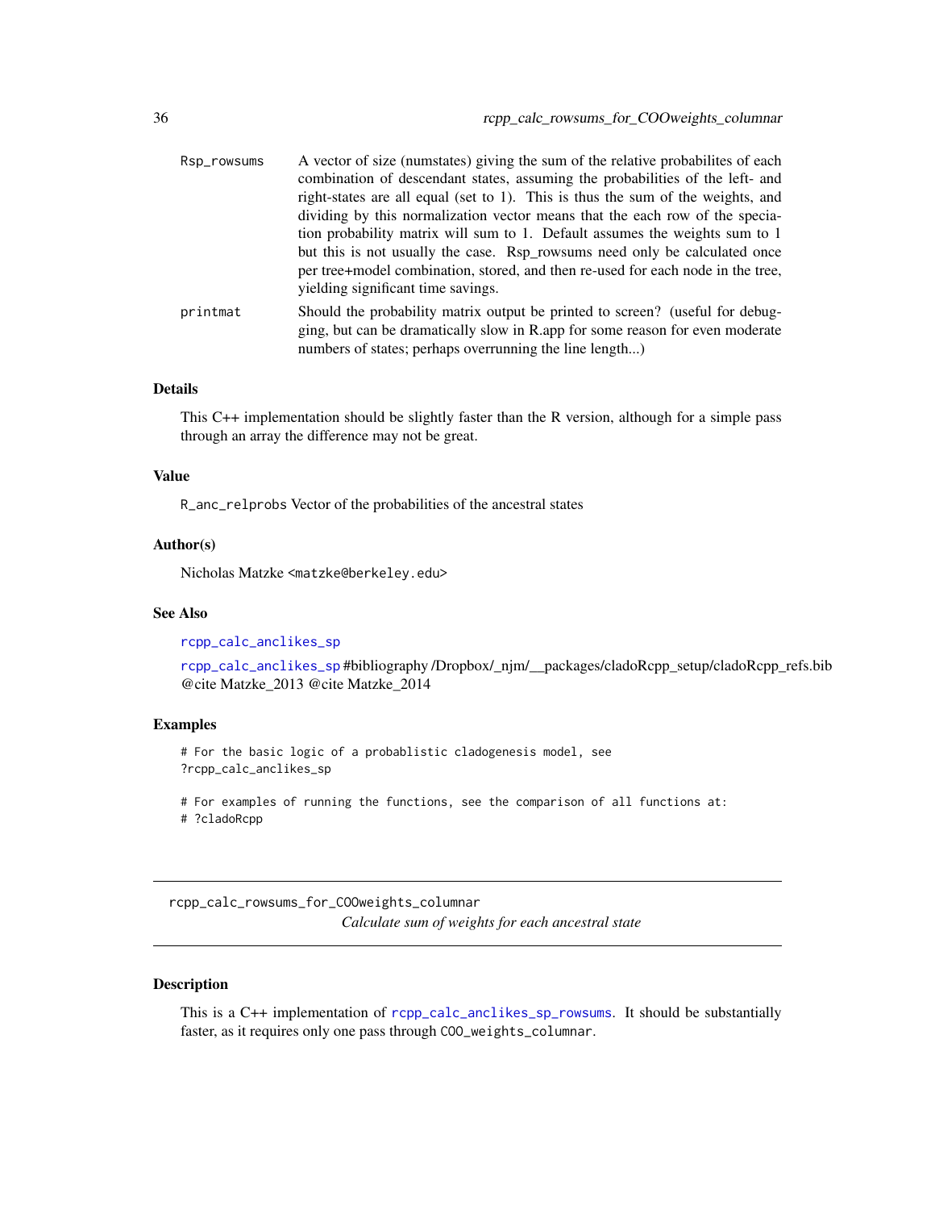Rsp_rowsums A vector of size (numstates) giving the sum of the relative probabilites of each combination of descendant states, assuming the probabilities of the left- and right-states are all equal (set to 1). This is thus the sum of the weights, and dividing by this normalization vector means that the each row of the speciation probability matrix will sum to 1. Default assumes the weights sum to 1 but this is not usually the case. Rsp_rowsums need only be calculated once per tree+model combination, stored, and then re-used for each node in the tree, yielding significant time savings.

printmat Should the probability matrix output be printed to screen? (useful for debugging, but can be dramatically slow in R.app for some reason for even moderate numbers of states; perhaps overrunning the line length...)

### Details

This C++ implementation should be slightly faster than the R version, although for a simple pass through an array the difference may not be great.

### Value

R_anc_relprobs Vector of the probabilities of the ancestral states

### Author(s)

Nicholas Matzke <matzke@berkeley.edu>

### See Also

rcpp_calc_anclikes_sp

rcpp_calc_anclikes_sp #bibliography /Dropbox/_njm/__packages/cladoRcpp_setup/cladoRcpp_refs.bib @cite Matzke_2013 @cite Matzke_2014

### Examples

```
# For the basic logic of a probablistic cladogenesis model, see
?rcpp_calc_anclikes_sp

# For examples of running the functions, see the comparison of all functions at:
# ?cladoRcpp
```

---

## rcpp_calc_rowsums_for_COOweights_columnar

*Calculate sum of weights for each ancestral state*

### Description

This is a C++ implementation of rcpp_calc_anclikes_sp_rowsums. It should be substantially faster, as it requires only one pass through COO_weights_columnar.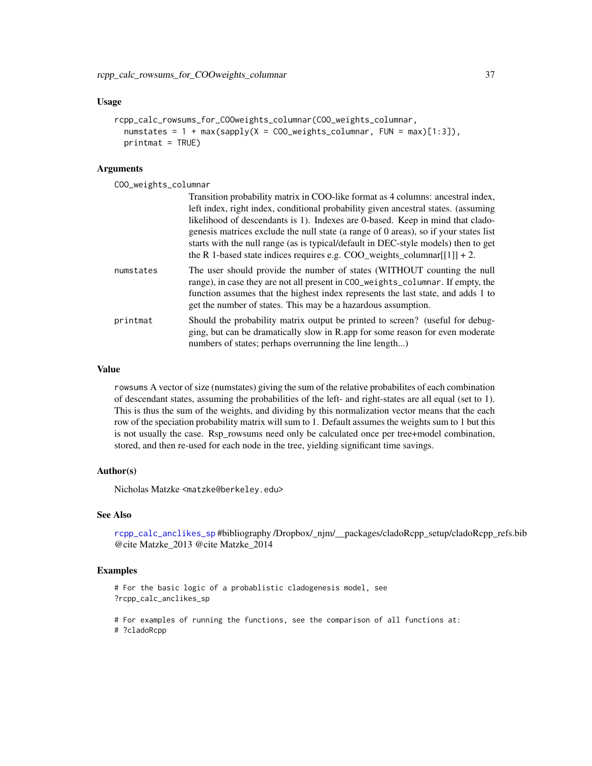### Usage

```
rcpp_calc_rowsums_for_COOweights_columnar(COO_weights_columnar,
  numstates = 1 + max(sapply(X = COO_weights_columnar, FUN = max)[1:3]),
  printmat = TRUE)
```

### Arguments

**COO_weights_columnar**
Transition probability matrix in COO-like format as 4 columns: ancestral index, left index, right index, conditional probability given ancestral states. (assuming likelihood of descendants is 1). Indexes are 0-based. Keep in mind that cladogenesis matrices exclude the null state (a range of 0 areas), so if your states list starts with the null range (as is typical/default in DEC-style models) then to get the R 1-based state indices requires e.g. COO_weights_columnar[[1]] + 2.

**numstates**
The user should provide the number of states (WITHOUT counting the null range), in case they are not all present in `COO_weights_columnar`. If empty, the function assumes that the highest index represents the last state, and adds 1 to get the number of states. This may be a hazardous assumption.

**printmat**
Should the probability matrix output be printed to screen? (useful for debugging, but can be dramatically slow in R.app for some reason for even moderate numbers of states; perhaps overrunning the line length...)

### Value

`rowsums` A vector of size (numstates) giving the sum of the relative probabilites of each combination of descendant states, assuming the probabilities of the left- and right-states are all equal (set to 1). This is thus the sum of the weights, and dividing by this normalization vector means that the each row of the speciation probability matrix will sum to 1. Default assumes the weights sum to 1 but this is not usually the case. Rsp_rowsums need only be calculated once per tree+model combination, stored, and then re-used for each node in the tree, yielding significant time savings.

### Author(s)

Nicholas Matzke <matzke@berkeley.edu>

### See Also

`rcpp_calc_anclikes_sp` #bibliography /Dropbox/_njm/__packages/cladoRcpp_setup/cladoRcpp_refs.bib @cite Matzke_2013 @cite Matzke_2014

### Examples

```
# For the basic logic of a probablistic cladogenesis model, see
?rcpp_calc_anclikes_sp

# For examples of running the functions, see the comparison of all functions at:
# ?cladoRcpp
```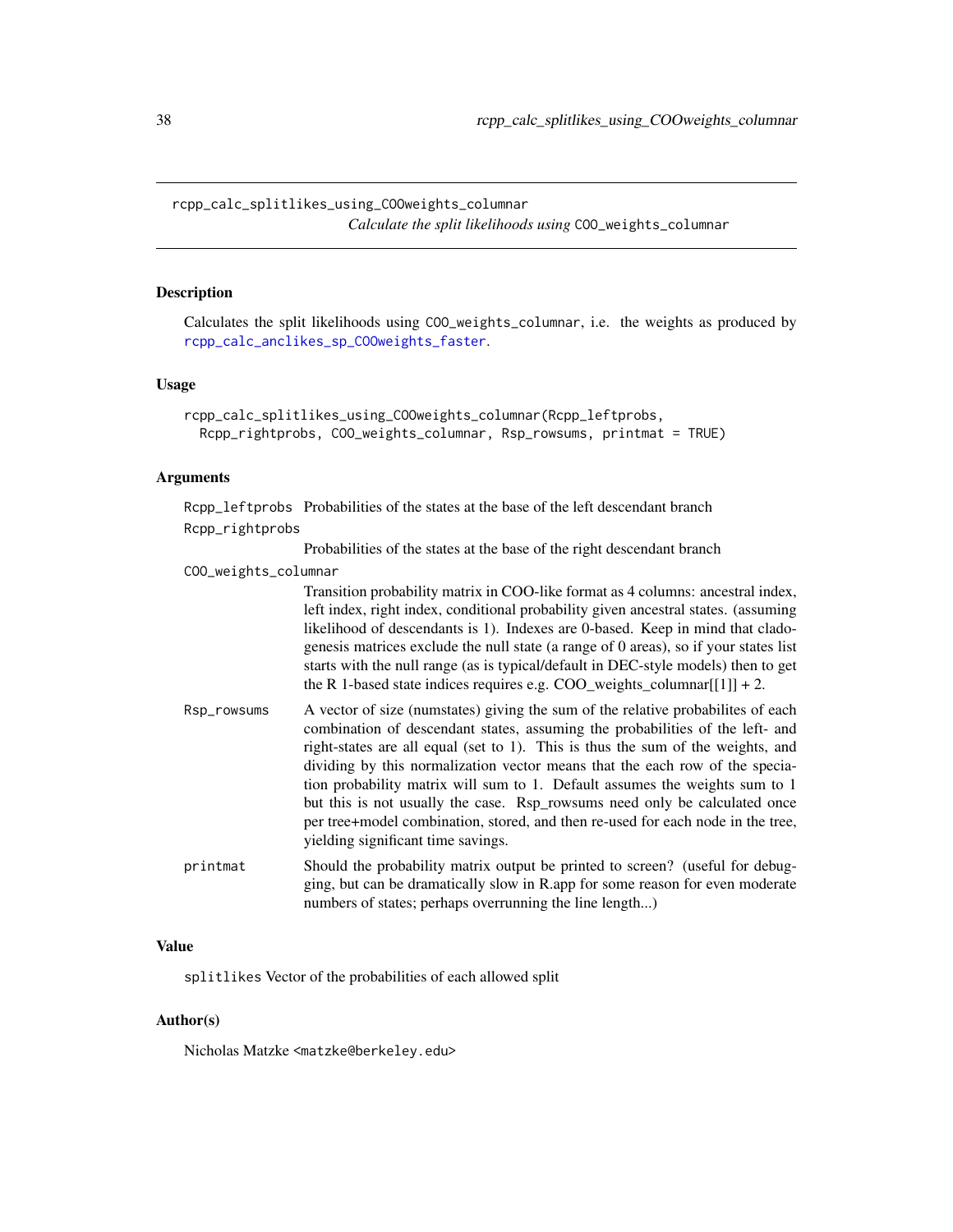## rcpp_calc_splitlikes_using_COOweights_columnar

*Calculate the split likelihoods using* `COO_weights_columnar`

### Description

Calculates the split likelihoods using `COO_weights_columnar`, i.e. the weights as produced by `rcpp_calc_anclikes_sp_COOweights_faster`.

### Usage

```
rcpp_calc_splitlikes_using_COOweights_columnar(Rcpp_leftprobs,
  Rcpp_rightprobs, COO_weights_columnar, Rsp_rowsums, printmat = TRUE)
```

### Arguments

- `Rcpp_leftprobs` Probabilities of the states at the base of the left descendant branch
- `Rcpp_rightprobs` Probabilities of the states at the base of the right descendant branch
- `COO_weights_columnar` Transition probability matrix in COO-like format as 4 columns: ancestral index, left index, right index, conditional probability given ancestral states. (assuming likelihood of descendants is 1). Indexes are 0-based. Keep in mind that cladogenesis matrices exclude the null state (a range of 0 areas), so if your states list starts with the null range (as is typical/default in DEC-style models) then to get the R 1-based state indices requires e.g. COO_weights_columnar[[1]] + 2.
- `Rsp_rowsums` A vector of size (numstates) giving the sum of the relative probabilites of each combination of descendant states, assuming the probabilities of the left- and right-states are all equal (set to 1). This is thus the sum of the weights, and dividing by this normalization vector means that the each row of the speciation probability matrix will sum to 1. Default assumes the weights sum to 1 but this is not usually the case. Rsp_rowsums need only be calculated once per tree+model combination, stored, and then re-used for each node in the tree, yielding significant time savings.
- `printmat` Should the probability matrix output be printed to screen? (useful for debugging, but can be dramatically slow in R.app for some reason for even moderate numbers of states; perhaps overrunning the line length...)

### Value

`splitlikes` Vector of the probabilities of each allowed split

### Author(s)

Nicholas Matzke <matzke@berkeley.edu>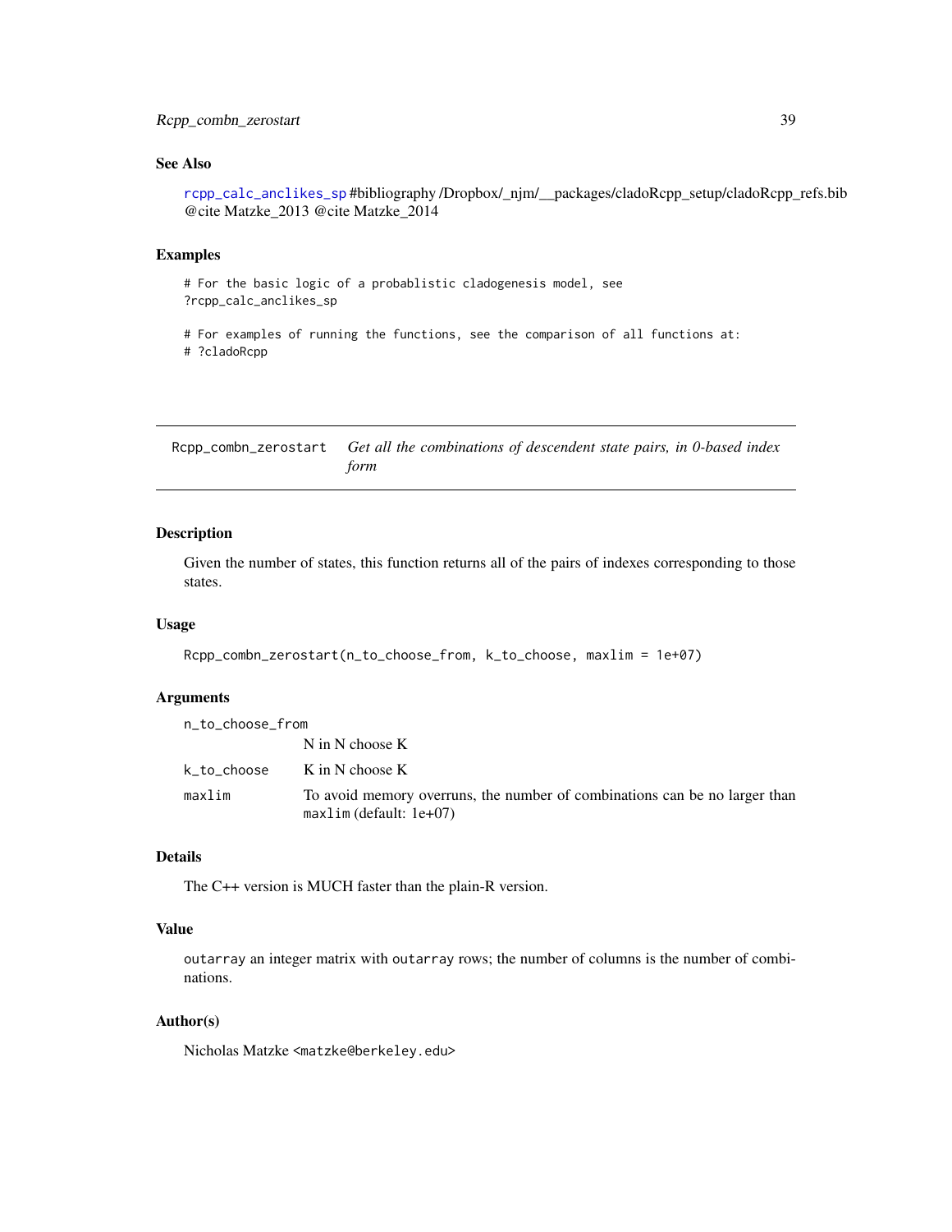## See Also

rcpp_calc_anclikes_sp #bibliography /Dropbox/_njm/__packages/cladoRcpp_setup/cladoRcpp_refs.bib @cite Matzke_2013 @cite Matzke_2014

## Examples

```
# For the basic logic of a probablistic cladogenesis model, see
?rcpp_calc_anclikes_sp

# For examples of running the functions, see the comparison of all functions at:
# ?cladoRcpp
```

---

# Rcpp_combn_zerostart *Get all the combinations of descendent state pairs, in 0-based index form*

## Description

Given the number of states, this function returns all of the pairs of indexes corresponding to those states.

## Usage

```
Rcpp_combn_zerostart(n_to_choose_from, k_to_choose, maxlim = 1e+07)
```

## Arguments

| | |
|---|---|
| `n_to_choose_from` | N in N choose K |
| `k_to_choose` | K in N choose K |
| `maxlim` | To avoid memory overruns, the number of combinations can be no larger than `maxlim` (default: 1e+07) |

## Details

The C++ version is MUCH faster than the plain-R version.

## Value

`outarray` an integer matrix with `outarray` rows; the number of columns is the number of combinations.

## Author(s)

Nicholas Matzke <matzke@berkeley.edu>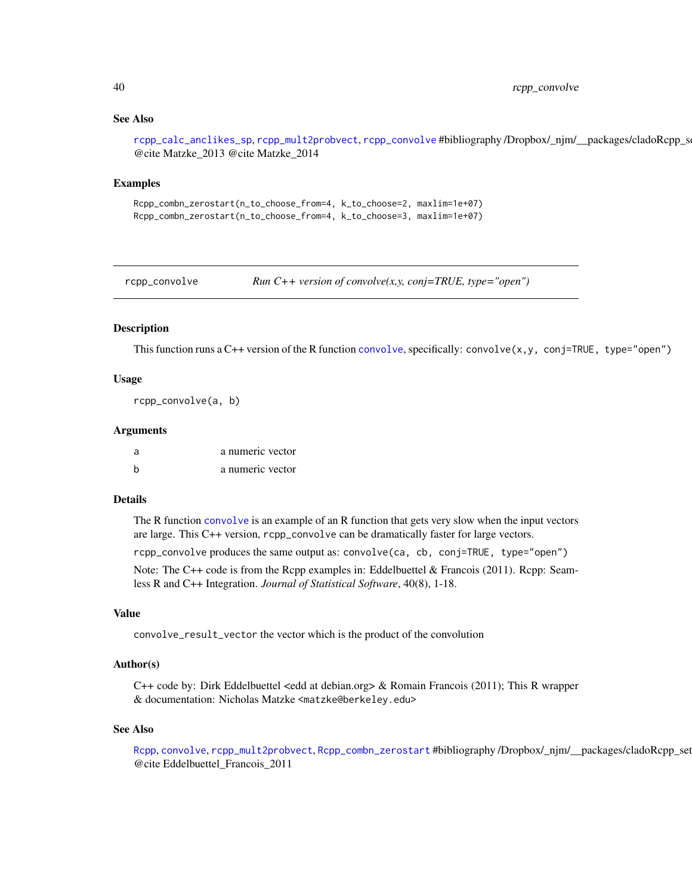### See Also

rcpp_calc_anclikes_sp, rcpp_mult2probvect, rcpp_convolve #bibliography /Dropbox/_njm/__packages/cladoRcpp_se
@cite Matzke_2013 @cite Matzke_2014

### Examples

```
Rcpp_combn_zerostart(n_to_choose_from=4, k_to_choose=2, maxlim=1e+07)
Rcpp_combn_zerostart(n_to_choose_from=4, k_to_choose=3, maxlim=1e+07)
```

---

## rcpp_convolve    *Run C++ version of convolve(x,y, conj=TRUE, type="open")*

---

### Description

This function runs a C++ version of the R function convolve, specifically: `convolve(x,y, conj=TRUE, type="open")`

### Usage

```
rcpp_convolve(a, b)
```

### Arguments

| | |
|---|---|
| a | a numeric vector |
| b | a numeric vector |

### Details

The R function convolve is an example of an R function that gets very slow when the input vectors are large. This C++ version, `rcpp_convolve` can be dramatically faster for large vectors.

`rcpp_convolve` produces the same output as: `convolve(ca, cb, conj=TRUE, type="open")`

Note: The C++ code is from the Rcpp examples in: Eddelbuettel & Francois (2011). Rcpp: Seamless R and C++ Integration. *Journal of Statistical Software*, 40(8), 1-18.

### Value

`convolve_result_vector` the vector which is the product of the convolution

### Author(s)

C++ code by: Dirk Eddelbuettel <edd at debian.org> & Romain Francois (2011); This R wrapper & documentation: Nicholas Matzke <matzke@berkeley.edu>

### See Also

Rcpp, convolve, rcpp_mult2probvect, Rcpp_combn_zerostart #bibliography /Dropbox/_njm/__packages/cladoRcpp_set
@cite Eddelbuettel_Francois_2011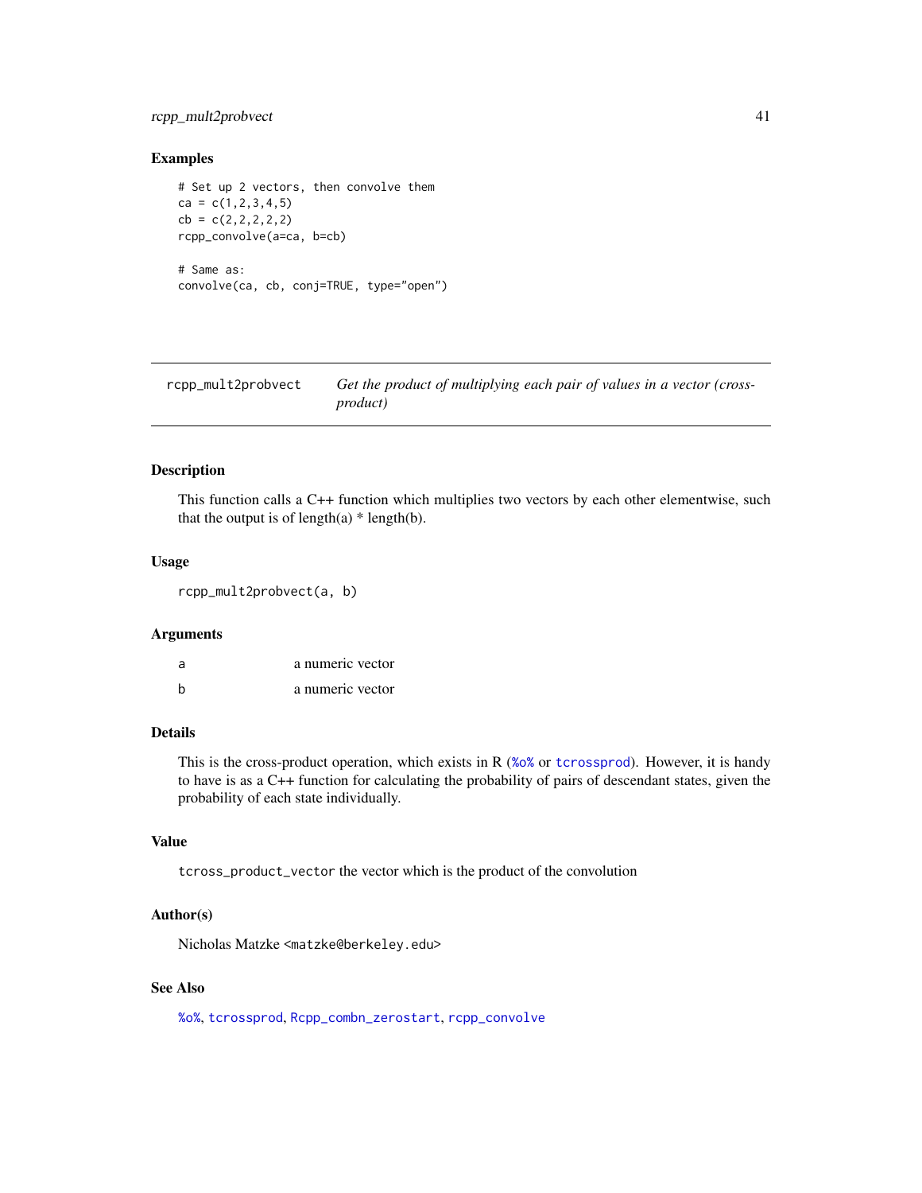## Examples

```
# Set up 2 vectors, then convolve them
ca = c(1,2,3,4,5)
cb = c(2,2,2,2,2)
rcpp_convolve(a=ca, b=cb)

# Same as:
convolve(ca, cb, conj=TRUE, type="open")
```

---

# rcpp_mult2probvect — *Get the product of multiplying each pair of values in a vector (cross-product)*

---

### Description

This function calls a C++ function which multiplies two vectors by each other elementwise, such that the output is of length(a) * length(b).

### Usage

```
rcpp_mult2probvect(a, b)
```

### Arguments

| | |
|---|---|
| a | a numeric vector |
| b | a numeric vector |

### Details

This is the cross-product operation, which exists in R (`%o%` or `tcrossprod`). However, it is handy to have is as a C++ function for calculating the probability of pairs of descendant states, given the probability of each state individually.

### Value

`tcross_product_vector` the vector which is the product of the convolution

### Author(s)

Nicholas Matzke <matzke@berkeley.edu>

### See Also

`%o%`, `tcrossprod`, `Rcpp_combn_zerostart`, `rcpp_convolve`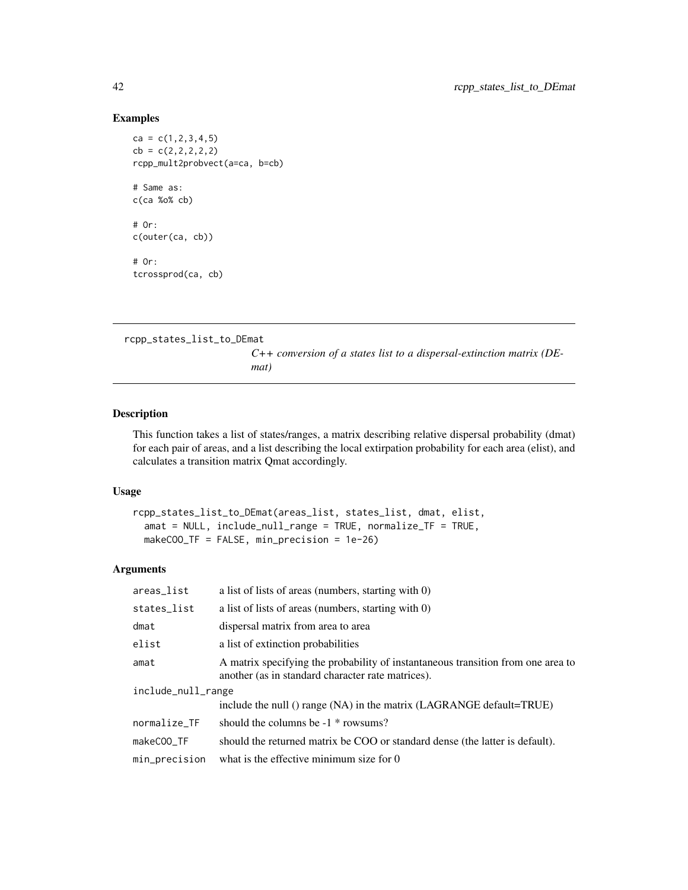## Examples

```
ca = c(1,2,3,4,5)
cb = c(2,2,2,2,2)
rcpp_mult2probvect(a=ca, b=cb)

# Same as:
c(ca %o% cb)

# Or:
c(outer(ca, cb))

# Or:
tcrossprod(ca, cb)
```

---

# rcpp_states_list_to_DEmat

*C++ conversion of a states list to a dispersal-extinction matrix (DEmat)*

---

## Description

This function takes a list of states/ranges, a matrix describing relative dispersal probability (dmat) for each pair of areas, and a list describing the local extirpation probability for each area (elist), and calculates a transition matrix Qmat accordingly.

## Usage

```
rcpp_states_list_to_DEmat(areas_list, states_list, dmat, elist,
  amat = NULL, include_null_range = TRUE, normalize_TF = TRUE,
  makeCOO_TF = FALSE, min_precision = 1e-26)
```

## Arguments

| | |
|---|---|
| areas_list | a list of lists of areas (numbers, starting with 0) |
| states_list | a list of lists of areas (numbers, starting with 0) |
| dmat | dispersal matrix from area to area |
| elist | a list of extinction probabilities |
| amat | A matrix specifying the probability of instantaneous transition from one area to another (as in standard character rate matrices). |
| include_null_range | include the null () range (NA) in the matrix (LAGRANGE default=TRUE) |
| normalize_TF | should the columns be -1 * rowsums? |
| makeCOO_TF | should the returned matrix be COO or standard dense (the latter is default). |
| min_precision | what is the effective minimum size for 0 |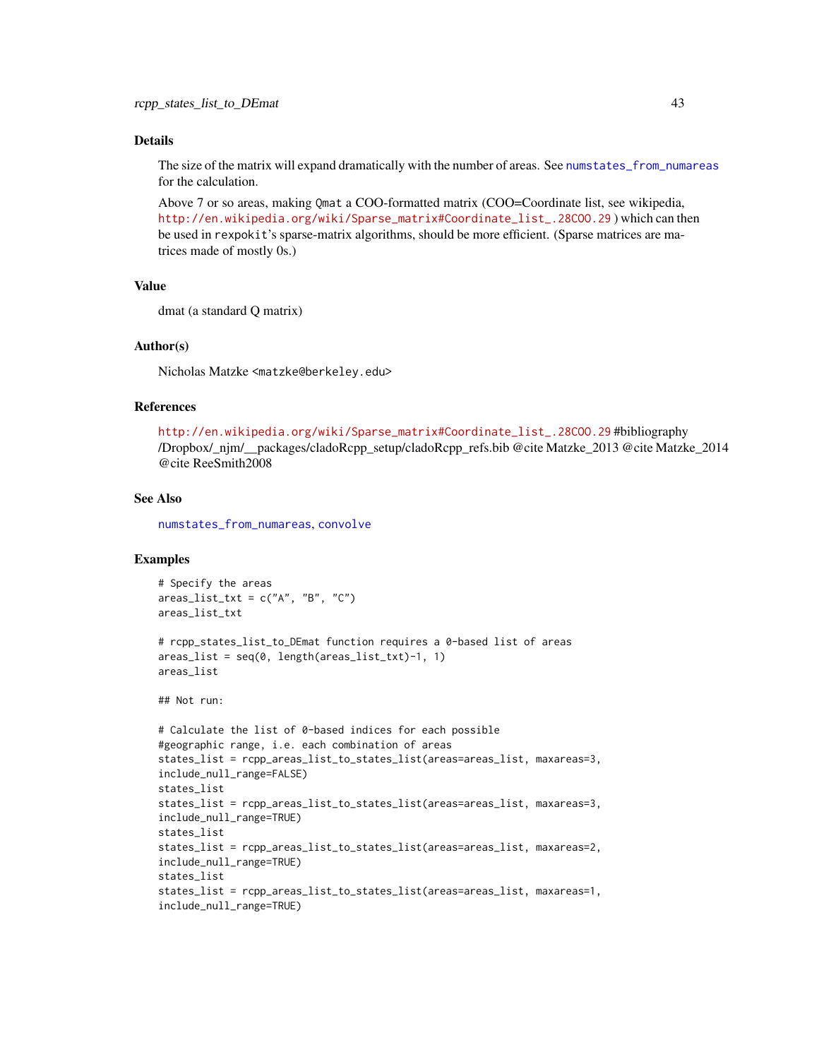### Details

The size of the matrix will expand dramatically with the number of areas. See `numstates_from_numareas` for the calculation.

Above 7 or so areas, making `Qmat` a COO-formatted matrix (COO=Coordinate list, see wikipedia, http://en.wikipedia.org/wiki/Sparse_matrix#Coordinate_list_.28COO.29 ) which can then be used in `rexpokit`'s sparse-matrix algorithms, should be more efficient. (Sparse matrices are matrices made of mostly 0s.)

### Value

dmat (a standard Q matrix)

### Author(s)

Nicholas Matzke <matzke@berkeley.edu>

### References

http://en.wikipedia.org/wiki/Sparse_matrix#Coordinate_list_.28COO.29 #bibliography /Dropbox/_njm/__packages/cladoRcpp_setup/cladoRcpp_refs.bib @cite Matzke_2013 @cite Matzke_2014 @cite ReeSmith2008

### See Also

`numstates_from_numareas`, `convolve`

### Examples

```
# Specify the areas
areas_list_txt = c("A", "B", "C")
areas_list_txt

# rcpp_states_list_to_DEmat function requires a 0-based list of areas
areas_list = seq(0, length(areas_list_txt)-1, 1)
areas_list

## Not run:

# Calculate the list of 0-based indices for each possible
#geographic range, i.e. each combination of areas
states_list = rcpp_areas_list_to_states_list(areas=areas_list, maxareas=3,
include_null_range=FALSE)
states_list
states_list = rcpp_areas_list_to_states_list(areas=areas_list, maxareas=3,
include_null_range=TRUE)
states_list
states_list = rcpp_areas_list_to_states_list(areas=areas_list, maxareas=2,
include_null_range=TRUE)
states_list
states_list = rcpp_areas_list_to_states_list(areas=areas_list, maxareas=1,
include_null_range=TRUE)
```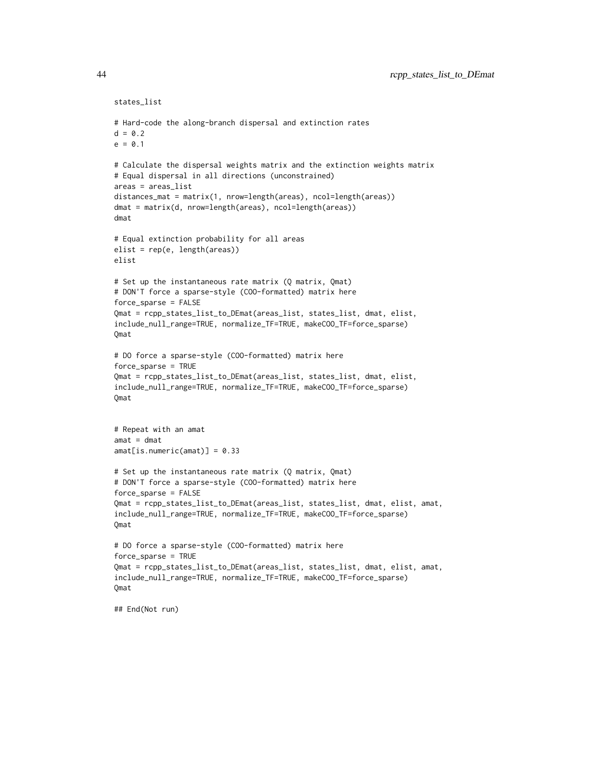```
states_list

# Hard-code the along-branch dispersal and extinction rates
d = 0.2
e = 0.1

# Calculate the dispersal weights matrix and the extinction weights matrix
# Equal dispersal in all directions (unconstrained)
areas = areas_list
distances_mat = matrix(1, nrow=length(areas), ncol=length(areas))
dmat = matrix(d, nrow=length(areas), ncol=length(areas))
dmat

# Equal extinction probability for all areas
elist = rep(e, length(areas))
elist

# Set up the instantaneous rate matrix (Q matrix, Qmat)
# DON'T force a sparse-style (COO-formatted) matrix here
force_sparse = FALSE
Qmat = rcpp_states_list_to_DEmat(areas_list, states_list, dmat, elist,
include_null_range=TRUE, normalize_TF=TRUE, makeCOO_TF=force_sparse)
Qmat

# DO force a sparse-style (COO-formatted) matrix here
force_sparse = TRUE
Qmat = rcpp_states_list_to_DEmat(areas_list, states_list, dmat, elist,
include_null_range=TRUE, normalize_TF=TRUE, makeCOO_TF=force_sparse)
Qmat


# Repeat with an amat
amat = dmat
amat[is.numeric(amat)] = 0.33

# Set up the instantaneous rate matrix (Q matrix, Qmat)
# DON'T force a sparse-style (COO-formatted) matrix here
force_sparse = FALSE
Qmat = rcpp_states_list_to_DEmat(areas_list, states_list, dmat, elist, amat,
include_null_range=TRUE, normalize_TF=TRUE, makeCOO_TF=force_sparse)
Qmat

# DO force a sparse-style (COO-formatted) matrix here
force_sparse = TRUE
Qmat = rcpp_states_list_to_DEmat(areas_list, states_list, dmat, elist, amat,
include_null_range=TRUE, normalize_TF=TRUE, makeCOO_TF=force_sparse)
Qmat

## End(Not run)
```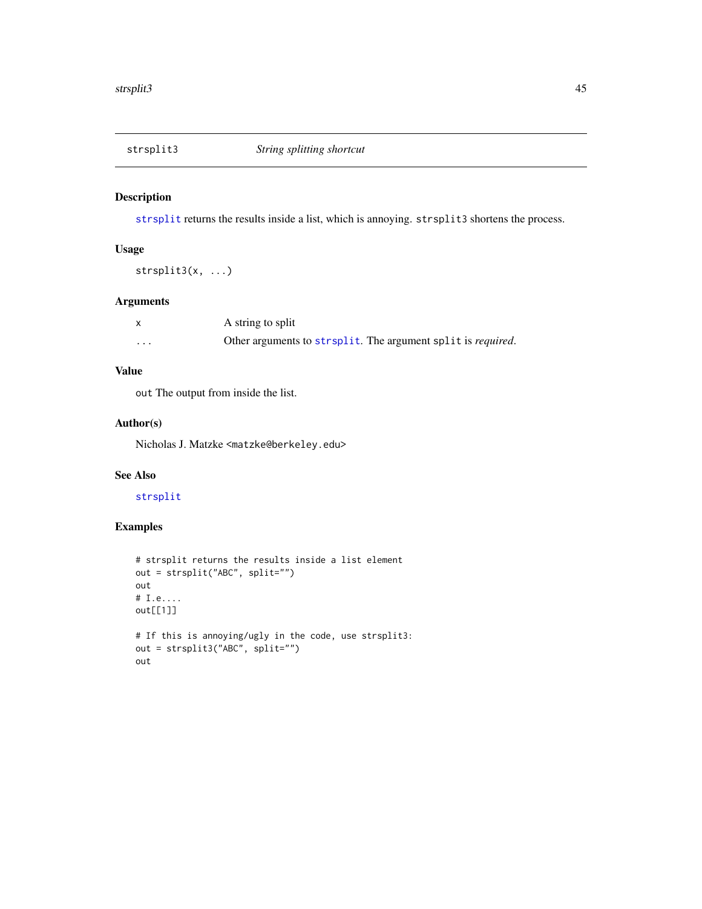## strsplit3 *String splitting shortcut*

### Description

strsplit returns the results inside a list, which is annoying. strsplit3 shortens the process.

### Usage

```
strsplit3(x, ...)
```

### Arguments

| | |
|---|---|
| x | A string to split |
| ... | Other arguments to strsplit. The argument split is *required*. |

### Value

out The output from inside the list.

### Author(s)

Nicholas J. Matzke <matzke@berkeley.edu>

### See Also

strsplit

### Examples

```
# strsplit returns the results inside a list element
out = strsplit("ABC", split="")
out
# I.e....
out[[1]]

# If this is annoying/ugly in the code, use strsplit3:
out = strsplit3("ABC", split="")
out
```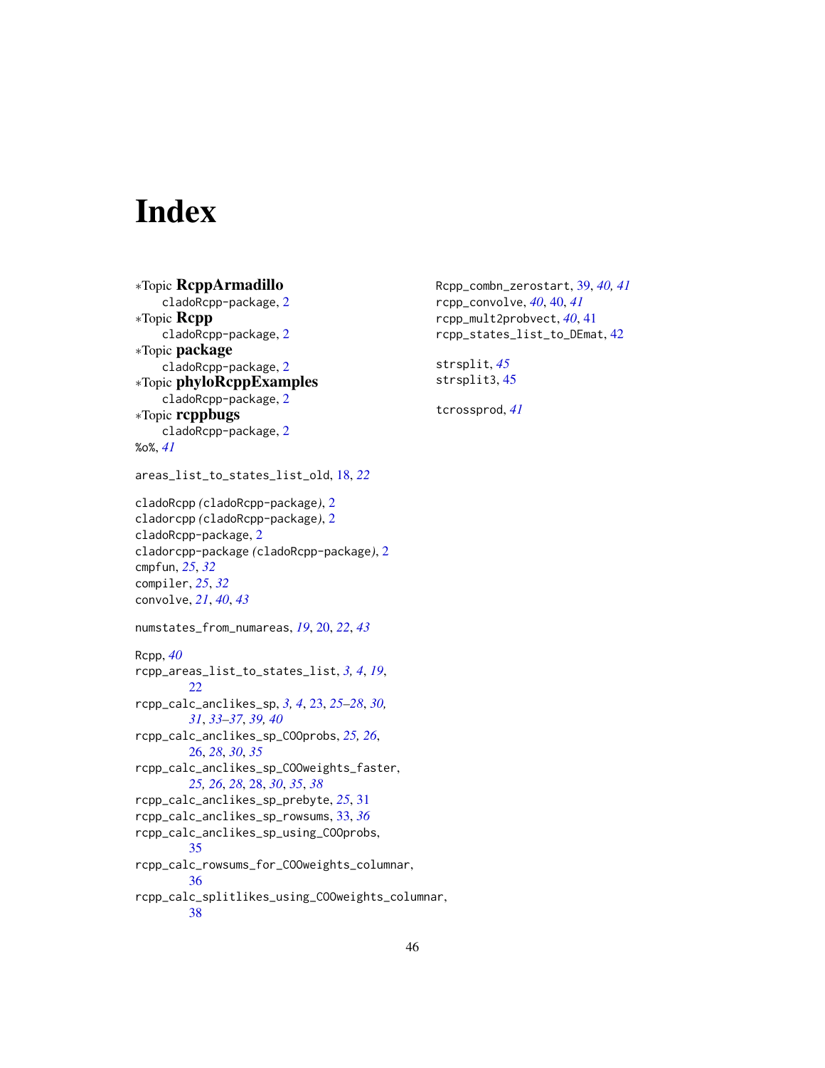# Index

∗Topic **RcppArmadillo**
  cladoRcpp-package, 2
∗Topic **Rcpp**
  cladoRcpp-package, 2
∗Topic **package**
  cladoRcpp-package, 2
∗Topic **phyloRcppExamples**
  cladoRcpp-package, 2
∗Topic **rcppbugs**
  cladoRcpp-package, 2
%o%, *41*

areas_list_to_states_list_old, 18, *22*

cladoRcpp *(*cladoRcpp-package*)*, 2
cladorcpp *(*cladoRcpp-package*)*, 2
cladoRcpp-package, 2
cladorcpp-package *(*cladoRcpp-package*)*, 2
cmpfun, *25*, *32*
compiler, *25*, *32*
convolve, *21*, *40*, *43*

numstates_from_numareas, *19*, 20, *22*, *43*

Rcpp, *40*
rcpp_areas_list_to_states_list, *3, 4*, *19*, *22*
rcpp_calc_anclikes_sp, *3, 4*, 23, *25–28*, *30, 31*, *33–37*, *39, 40*
rcpp_calc_anclikes_sp_COOprobs, *25, 26*, 26, *28*, *30*, *35*
rcpp_calc_anclikes_sp_COOweights_faster, *25, 26*, *28*, 28, *30*, *35*, *38*
rcpp_calc_anclikes_sp_prebyte, *25*, 31
rcpp_calc_anclikes_sp_rowsums, 33, *36*
rcpp_calc_anclikes_sp_using_COOprobs, *35*
rcpp_calc_rowsums_for_COOweights_columnar, *36*
rcpp_calc_splitlikes_using_COOweights_columnar, *38*
Rcpp_combn_zerostart, 39, *40, 41*
rcpp_convolve, *40*, 40, *41*
rcpp_mult2probvect, *40*, 41
rcpp_states_list_to_DEmat, 42

strsplit, *45*
strsplit3, 45

tcrossprod, *41*